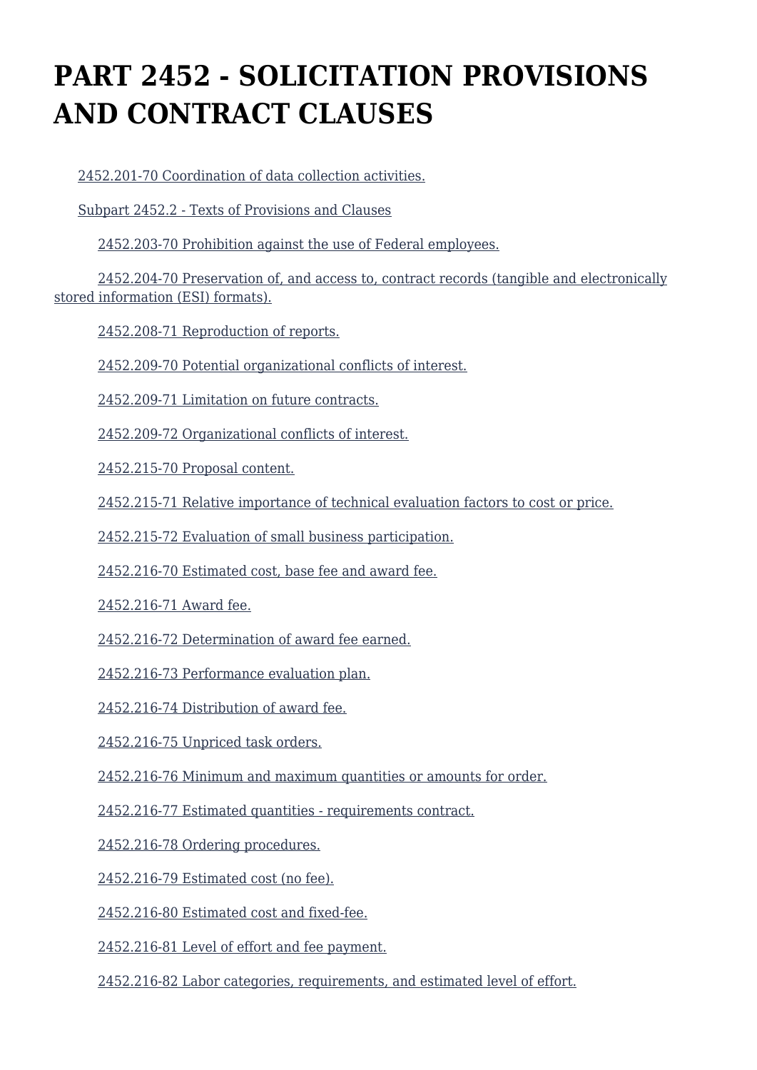# PART 2452 - SOLICITATION PROVISIONS AND CONTRACT CLAUSES

2452.201-70 Coordination of data collection activities.

Subpart 2452.2 - Texts of Provisions and Clauses

- 2452.203-70 Prohibition against the use of Federal employees.
- 2452.204-70 Preservation of, and access to, contract records (tangible and electronically stored information (ESI) formats).
- 2452.208-71 Reproduction of reports.
- 2452.209-70 Potential organizational conflicts of interest.
- 2452.209-71 Limitation on future contracts.
- 2452.209-72 Organizational conflicts of interest.
- 2452.215-70 Proposal content.
- 2452.215-71 Relative importance of technical evaluation factors to cost or price.
- 2452.215-72 Evaluation of small business participation.
- 2452.216-70 Estimated cost, base fee and award fee.
- 2452.216-71 Award fee.
- 2452.216-72 Determination of award fee earned.
- 2452.216-73 Performance evaluation plan.
- 2452.216-74 Distribution of award fee.
- 2452.216-75 Unpriced task orders.
- 2452.216-76 Minimum and maximum quantities or amounts for order.
- 2452.216-77 Estimated quantities - requirements contract.
- 2452.216-78 Ordering procedures.
- 2452.216-79 Estimated cost (no fee).
- 2452.216-80 Estimated cost and fixed-fee.
- 2452.216-81 Level of effort and fee payment.
- 2452.216-82 Labor categories, requirements, and estimated level of effort.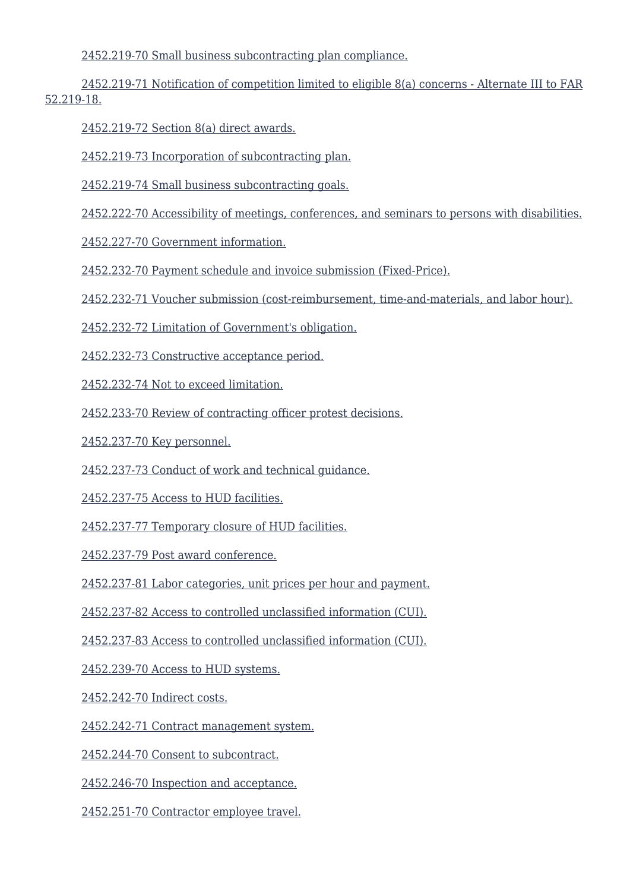2452.219-70 Small business subcontracting plan compliance.

2452.219-71 Notification of competition limited to eligible 8(a) concerns - Alternate III to FAR 52.219-18.

2452.219-72 Section 8(a) direct awards.

2452.219-73 Incorporation of subcontracting plan.

2452.219-74 Small business subcontracting goals.

2452.222-70 Accessibility of meetings, conferences, and seminars to persons with disabilities.

2452.227-70 Government information.

2452.232-70 Payment schedule and invoice submission (Fixed-Price).

2452.232-71 Voucher submission (cost-reimbursement, time-and-materials, and labor hour).

2452.232-72 Limitation of Government's obligation.

2452.232-73 Constructive acceptance period.

2452.232-74 Not to exceed limitation.

2452.233-70 Review of contracting officer protest decisions.

2452.237-70 Key personnel.

2452.237-73 Conduct of work and technical guidance.

2452.237-75 Access to HUD facilities.

2452.237-77 Temporary closure of HUD facilities.

2452.237-79 Post award conference.

2452.237-81 Labor categories, unit prices per hour and payment.

2452.237-82 Access to controlled unclassified information (CUI).

2452.237-83 Access to controlled unclassified information (CUI).

2452.239-70 Access to HUD systems.

2452.242-70 Indirect costs.

2452.242-71 Contract management system.

2452.244-70 Consent to subcontract.

2452.246-70 Inspection and acceptance.

2452.251-70 Contractor employee travel.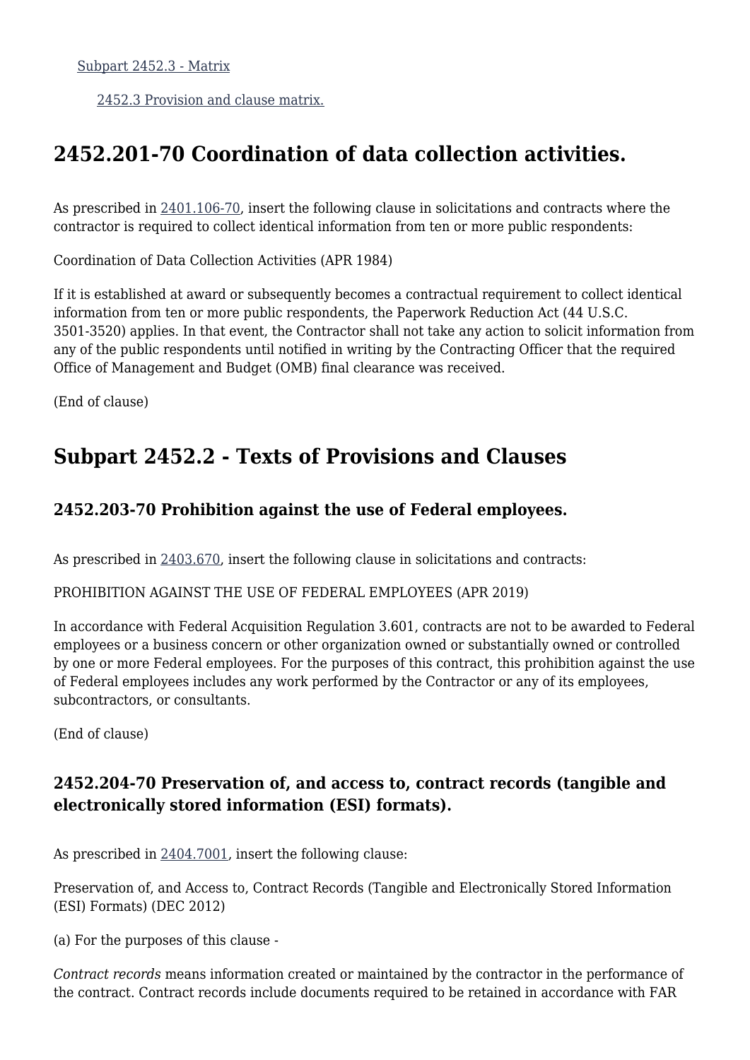[Subpart 2452.3 - Matrix](#)

[2452.3 Provision and clause matrix.](#)

# 2452.201-70 Coordination of data collection activities.

As prescribed in [2401.106-70](#), insert the following clause in solicitations and contracts where the contractor is required to collect identical information from ten or more public respondents:

Coordination of Data Collection Activities (APR 1984)

If it is established at award or subsequently becomes a contractual requirement to collect identical information from ten or more public respondents, the Paperwork Reduction Act (44 U.S.C. 3501-3520) applies. In that event, the Contractor shall not take any action to solicit information from any of the public respondents until notified in writing by the Contracting Officer that the required Office of Management and Budget (OMB) final clearance was received.

(End of clause)

# Subpart 2452.2 - Texts of Provisions and Clauses

## 2452.203-70 Prohibition against the use of Federal employees.

As prescribed in [2403.670](#), insert the following clause in solicitations and contracts:

PROHIBITION AGAINST THE USE OF FEDERAL EMPLOYEES (APR 2019)

In accordance with Federal Acquisition Regulation 3.601, contracts are not to be awarded to Federal employees or a business concern or other organization owned or substantially owned or controlled by one or more Federal employees. For the purposes of this contract, this prohibition against the use of Federal employees includes any work performed by the Contractor or any of its employees, subcontractors, or consultants.

(End of clause)

## 2452.204-70 Preservation of, and access to, contract records (tangible and electronically stored information (ESI) formats).

As prescribed in [2404.7001](#), insert the following clause:

Preservation of, and Access to, Contract Records (Tangible and Electronically Stored Information (ESI) Formats) (DEC 2012)

(a) For the purposes of this clause -

*Contract records* means information created or maintained by the contractor in the performance of the contract. Contract records include documents required to be retained in accordance with FAR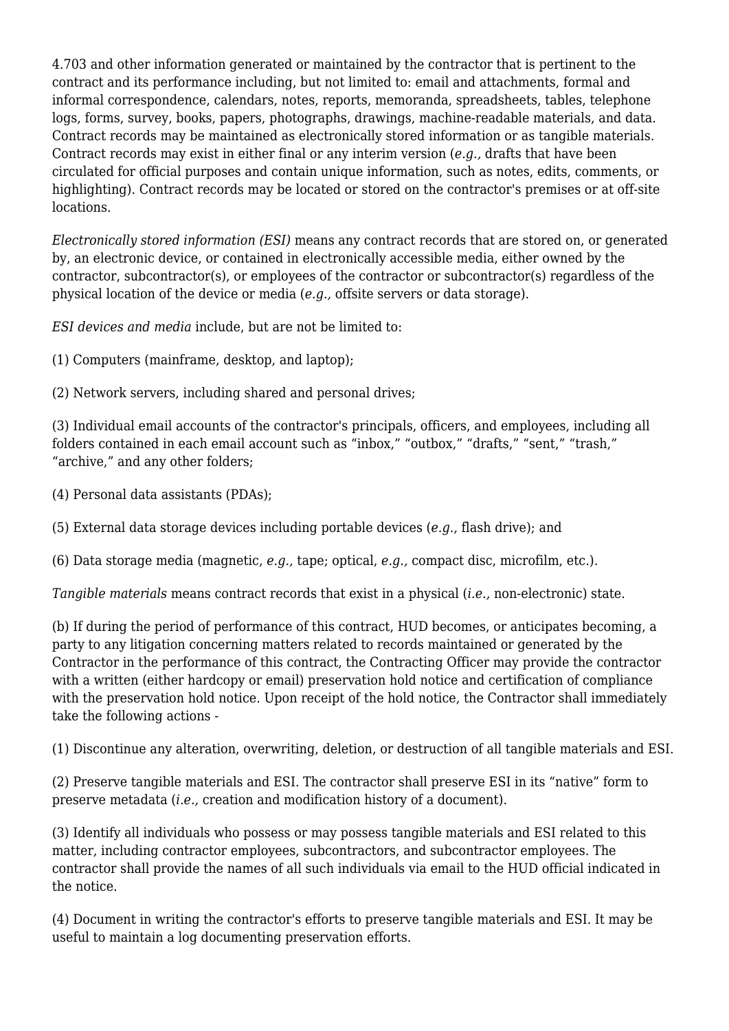4.703 and other information generated or maintained by the contractor that is pertinent to the contract and its performance including, but not limited to: email and attachments, formal and informal correspondence, calendars, notes, reports, memoranda, spreadsheets, tables, telephone logs, forms, survey, books, papers, photographs, drawings, machine-readable materials, and data. Contract records may be maintained as electronically stored information or as tangible materials. Contract records may exist in either final or any interim version (*e.g.,* drafts that have been circulated for official purposes and contain unique information, such as notes, edits, comments, or highlighting). Contract records may be located or stored on the contractor's premises or at off-site locations.

*Electronically stored information (ESI)* means any contract records that are stored on, or generated by, an electronic device, or contained in electronically accessible media, either owned by the contractor, subcontractor(s), or employees of the contractor or subcontractor(s) regardless of the physical location of the device or media (*e.g.,* offsite servers or data storage).

*ESI devices and media* include, but are not be limited to:

(1) Computers (mainframe, desktop, and laptop);

(2) Network servers, including shared and personal drives;

(3) Individual email accounts of the contractor's principals, officers, and employees, including all folders contained in each email account such as "inbox," "outbox," "drafts," "sent," "trash," "archive," and any other folders;

(4) Personal data assistants (PDAs);

(5) External data storage devices including portable devices (*e.g.,* flash drive); and

(6) Data storage media (magnetic, *e.g.,* tape; optical, *e.g.,* compact disc, microfilm, etc.).

*Tangible materials* means contract records that exist in a physical (*i.e.,* non-electronic) state.

(b) If during the period of performance of this contract, HUD becomes, or anticipates becoming, a party to any litigation concerning matters related to records maintained or generated by the Contractor in the performance of this contract, the Contracting Officer may provide the contractor with a written (either hardcopy or email) preservation hold notice and certification of compliance with the preservation hold notice. Upon receipt of the hold notice, the Contractor shall immediately take the following actions -

(1) Discontinue any alteration, overwriting, deletion, or destruction of all tangible materials and ESI.

(2) Preserve tangible materials and ESI. The contractor shall preserve ESI in its "native" form to preserve metadata (*i.e.,* creation and modification history of a document).

(3) Identify all individuals who possess or may possess tangible materials and ESI related to this matter, including contractor employees, subcontractors, and subcontractor employees. The contractor shall provide the names of all such individuals via email to the HUD official indicated in the notice.

(4) Document in writing the contractor's efforts to preserve tangible materials and ESI. It may be useful to maintain a log documenting preservation efforts.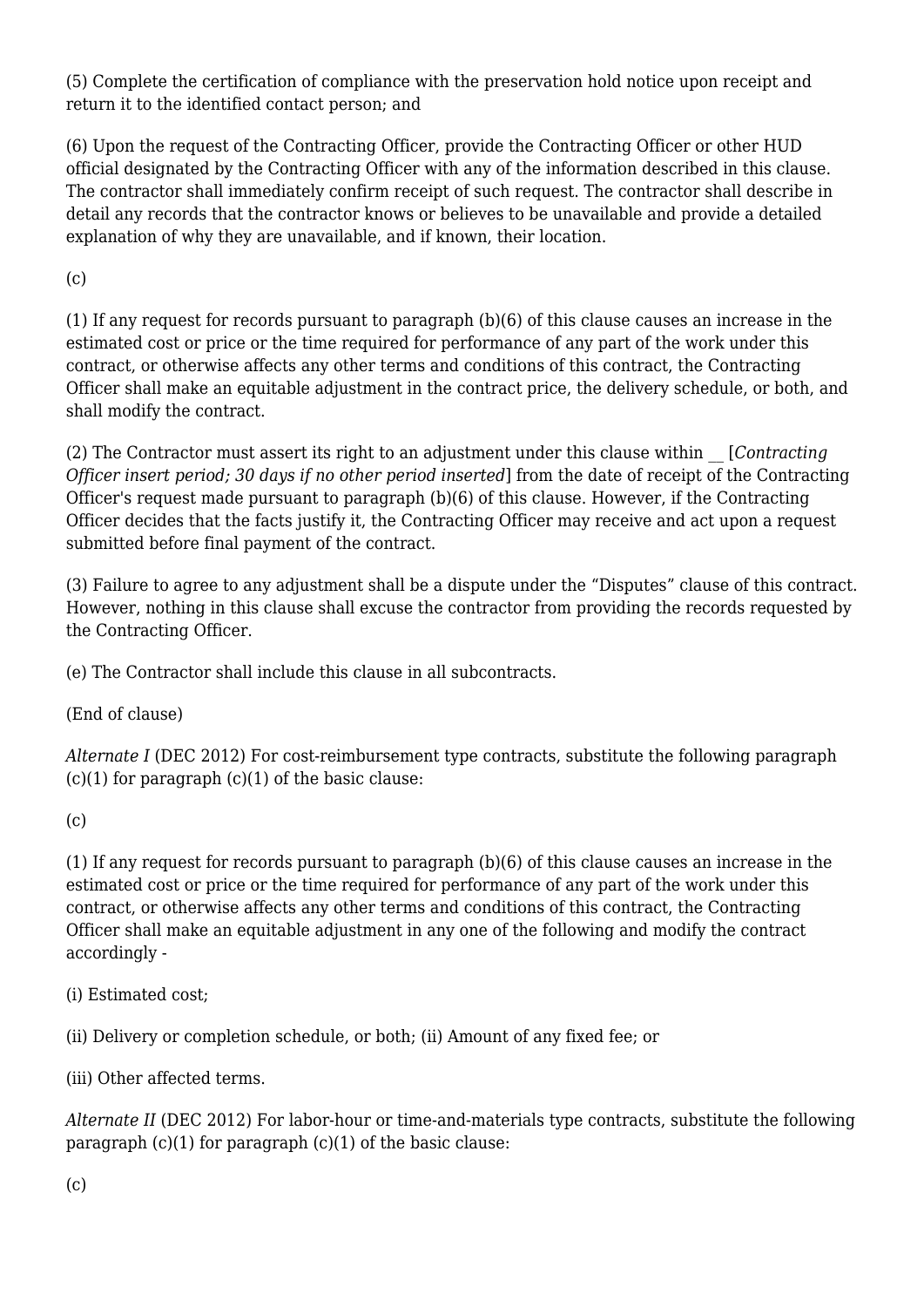(5) Complete the certification of compliance with the preservation hold notice upon receipt and return it to the identified contact person; and

(6) Upon the request of the Contracting Officer, provide the Contracting Officer or other HUD official designated by the Contracting Officer with any of the information described in this clause. The contractor shall immediately confirm receipt of such request. The contractor shall describe in detail any records that the contractor knows or believes to be unavailable and provide a detailed explanation of why they are unavailable, and if known, their location.

(c)

(1) If any request for records pursuant to paragraph (b)(6) of this clause causes an increase in the estimated cost or price or the time required for performance of any part of the work under this contract, or otherwise affects any other terms and conditions of this contract, the Contracting Officer shall make an equitable adjustment in the contract price, the delivery schedule, or both, and shall modify the contract.

(2) The Contractor must assert its right to an adjustment under this clause within __ [*Contracting Officer insert period; 30 days if no other period inserted*] from the date of receipt of the Contracting Officer's request made pursuant to paragraph (b)(6) of this clause. However, if the Contracting Officer decides that the facts justify it, the Contracting Officer may receive and act upon a request submitted before final payment of the contract.

(3) Failure to agree to any adjustment shall be a dispute under the “Disputes” clause of this contract. However, nothing in this clause shall excuse the contractor from providing the records requested by the Contracting Officer.

(e) The Contractor shall include this clause in all subcontracts.

(End of clause)

*Alternate I* (DEC 2012) For cost-reimbursement type contracts, substitute the following paragraph (c)(1) for paragraph (c)(1) of the basic clause:

(c)

(1) If any request for records pursuant to paragraph (b)(6) of this clause causes an increase in the estimated cost or price or the time required for performance of any part of the work under this contract, or otherwise affects any other terms and conditions of this contract, the Contracting Officer shall make an equitable adjustment in any one of the following and modify the contract accordingly -

(i) Estimated cost;

(ii) Delivery or completion schedule, or both; (ii) Amount of any fixed fee; or

(iii) Other affected terms.

*Alternate II* (DEC 2012) For labor-hour or time-and-materials type contracts, substitute the following paragraph (c)(1) for paragraph (c)(1) of the basic clause:

(c)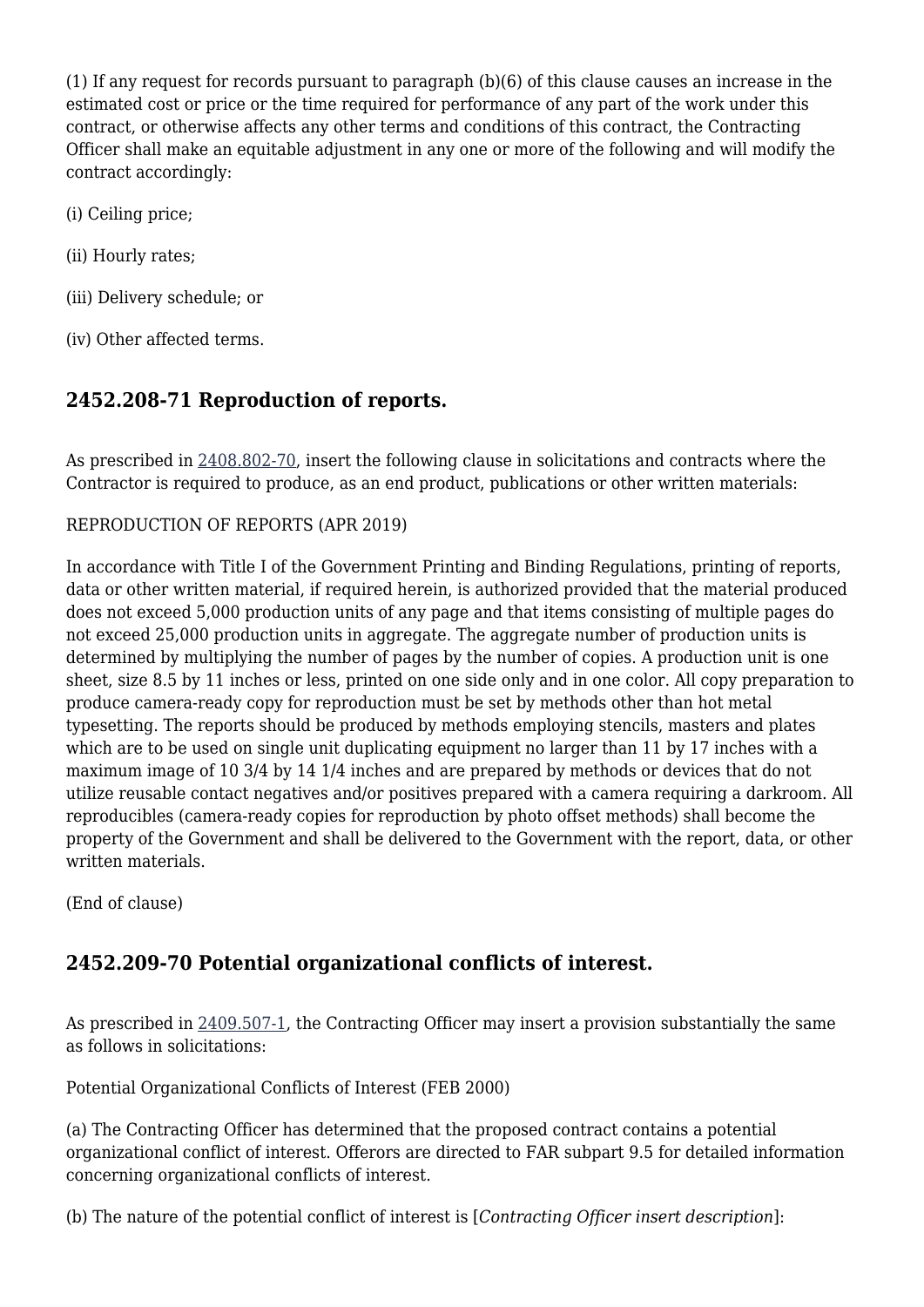(1) If any request for records pursuant to paragraph (b)(6) of this clause causes an increase in the estimated cost or price or the time required for performance of any part of the work under this contract, or otherwise affects any other terms and conditions of this contract, the Contracting Officer shall make an equitable adjustment in any one or more of the following and will modify the contract accordingly:

(i) Ceiling price;

(ii) Hourly rates;

(iii) Delivery schedule; or

(iv) Other affected terms.

## 2452.208-71 Reproduction of reports.

As prescribed in 2408.802-70, insert the following clause in solicitations and contracts where the Contractor is required to produce, as an end product, publications or other written materials:

REPRODUCTION OF REPORTS (APR 2019)

In accordance with Title I of the Government Printing and Binding Regulations, printing of reports, data or other written material, if required herein, is authorized provided that the material produced does not exceed 5,000 production units of any page and that items consisting of multiple pages do not exceed 25,000 production units in aggregate. The aggregate number of production units is determined by multiplying the number of pages by the number of copies. A production unit is one sheet, size 8.5 by 11 inches or less, printed on one side only and in one color. All copy preparation to produce camera-ready copy for reproduction must be set by methods other than hot metal typesetting. The reports should be produced by methods employing stencils, masters and plates which are to be used on single unit duplicating equipment no larger than 11 by 17 inches with a maximum image of 10 3/4 by 14 1/4 inches and are prepared by methods or devices that do not utilize reusable contact negatives and/or positives prepared with a camera requiring a darkroom. All reproducibles (camera-ready copies for reproduction by photo offset methods) shall become the property of the Government and shall be delivered to the Government with the report, data, or other written materials.

(End of clause)

## 2452.209-70 Potential organizational conflicts of interest.

As prescribed in 2409.507-1, the Contracting Officer may insert a provision substantially the same as follows in solicitations:

Potential Organizational Conflicts of Interest (FEB 2000)

(a) The Contracting Officer has determined that the proposed contract contains a potential organizational conflict of interest. Offerors are directed to FAR subpart 9.5 for detailed information concerning organizational conflicts of interest.

(b) The nature of the potential conflict of interest is [*Contracting Officer insert description*]: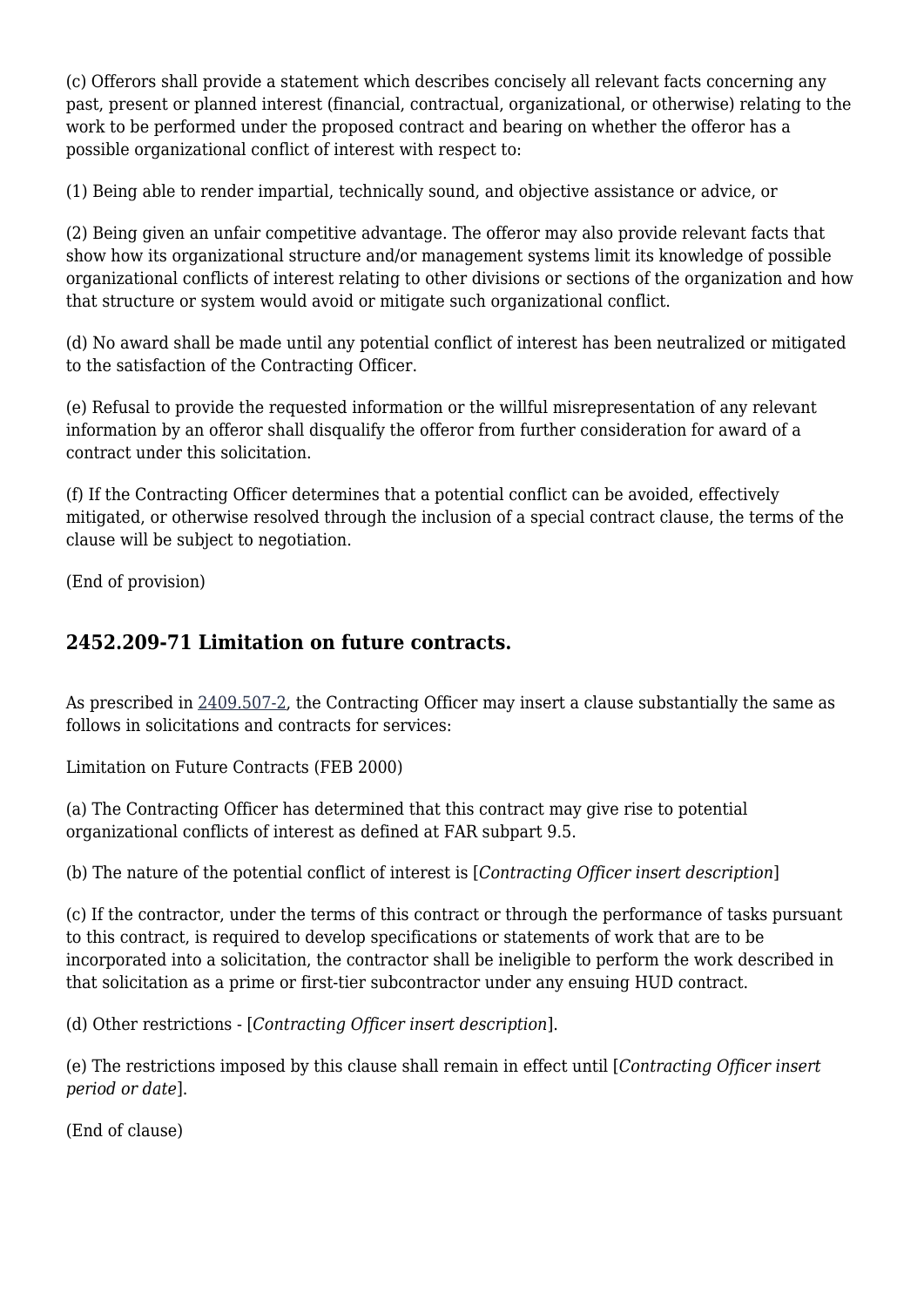(c) Offerors shall provide a statement which describes concisely all relevant facts concerning any past, present or planned interest (financial, contractual, organizational, or otherwise) relating to the work to be performed under the proposed contract and bearing on whether the offeror has a possible organizational conflict of interest with respect to:

(1) Being able to render impartial, technically sound, and objective assistance or advice, or

(2) Being given an unfair competitive advantage. The offeror may also provide relevant facts that show how its organizational structure and/or management systems limit its knowledge of possible organizational conflicts of interest relating to other divisions or sections of the organization and how that structure or system would avoid or mitigate such organizational conflict.

(d) No award shall be made until any potential conflict of interest has been neutralized or mitigated to the satisfaction of the Contracting Officer.

(e) Refusal to provide the requested information or the willful misrepresentation of any relevant information by an offeror shall disqualify the offeror from further consideration for award of a contract under this solicitation.

(f) If the Contracting Officer determines that a potential conflict can be avoided, effectively mitigated, or otherwise resolved through the inclusion of a special contract clause, the terms of the clause will be subject to negotiation.

(End of provision)

## 2452.209-71 Limitation on future contracts.

As prescribed in 2409.507-2, the Contracting Officer may insert a clause substantially the same as follows in solicitations and contracts for services:

Limitation on Future Contracts (FEB 2000)

(a) The Contracting Officer has determined that this contract may give rise to potential organizational conflicts of interest as defined at FAR subpart 9.5.

(b) The nature of the potential conflict of interest is [*Contracting Officer insert description*]

(c) If the contractor, under the terms of this contract or through the performance of tasks pursuant to this contract, is required to develop specifications or statements of work that are to be incorporated into a solicitation, the contractor shall be ineligible to perform the work described in that solicitation as a prime or first-tier subcontractor under any ensuing HUD contract.

(d) Other restrictions - [*Contracting Officer insert description*].

(e) The restrictions imposed by this clause shall remain in effect until [*Contracting Officer insert period or date*].

(End of clause)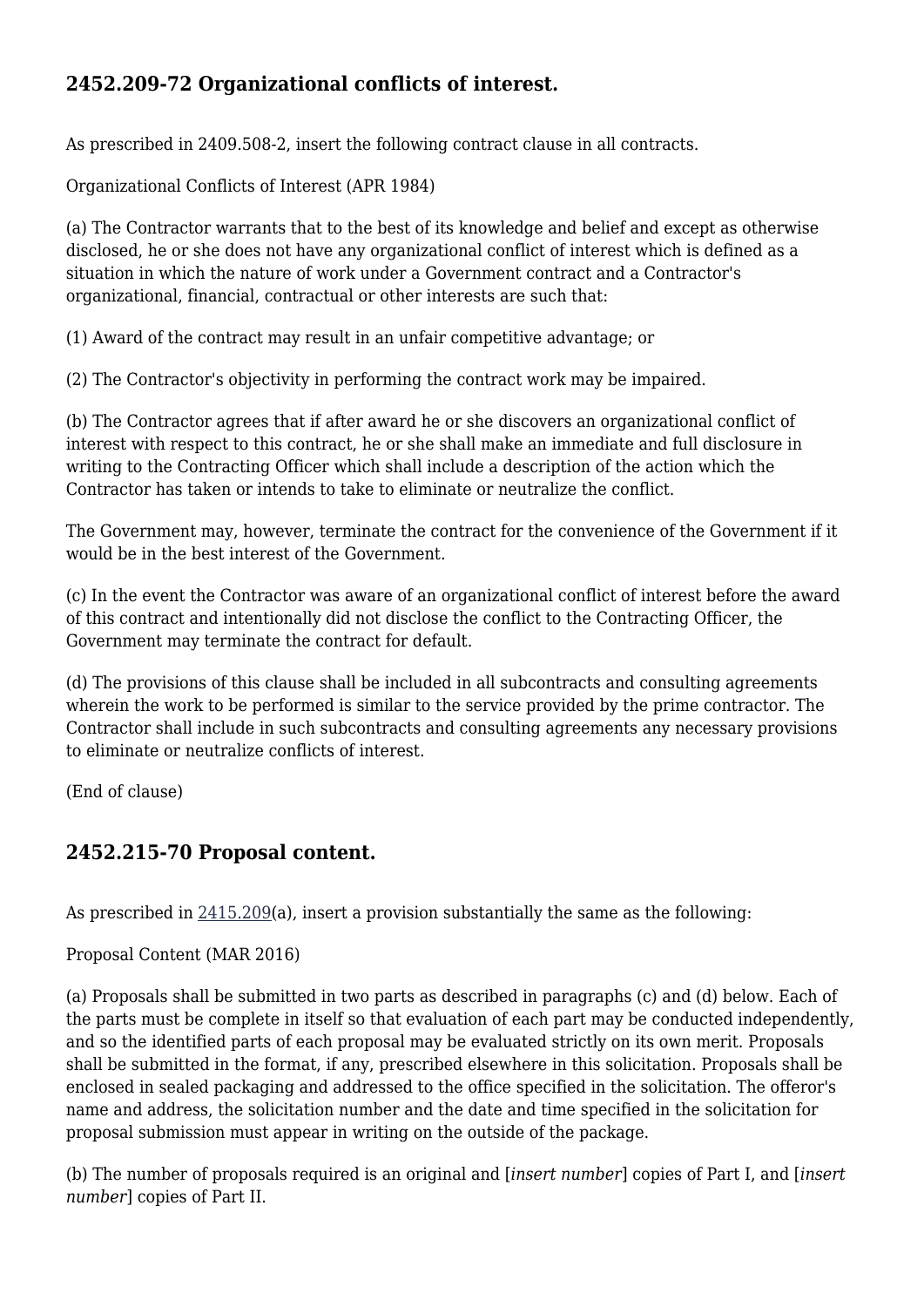## 2452.209-72 Organizational conflicts of interest.

As prescribed in 2409.508-2, insert the following contract clause in all contracts.

Organizational Conflicts of Interest (APR 1984)

(a) The Contractor warrants that to the best of its knowledge and belief and except as otherwise disclosed, he or she does not have any organizational conflict of interest which is defined as a situation in which the nature of work under a Government contract and a Contractor's organizational, financial, contractual or other interests are such that:

(1) Award of the contract may result in an unfair competitive advantage; or

(2) The Contractor's objectivity in performing the contract work may be impaired.

(b) The Contractor agrees that if after award he or she discovers an organizational conflict of interest with respect to this contract, he or she shall make an immediate and full disclosure in writing to the Contracting Officer which shall include a description of the action which the Contractor has taken or intends to take to eliminate or neutralize the conflict.

The Government may, however, terminate the contract for the convenience of the Government if it would be in the best interest of the Government.

(c) In the event the Contractor was aware of an organizational conflict of interest before the award of this contract and intentionally did not disclose the conflict to the Contracting Officer, the Government may terminate the contract for default.

(d) The provisions of this clause shall be included in all subcontracts and consulting agreements wherein the work to be performed is similar to the service provided by the prime contractor. The Contractor shall include in such subcontracts and consulting agreements any necessary provisions to eliminate or neutralize conflicts of interest.

(End of clause)

## 2452.215-70 Proposal content.

As prescribed in 2415.209(a), insert a provision substantially the same as the following:

Proposal Content (MAR 2016)

(a) Proposals shall be submitted in two parts as described in paragraphs (c) and (d) below. Each of the parts must be complete in itself so that evaluation of each part may be conducted independently, and so the identified parts of each proposal may be evaluated strictly on its own merit. Proposals shall be submitted in the format, if any, prescribed elsewhere in this solicitation. Proposals shall be enclosed in sealed packaging and addressed to the office specified in the solicitation. The offeror's name and address, the solicitation number and the date and time specified in the solicitation for proposal submission must appear in writing on the outside of the package.

(b) The number of proposals required is an original and [*insert number*] copies of Part I, and [*insert number*] copies of Part II.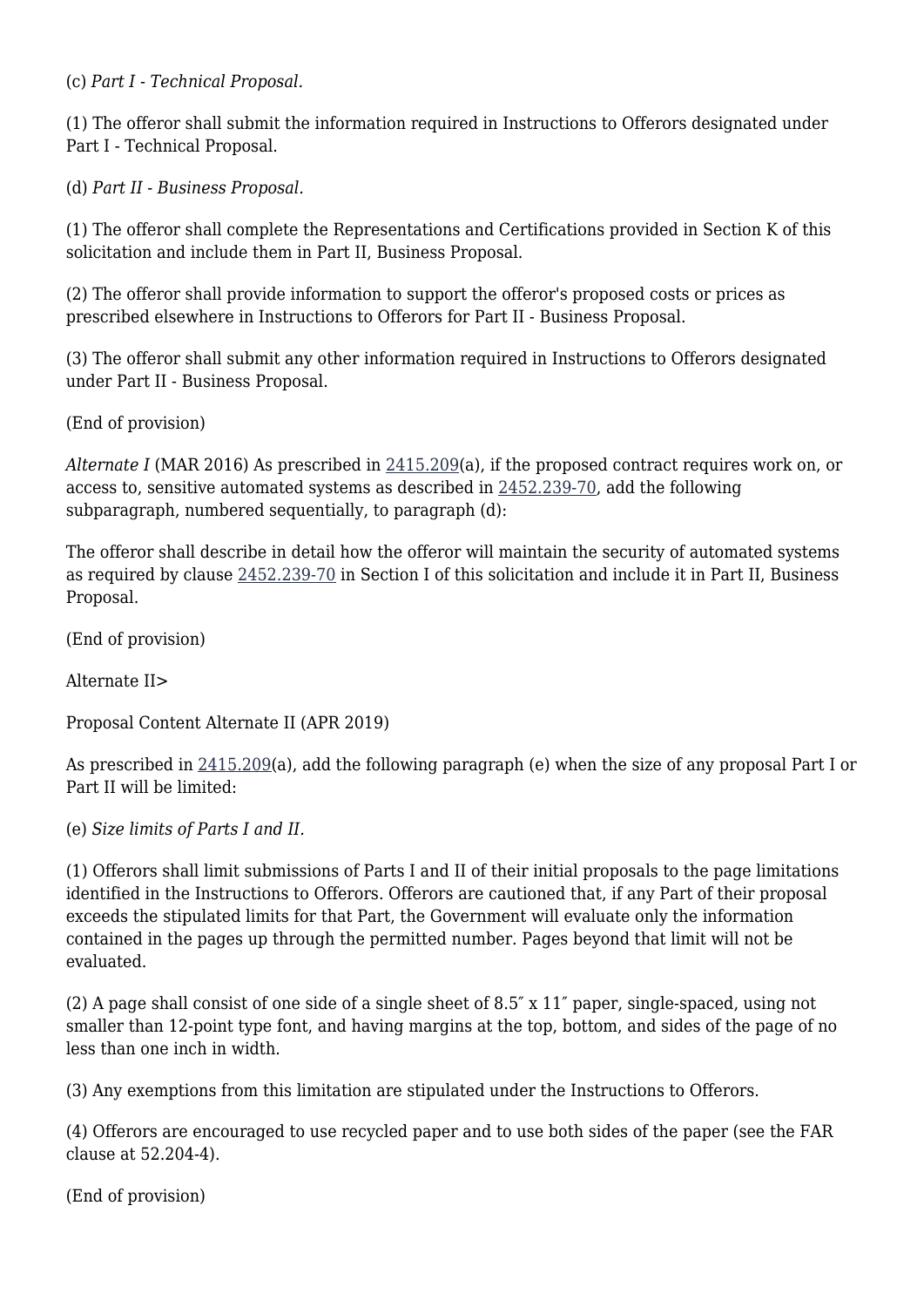(c) *Part I - Technical Proposal.*

(1) The offeror shall submit the information required in Instructions to Offerors designated under Part I - Technical Proposal.

(d) *Part II - Business Proposal.*

(1) The offeror shall complete the Representations and Certifications provided in Section K of this solicitation and include them in Part II, Business Proposal.

(2) The offeror shall provide information to support the offeror's proposed costs or prices as prescribed elsewhere in Instructions to Offerors for Part II - Business Proposal.

(3) The offeror shall submit any other information required in Instructions to Offerors designated under Part II - Business Proposal.

(End of provision)

*Alternate I* (MAR 2016) As prescribed in 2415.209(a), if the proposed contract requires work on, or access to, sensitive automated systems as described in 2452.239-70, add the following subparagraph, numbered sequentially, to paragraph (d):

The offeror shall describe in detail how the offeror will maintain the security of automated systems as required by clause 2452.239-70 in Section I of this solicitation and include it in Part II, Business Proposal.

(End of provision)

Alternate II>

Proposal Content Alternate II (APR 2019)

As prescribed in 2415.209(a), add the following paragraph (e) when the size of any proposal Part I or Part II will be limited:

(e) *Size limits of Parts I and II.*

(1) Offerors shall limit submissions of Parts I and II of their initial proposals to the page limitations identified in the Instructions to Offerors. Offerors are cautioned that, if any Part of their proposal exceeds the stipulated limits for that Part, the Government will evaluate only the information contained in the pages up through the permitted number. Pages beyond that limit will not be evaluated.

(2) A page shall consist of one side of a single sheet of 8.5″ x 11″ paper, single-spaced, using not smaller than 12-point type font, and having margins at the top, bottom, and sides of the page of no less than one inch in width.

(3) Any exemptions from this limitation are stipulated under the Instructions to Offerors.

(4) Offerors are encouraged to use recycled paper and to use both sides of the paper (see the FAR clause at 52.204-4).

(End of provision)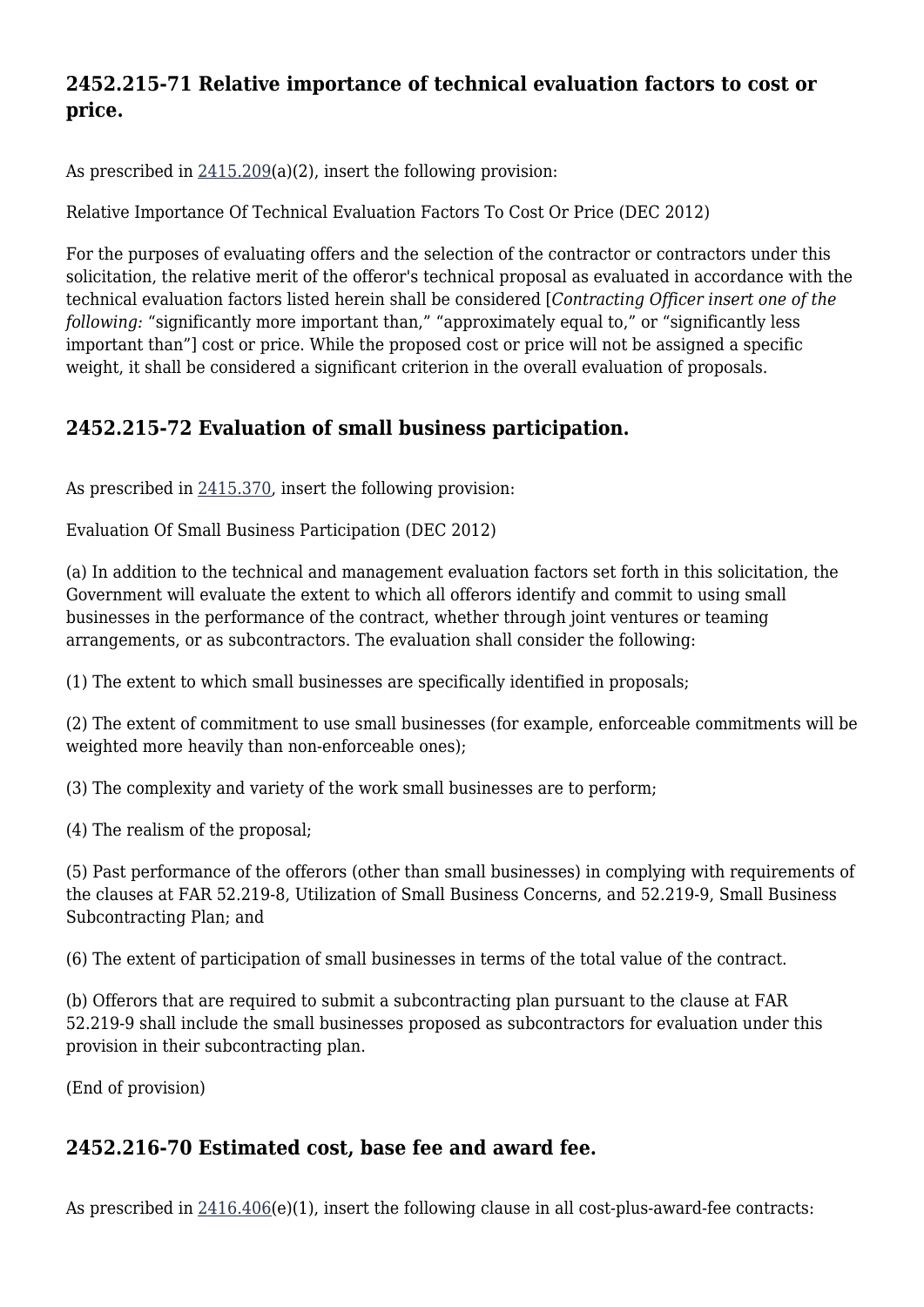## 2452.215-71 Relative importance of technical evaluation factors to cost or price.

As prescribed in 2415.209(a)(2), insert the following provision:

Relative Importance Of Technical Evaluation Factors To Cost Or Price (DEC 2012)

For the purposes of evaluating offers and the selection of the contractor or contractors under this solicitation, the relative merit of the offeror's technical proposal as evaluated in accordance with the technical evaluation factors listed herein shall be considered [*Contracting Officer insert one of the following:* “significantly more important than,” “approximately equal to,” or “significantly less important than”] cost or price. While the proposed cost or price will not be assigned a specific weight, it shall be considered a significant criterion in the overall evaluation of proposals.

## 2452.215-72 Evaluation of small business participation.

As prescribed in 2415.370, insert the following provision:

Evaluation Of Small Business Participation (DEC 2012)

(a) In addition to the technical and management evaluation factors set forth in this solicitation, the Government will evaluate the extent to which all offerors identify and commit to using small businesses in the performance of the contract, whether through joint ventures or teaming arrangements, or as subcontractors. The evaluation shall consider the following:

(1) The extent to which small businesses are specifically identified in proposals;

(2) The extent of commitment to use small businesses (for example, enforceable commitments will be weighted more heavily than non-enforceable ones);

(3) The complexity and variety of the work small businesses are to perform;

(4) The realism of the proposal;

(5) Past performance of the offerors (other than small businesses) in complying with requirements of the clauses at FAR 52.219-8, Utilization of Small Business Concerns, and 52.219-9, Small Business Subcontracting Plan; and

(6) The extent of participation of small businesses in terms of the total value of the contract.

(b) Offerors that are required to submit a subcontracting plan pursuant to the clause at FAR 52.219-9 shall include the small businesses proposed as subcontractors for evaluation under this provision in their subcontracting plan.

(End of provision)

## 2452.216-70 Estimated cost, base fee and award fee.

As prescribed in 2416.406(e)(1), insert the following clause in all cost-plus-award-fee contracts: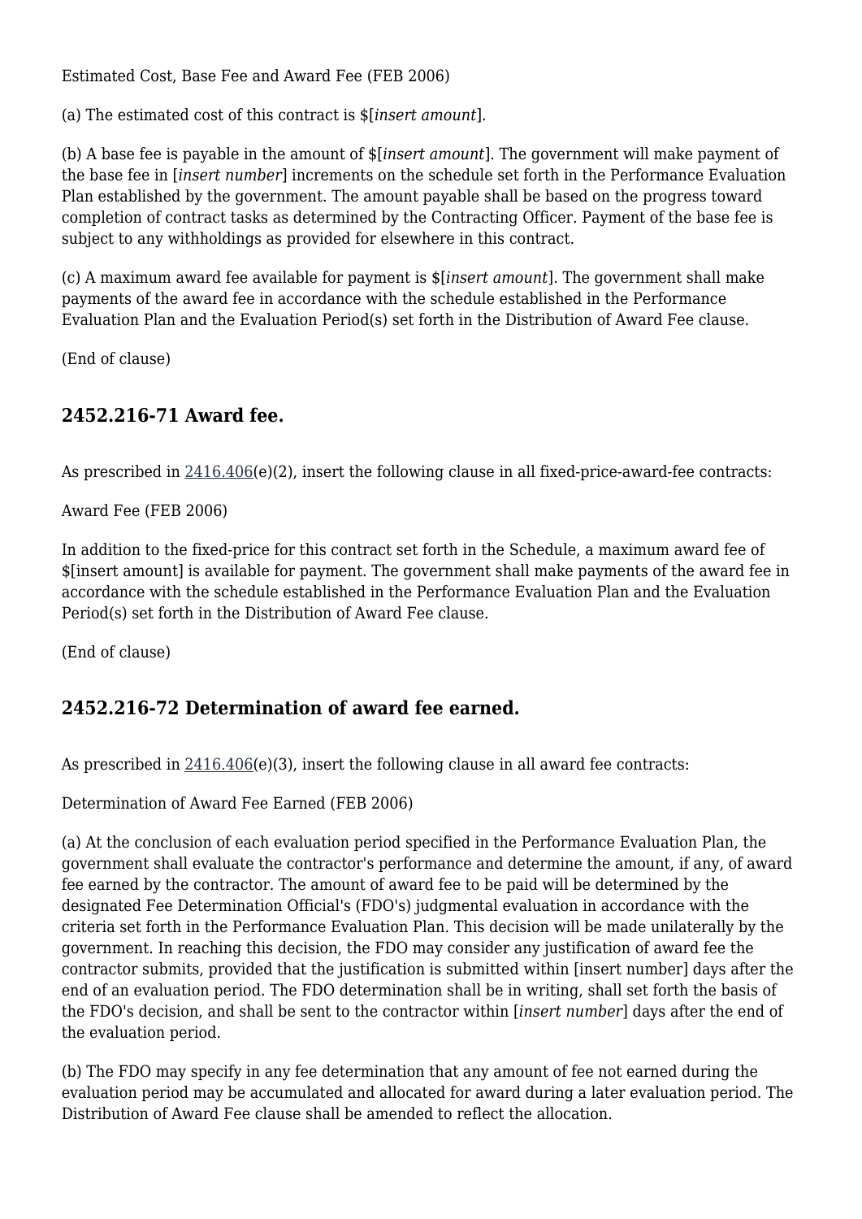Estimated Cost, Base Fee and Award Fee (FEB 2006)

(a) The estimated cost of this contract is $[*insert amount*].

(b) A base fee is payable in the amount of $[*insert amount*]. The government will make payment of the base fee in [*insert number*] increments on the schedule set forth in the Performance Evaluation Plan established by the government. The amount payable shall be based on the progress toward completion of contract tasks as determined by the Contracting Officer. Payment of the base fee is subject to any withholdings as provided for elsewhere in this contract.

(c) A maximum award fee available for payment is $[*insert amount*]. The government shall make payments of the award fee in accordance with the schedule established in the Performance Evaluation Plan and the Evaluation Period(s) set forth in the Distribution of Award Fee clause.

(End of clause)

## 2452.216-71 Award fee.

As prescribed in 2416.406(e)(2), insert the following clause in all fixed-price-award-fee contracts:

Award Fee (FEB 2006)

In addition to the fixed-price for this contract set forth in the Schedule, a maximum award fee of $[insert amount] is available for payment. The government shall make payments of the award fee in accordance with the schedule established in the Performance Evaluation Plan and the Evaluation Period(s) set forth in the Distribution of Award Fee clause.

(End of clause)

## 2452.216-72 Determination of award fee earned.

As prescribed in 2416.406(e)(3), insert the following clause in all award fee contracts:

Determination of Award Fee Earned (FEB 2006)

(a) At the conclusion of each evaluation period specified in the Performance Evaluation Plan, the government shall evaluate the contractor's performance and determine the amount, if any, of award fee earned by the contractor. The amount of award fee to be paid will be determined by the designated Fee Determination Official's (FDO's) judgmental evaluation in accordance with the criteria set forth in the Performance Evaluation Plan. This decision will be made unilaterally by the government. In reaching this decision, the FDO may consider any justification of award fee the contractor submits, provided that the justification is submitted within [insert number] days after the end of an evaluation period. The FDO determination shall be in writing, shall set forth the basis of the FDO's decision, and shall be sent to the contractor within [*insert number*] days after the end of the evaluation period.

(b) The FDO may specify in any fee determination that any amount of fee not earned during the evaluation period may be accumulated and allocated for award during a later evaluation period. The Distribution of Award Fee clause shall be amended to reflect the allocation.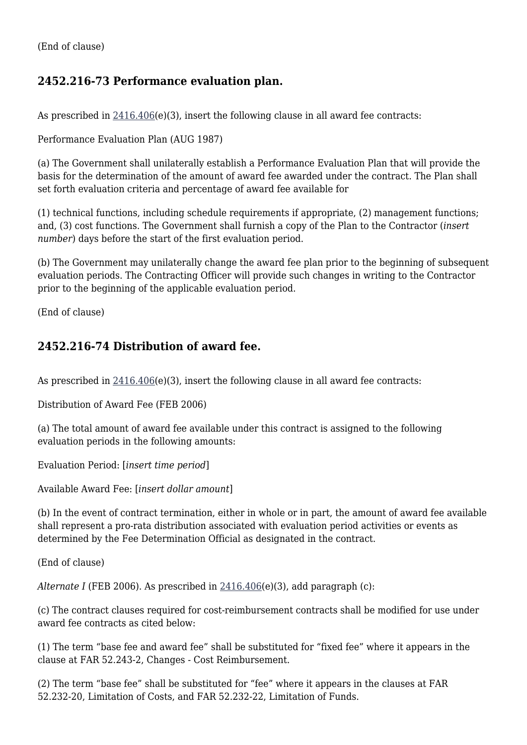(End of clause)

## 2452.216-73 Performance evaluation plan.

As prescribed in 2416.406(e)(3), insert the following clause in all award fee contracts:

Performance Evaluation Plan (AUG 1987)

(a) The Government shall unilaterally establish a Performance Evaluation Plan that will provide the basis for the determination of the amount of award fee awarded under the contract. The Plan shall set forth evaluation criteria and percentage of award fee available for

(1) technical functions, including schedule requirements if appropriate, (2) management functions; and, (3) cost functions. The Government shall furnish a copy of the Plan to the Contractor (*insert number*) days before the start of the first evaluation period.

(b) The Government may unilaterally change the award fee plan prior to the beginning of subsequent evaluation periods. The Contracting Officer will provide such changes in writing to the Contractor prior to the beginning of the applicable evaluation period.

(End of clause)

## 2452.216-74 Distribution of award fee.

As prescribed in 2416.406(e)(3), insert the following clause in all award fee contracts:

Distribution of Award Fee (FEB 2006)

(a) The total amount of award fee available under this contract is assigned to the following evaluation periods in the following amounts:

Evaluation Period: [*insert time period*]

Available Award Fee: [*insert dollar amount*]

(b) In the event of contract termination, either in whole or in part, the amount of award fee available shall represent a pro-rata distribution associated with evaluation period activities or events as determined by the Fee Determination Official as designated in the contract.

(End of clause)

*Alternate I* (FEB 2006). As prescribed in 2416.406(e)(3), add paragraph (c):

(c) The contract clauses required for cost-reimbursement contracts shall be modified for use under award fee contracts as cited below:

(1) The term “base fee and award fee” shall be substituted for “fixed fee” where it appears in the clause at FAR 52.243-2, Changes - Cost Reimbursement.

(2) The term “base fee” shall be substituted for “fee” where it appears in the clauses at FAR 52.232-20, Limitation of Costs, and FAR 52.232-22, Limitation of Funds.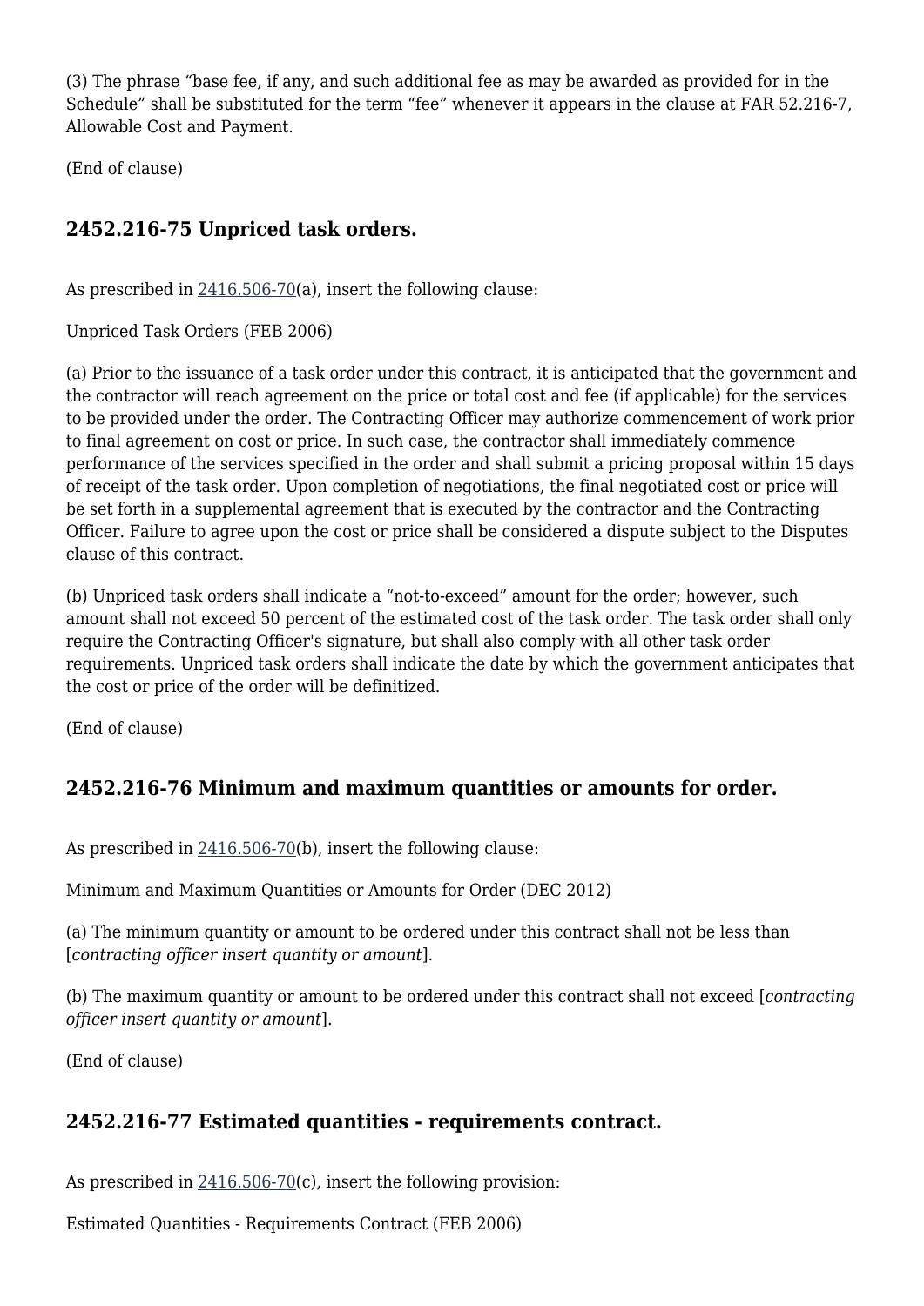(3) The phrase “base fee, if any, and such additional fee as may be awarded as provided for in the Schedule” shall be substituted for the term “fee” whenever it appears in the clause at FAR 52.216-7, Allowable Cost and Payment.

(End of clause)

## 2452.216-75 Unpriced task orders.

As prescribed in 2416.506-70(a), insert the following clause:

Unpriced Task Orders (FEB 2006)

(a) Prior to the issuance of a task order under this contract, it is anticipated that the government and the contractor will reach agreement on the price or total cost and fee (if applicable) for the services to be provided under the order. The Contracting Officer may authorize commencement of work prior to final agreement on cost or price. In such case, the contractor shall immediately commence performance of the services specified in the order and shall submit a pricing proposal within 15 days of receipt of the task order. Upon completion of negotiations, the final negotiated cost or price will be set forth in a supplemental agreement that is executed by the contractor and the Contracting Officer. Failure to agree upon the cost or price shall be considered a dispute subject to the Disputes clause of this contract.

(b) Unpriced task orders shall indicate a “not-to-exceed” amount for the order; however, such amount shall not exceed 50 percent of the estimated cost of the task order. The task order shall only require the Contracting Officer's signature, but shall also comply with all other task order requirements. Unpriced task orders shall indicate the date by which the government anticipates that the cost or price of the order will be definitized.

(End of clause)

## 2452.216-76 Minimum and maximum quantities or amounts for order.

As prescribed in 2416.506-70(b), insert the following clause:

Minimum and Maximum Quantities or Amounts for Order (DEC 2012)

(a) The minimum quantity or amount to be ordered under this contract shall not be less than [*contracting officer insert quantity or amount*].

(b) The maximum quantity or amount to be ordered under this contract shall not exceed [*contracting officer insert quantity or amount*].

(End of clause)

## 2452.216-77 Estimated quantities - requirements contract.

As prescribed in 2416.506-70(c), insert the following provision:

Estimated Quantities - Requirements Contract (FEB 2006)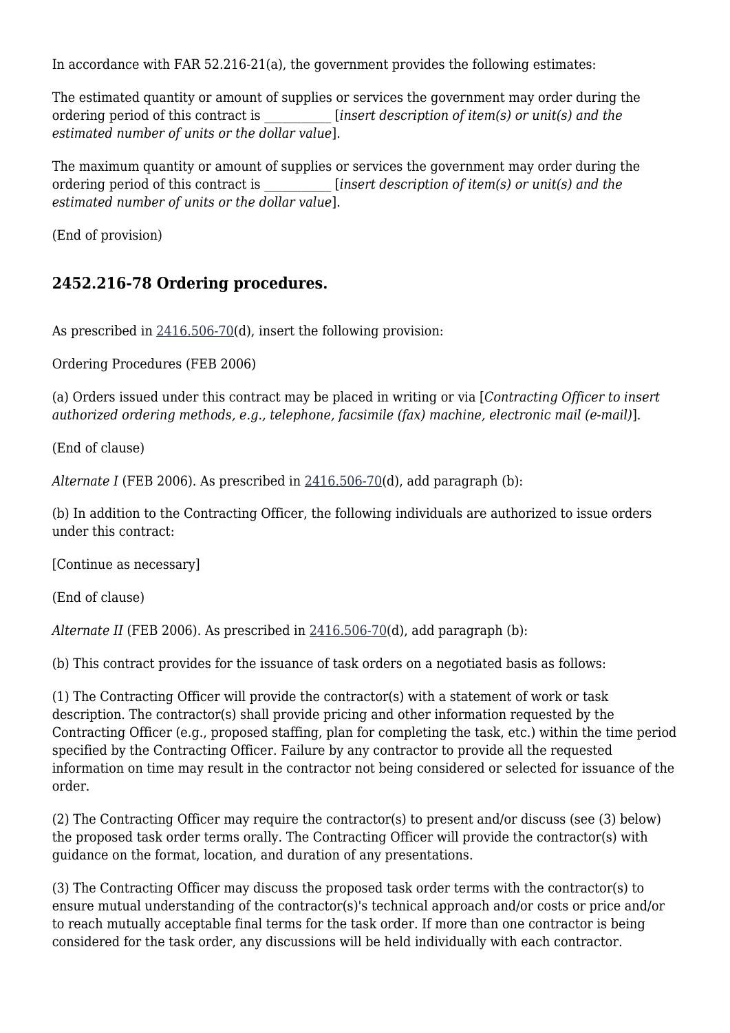In accordance with FAR 52.216-21(a), the government provides the following estimates:

The estimated quantity or amount of supplies or services the government may order during the ordering period of this contract is ___________ [*insert description of item(s) or unit(s) and the estimated number of units or the dollar value*].

The maximum quantity or amount of supplies or services the government may order during the ordering period of this contract is ___________ [*insert description of item(s) or unit(s) and the estimated number of units or the dollar value*].

(End of provision)

## 2452.216-78 Ordering procedures.

As prescribed in 2416.506-70(d), insert the following provision:

Ordering Procedures (FEB 2006)

(a) Orders issued under this contract may be placed in writing or via [*Contracting Officer to insert authorized ordering methods, e.g., telephone, facsimile (fax) machine, electronic mail (e-mail)*].

(End of clause)

*Alternate I* (FEB 2006). As prescribed in 2416.506-70(d), add paragraph (b):

(b) In addition to the Contracting Officer, the following individuals are authorized to issue orders under this contract:

[Continue as necessary]

(End of clause)

*Alternate II* (FEB 2006). As prescribed in 2416.506-70(d), add paragraph (b):

(b) This contract provides for the issuance of task orders on a negotiated basis as follows:

(1) The Contracting Officer will provide the contractor(s) with a statement of work or task description. The contractor(s) shall provide pricing and other information requested by the Contracting Officer (e.g., proposed staffing, plan for completing the task, etc.) within the time period specified by the Contracting Officer. Failure by any contractor to provide all the requested information on time may result in the contractor not being considered or selected for issuance of the order.

(2) The Contracting Officer may require the contractor(s) to present and/or discuss (see (3) below) the proposed task order terms orally. The Contracting Officer will provide the contractor(s) with guidance on the format, location, and duration of any presentations.

(3) The Contracting Officer may discuss the proposed task order terms with the contractor(s) to ensure mutual understanding of the contractor(s)'s technical approach and/or costs or price and/or to reach mutually acceptable final terms for the task order. If more than one contractor is being considered for the task order, any discussions will be held individually with each contractor.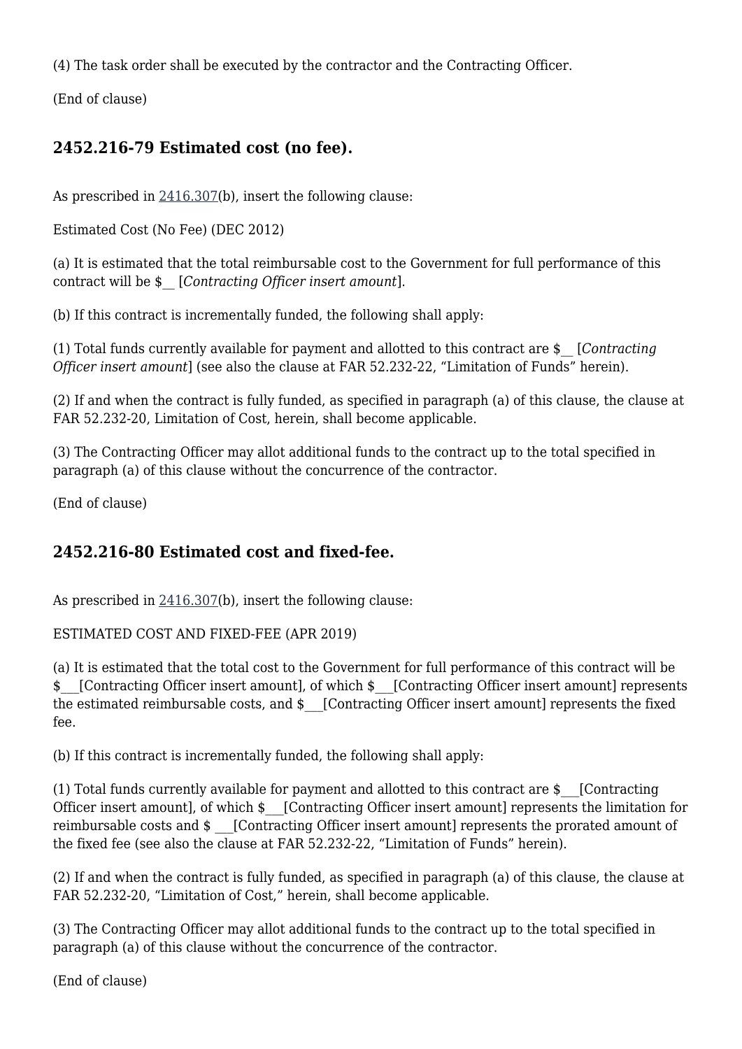(4) The task order shall be executed by the contractor and the Contracting Officer.

(End of clause)

### 2452.216-79 Estimated cost (no fee).

As prescribed in 2416.307(b), insert the following clause:

Estimated Cost (No Fee) (DEC 2012)

(a) It is estimated that the total reimbursable cost to the Government for full performance of this contract will be $__ [*Contracting Officer insert amount*].

(b) If this contract is incrementally funded, the following shall apply:

(1) Total funds currently available for payment and allotted to this contract are $__ [*Contracting Officer insert amount*] (see also the clause at FAR 52.232-22, "Limitation of Funds" herein).

(2) If and when the contract is fully funded, as specified in paragraph (a) of this clause, the clause at FAR 52.232-20, Limitation of Cost, herein, shall become applicable.

(3) The Contracting Officer may allot additional funds to the contract up to the total specified in paragraph (a) of this clause without the concurrence of the contractor.

(End of clause)

### 2452.216-80 Estimated cost and fixed-fee.

As prescribed in 2416.307(b), insert the following clause:

ESTIMATED COST AND FIXED-FEE (APR 2019)

(a) It is estimated that the total cost to the Government for full performance of this contract will be $___[Contracting Officer insert amount], of which $___[Contracting Officer insert amount] represents the estimated reimbursable costs, and $___[Contracting Officer insert amount] represents the fixed fee.

(b) If this contract is incrementally funded, the following shall apply:

(1) Total funds currently available for payment and allotted to this contract are $___[Contracting Officer insert amount], of which $___[Contracting Officer insert amount] represents the limitation for reimbursable costs and $ ___[Contracting Officer insert amount] represents the prorated amount of the fixed fee (see also the clause at FAR 52.232-22, "Limitation of Funds" herein).

(2) If and when the contract is fully funded, as specified in paragraph (a) of this clause, the clause at FAR 52.232-20, "Limitation of Cost," herein, shall become applicable.

(3) The Contracting Officer may allot additional funds to the contract up to the total specified in paragraph (a) of this clause without the concurrence of the contractor.

(End of clause)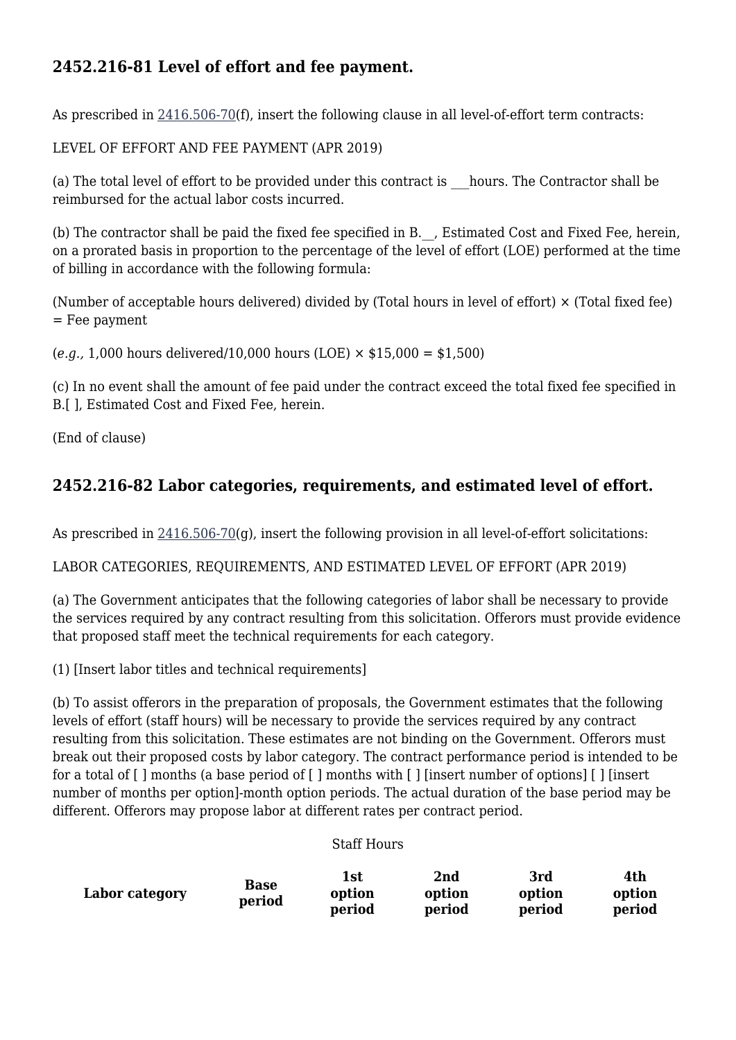## 2452.216-81 Level of effort and fee payment.

As prescribed in 2416.506-70(f), insert the following clause in all level-of-effort term contracts:

LEVEL OF EFFORT AND FEE PAYMENT (APR 2019)

(a) The total level of effort to be provided under this contract is ___hours. The Contractor shall be reimbursed for the actual labor costs incurred.

(b) The contractor shall be paid the fixed fee specified in B.__, Estimated Cost and Fixed Fee, herein, on a prorated basis in proportion to the percentage of the level of effort (LOE) performed at the time of billing in accordance with the following formula:

(Number of acceptable hours delivered) divided by (Total hours in level of effort) × (Total fixed fee) = Fee payment

(*e.g.,* 1,000 hours delivered/10,000 hours (LOE) × $15,000 = $1,500)

(c) In no event shall the amount of fee paid under the contract exceed the total fixed fee specified in B.[ ], Estimated Cost and Fixed Fee, herein.

(End of clause)

## 2452.216-82 Labor categories, requirements, and estimated level of effort.

As prescribed in 2416.506-70(g), insert the following provision in all level-of-effort solicitations:

LABOR CATEGORIES, REQUIREMENTS, AND ESTIMATED LEVEL OF EFFORT (APR 2019)

(a) The Government anticipates that the following categories of labor shall be necessary to provide the services required by any contract resulting from this solicitation. Offerors must provide evidence that proposed staff meet the technical requirements for each category.

(1) [Insert labor titles and technical requirements]

(b) To assist offerors in the preparation of proposals, the Government estimates that the following levels of effort (staff hours) will be necessary to provide the services required by any contract resulting from this solicitation. These estimates are not binding on the Government. Offerors must break out their proposed costs by labor category. The contract performance period is intended to be for a total of [ ] months (a base period of [ ] months with [ ] [insert number of options] [ ] [insert number of months per option]-month option periods. The actual duration of the base period may be different. Offerors may propose labor at different rates per contract period.

Staff Hours

| Labor category | Base period | 1st option period | 2nd option period | 3rd option period | 4th option period |
|---|---|---|---|---|---|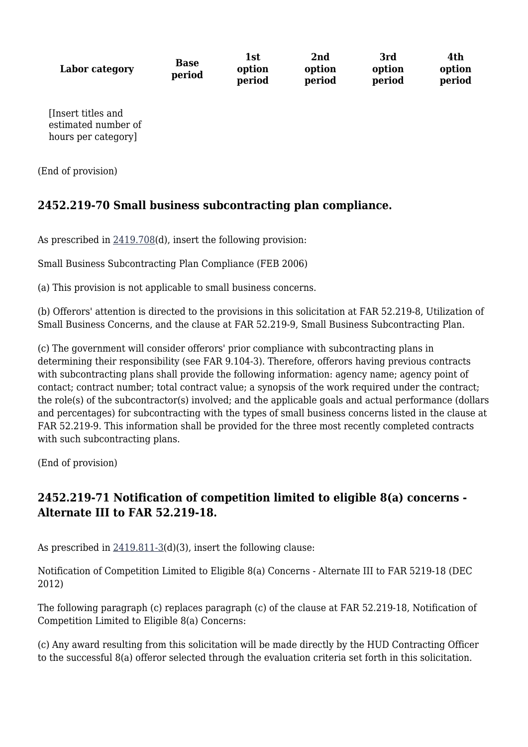| Labor category | Base period | 1st option period | 2nd option period | 3rd option period | 4th option period |
| --- | --- | --- | --- | --- | --- |
| [Insert titles and estimated number of hours per category] | | | | | |

(End of provision)

### 2452.219-70 Small business subcontracting plan compliance.

As prescribed in 2419.708(d), insert the following provision:

Small Business Subcontracting Plan Compliance (FEB 2006)

(a) This provision is not applicable to small business concerns.

(b) Offerors' attention is directed to the provisions in this solicitation at FAR 52.219-8, Utilization of Small Business Concerns, and the clause at FAR 52.219-9, Small Business Subcontracting Plan.

(c) The government will consider offerors' prior compliance with subcontracting plans in determining their responsibility (see FAR 9.104-3). Therefore, offerors having previous contracts with subcontracting plans shall provide the following information: agency name; agency point of contact; contract number; total contract value; a synopsis of the work required under the contract; the role(s) of the subcontractor(s) involved; and the applicable goals and actual performance (dollars and percentages) for subcontracting with the types of small business concerns listed in the clause at FAR 52.219-9. This information shall be provided for the three most recently completed contracts with such subcontracting plans.

(End of provision)

### 2452.219-71 Notification of competition limited to eligible 8(a) concerns - Alternate III to FAR 52.219-18.

As prescribed in 2419.811-3(d)(3), insert the following clause:

Notification of Competition Limited to Eligible 8(a) Concerns - Alternate III to FAR 5219-18 (DEC 2012)

The following paragraph (c) replaces paragraph (c) of the clause at FAR 52.219-18, Notification of Competition Limited to Eligible 8(a) Concerns:

(c) Any award resulting from this solicitation will be made directly by the HUD Contracting Officer to the successful 8(a) offeror selected through the evaluation criteria set forth in this solicitation.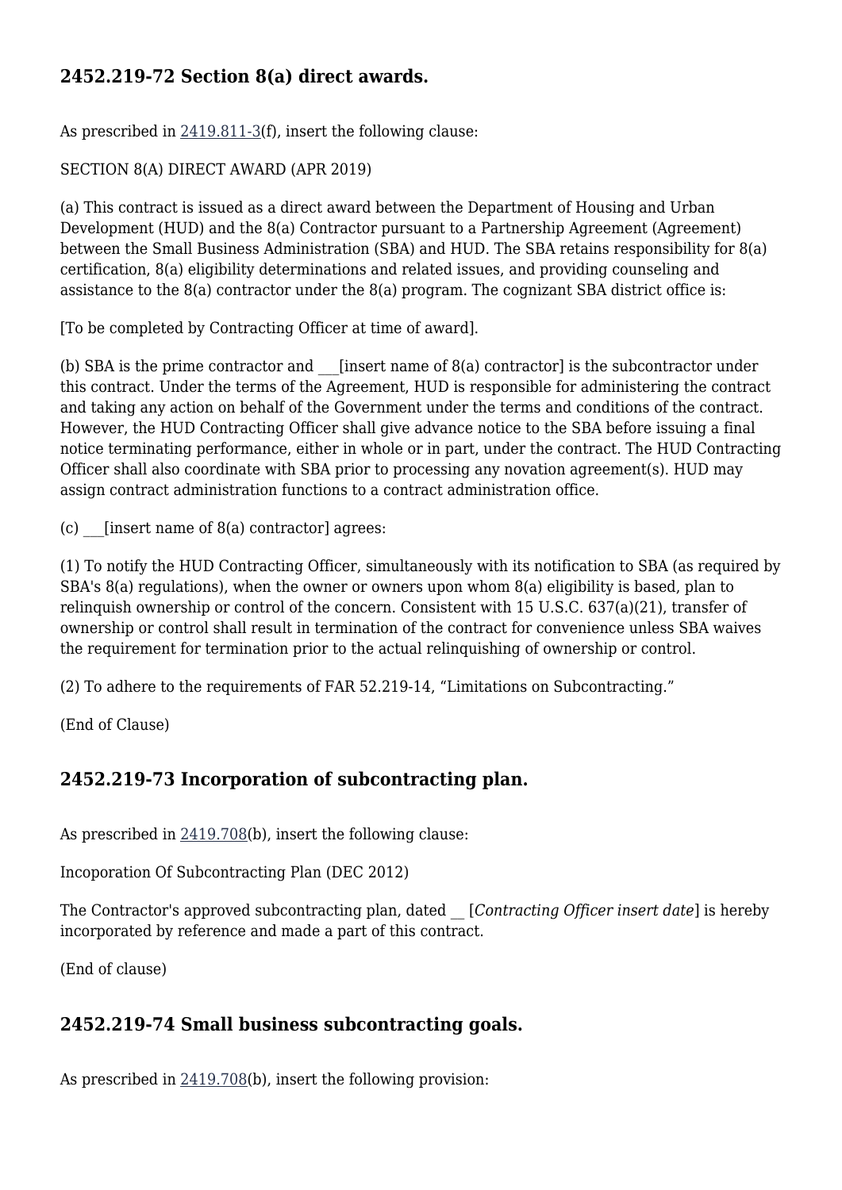## 2452.219-72 Section 8(a) direct awards.

As prescribed in 2419.811-3(f), insert the following clause:

SECTION 8(A) DIRECT AWARD (APR 2019)

(a) This contract is issued as a direct award between the Department of Housing and Urban Development (HUD) and the 8(a) Contractor pursuant to a Partnership Agreement (Agreement) between the Small Business Administration (SBA) and HUD. The SBA retains responsibility for 8(a) certification, 8(a) eligibility determinations and related issues, and providing counseling and assistance to the 8(a) contractor under the 8(a) program. The cognizant SBA district office is:

[To be completed by Contracting Officer at time of award].

(b) SBA is the prime contractor and ___[insert name of 8(a) contractor] is the subcontractor under this contract. Under the terms of the Agreement, HUD is responsible for administering the contract and taking any action on behalf of the Government under the terms and conditions of the contract. However, the HUD Contracting Officer shall give advance notice to the SBA before issuing a final notice terminating performance, either in whole or in part, under the contract. The HUD Contracting Officer shall also coordinate with SBA prior to processing any novation agreement(s). HUD may assign contract administration functions to a contract administration office.

(c) ___[insert name of 8(a) contractor] agrees:

(1) To notify the HUD Contracting Officer, simultaneously with its notification to SBA (as required by SBA's 8(a) regulations), when the owner or owners upon whom 8(a) eligibility is based, plan to relinquish ownership or control of the concern. Consistent with 15 U.S.C. 637(a)(21), transfer of ownership or control shall result in termination of the contract for convenience unless SBA waives the requirement for termination prior to the actual relinquishing of ownership or control.

(2) To adhere to the requirements of FAR 52.219-14, "Limitations on Subcontracting."

(End of Clause)

## 2452.219-73 Incorporation of subcontracting plan.

As prescribed in 2419.708(b), insert the following clause:

Incoporation Of Subcontracting Plan (DEC 2012)

The Contractor's approved subcontracting plan, dated __ [*Contracting Officer insert date*] is hereby incorporated by reference and made a part of this contract.

(End of clause)

## 2452.219-74 Small business subcontracting goals.

As prescribed in 2419.708(b), insert the following provision: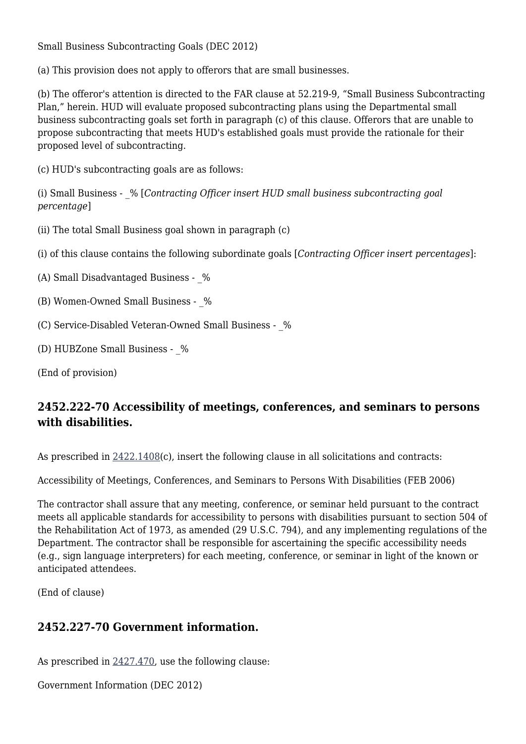Small Business Subcontracting Goals (DEC 2012)

(a) This provision does not apply to offerors that are small businesses.

(b) The offeror's attention is directed to the FAR clause at 52.219-9, “Small Business Subcontracting Plan,” herein. HUD will evaluate proposed subcontracting plans using the Departmental small business subcontracting goals set forth in paragraph (c) of this clause. Offerors that are unable to propose subcontracting that meets HUD's established goals must provide the rationale for their proposed level of subcontracting.

(c) HUD's subcontracting goals are as follows:

(i) Small Business - _% [*Contracting Officer insert HUD small business subcontracting goal percentage*]

(ii) The total Small Business goal shown in paragraph (c)

(i) of this clause contains the following subordinate goals [*Contracting Officer insert percentages*]:

(A) Small Disadvantaged Business - _%

(B) Women-Owned Small Business - _%

(C) Service-Disabled Veteran-Owned Small Business - _%

(D) HUBZone Small Business - _%

(End of provision)

### 2452.222-70 Accessibility of meetings, conferences, and seminars to persons with disabilities.

As prescribed in 2422.1408(c), insert the following clause in all solicitations and contracts:

Accessibility of Meetings, Conferences, and Seminars to Persons With Disabilities (FEB 2006)

The contractor shall assure that any meeting, conference, or seminar held pursuant to the contract meets all applicable standards for accessibility to persons with disabilities pursuant to section 504 of the Rehabilitation Act of 1973, as amended (29 U.S.C. 794), and any implementing regulations of the Department. The contractor shall be responsible for ascertaining the specific accessibility needs (e.g., sign language interpreters) for each meeting, conference, or seminar in light of the known or anticipated attendees.

(End of clause)

### 2452.227-70 Government information.

As prescribed in 2427.470, use the following clause:

Government Information (DEC 2012)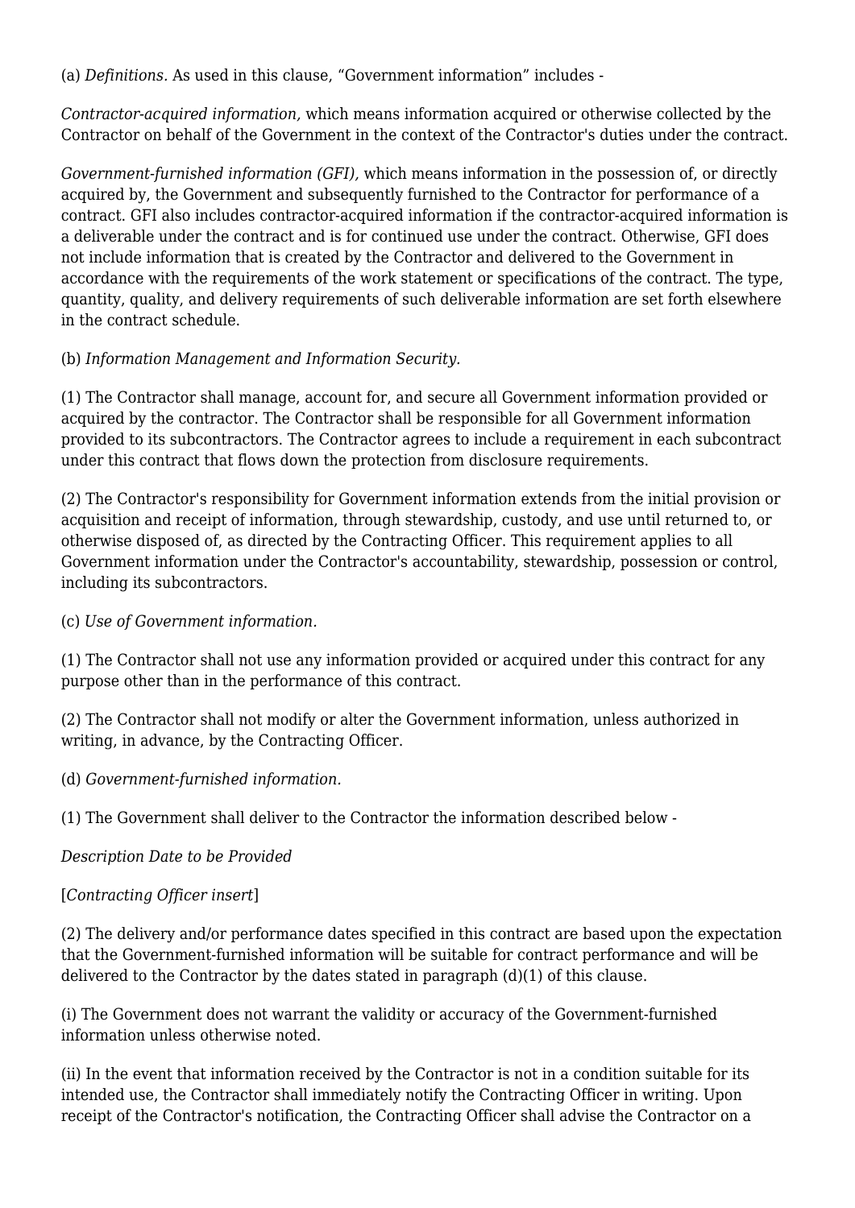(a) *Definitions.* As used in this clause, "Government information" includes -

*Contractor-acquired information,* which means information acquired or otherwise collected by the Contractor on behalf of the Government in the context of the Contractor's duties under the contract.

*Government-furnished information (GFI),* which means information in the possession of, or directly acquired by, the Government and subsequently furnished to the Contractor for performance of a contract. GFI also includes contractor-acquired information if the contractor-acquired information is a deliverable under the contract and is for continued use under the contract. Otherwise, GFI does not include information that is created by the Contractor and delivered to the Government in accordance with the requirements of the work statement or specifications of the contract. The type, quantity, quality, and delivery requirements of such deliverable information are set forth elsewhere in the contract schedule.

(b) *Information Management and Information Security.*

(1) The Contractor shall manage, account for, and secure all Government information provided or acquired by the contractor. The Contractor shall be responsible for all Government information provided to its subcontractors. The Contractor agrees to include a requirement in each subcontract under this contract that flows down the protection from disclosure requirements.

(2) The Contractor's responsibility for Government information extends from the initial provision or acquisition and receipt of information, through stewardship, custody, and use until returned to, or otherwise disposed of, as directed by the Contracting Officer. This requirement applies to all Government information under the Contractor's accountability, stewardship, possession or control, including its subcontractors.

(c) *Use of Government information.*

(1) The Contractor shall not use any information provided or acquired under this contract for any purpose other than in the performance of this contract.

(2) The Contractor shall not modify or alter the Government information, unless authorized in writing, in advance, by the Contracting Officer.

(d) *Government-furnished information.*

(1) The Government shall deliver to the Contractor the information described below -

*Description Date to be Provided*

[*Contracting Officer insert*]

(2) The delivery and/or performance dates specified in this contract are based upon the expectation that the Government-furnished information will be suitable for contract performance and will be delivered to the Contractor by the dates stated in paragraph (d)(1) of this clause.

(i) The Government does not warrant the validity or accuracy of the Government-furnished information unless otherwise noted.

(ii) In the event that information received by the Contractor is not in a condition suitable for its intended use, the Contractor shall immediately notify the Contracting Officer in writing. Upon receipt of the Contractor's notification, the Contracting Officer shall advise the Contractor on a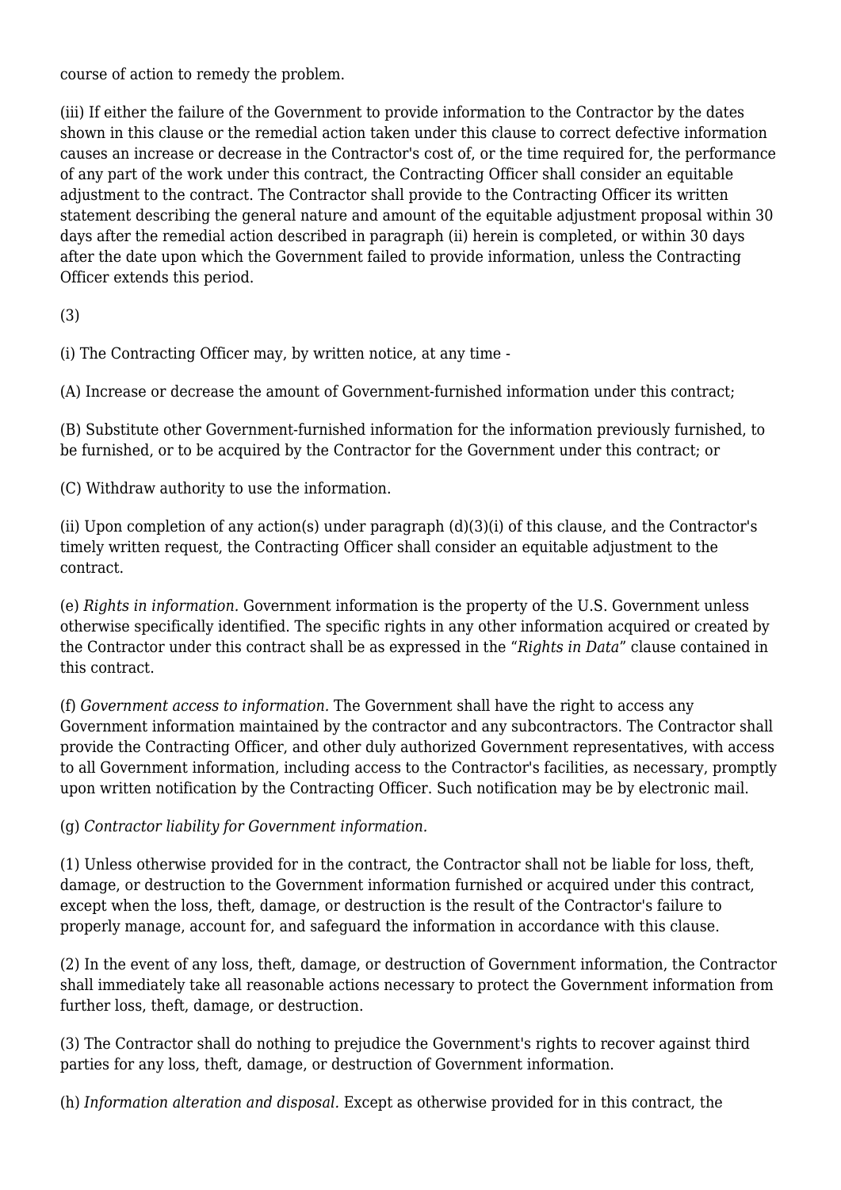course of action to remedy the problem.

(iii) If either the failure of the Government to provide information to the Contractor by the dates shown in this clause or the remedial action taken under this clause to correct defective information causes an increase or decrease in the Contractor's cost of, or the time required for, the performance of any part of the work under this contract, the Contracting Officer shall consider an equitable adjustment to the contract. The Contractor shall provide to the Contracting Officer its written statement describing the general nature and amount of the equitable adjustment proposal within 30 days after the remedial action described in paragraph (ii) herein is completed, or within 30 days after the date upon which the Government failed to provide information, unless the Contracting Officer extends this period.

(3)

(i) The Contracting Officer may, by written notice, at any time -

(A) Increase or decrease the amount of Government-furnished information under this contract;

(B) Substitute other Government-furnished information for the information previously furnished, to be furnished, or to be acquired by the Contractor for the Government under this contract; or

(C) Withdraw authority to use the information.

(ii) Upon completion of any action(s) under paragraph (d)(3)(i) of this clause, and the Contractor's timely written request, the Contracting Officer shall consider an equitable adjustment to the contract.

(e) *Rights in information.* Government information is the property of the U.S. Government unless otherwise specifically identified. The specific rights in any other information acquired or created by the Contractor under this contract shall be as expressed in the "*Rights in Data*" clause contained in this contract.

(f) *Government access to information.* The Government shall have the right to access any Government information maintained by the contractor and any subcontractors. The Contractor shall provide the Contracting Officer, and other duly authorized Government representatives, with access to all Government information, including access to the Contractor's facilities, as necessary, promptly upon written notification by the Contracting Officer. Such notification may be by electronic mail.

(g) *Contractor liability for Government information.*

(1) Unless otherwise provided for in the contract, the Contractor shall not be liable for loss, theft, damage, or destruction to the Government information furnished or acquired under this contract, except when the loss, theft, damage, or destruction is the result of the Contractor's failure to properly manage, account for, and safeguard the information in accordance with this clause.

(2) In the event of any loss, theft, damage, or destruction of Government information, the Contractor shall immediately take all reasonable actions necessary to protect the Government information from further loss, theft, damage, or destruction.

(3) The Contractor shall do nothing to prejudice the Government's rights to recover against third parties for any loss, theft, damage, or destruction of Government information.

(h) *Information alteration and disposal.* Except as otherwise provided for in this contract, the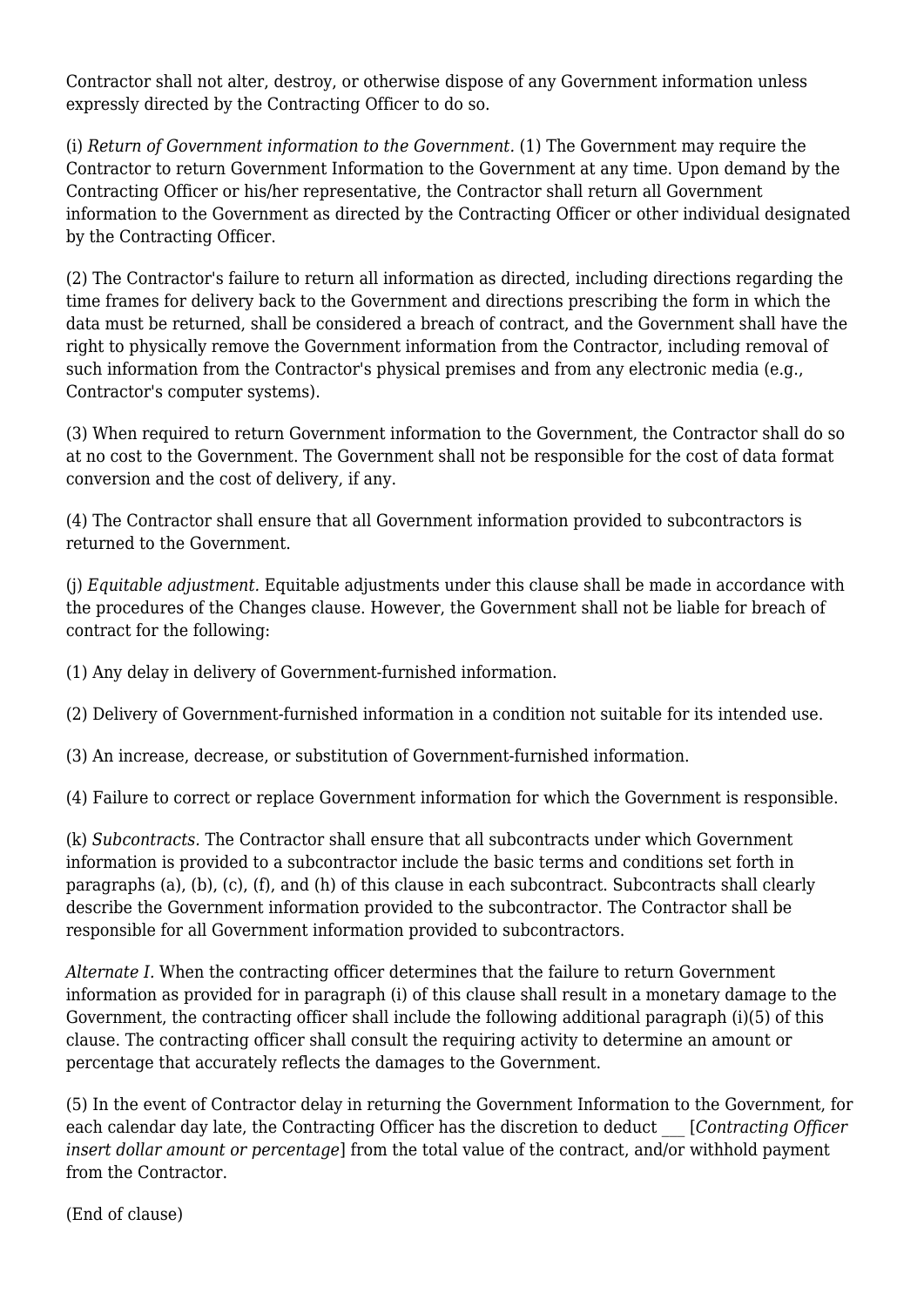Contractor shall not alter, destroy, or otherwise dispose of any Government information unless expressly directed by the Contracting Officer to do so.

(i) *Return of Government information to the Government.* (1) The Government may require the Contractor to return Government Information to the Government at any time. Upon demand by the Contracting Officer or his/her representative, the Contractor shall return all Government information to the Government as directed by the Contracting Officer or other individual designated by the Contracting Officer.

(2) The Contractor's failure to return all information as directed, including directions regarding the time frames for delivery back to the Government and directions prescribing the form in which the data must be returned, shall be considered a breach of contract, and the Government shall have the right to physically remove the Government information from the Contractor, including removal of such information from the Contractor's physical premises and from any electronic media (e.g., Contractor's computer systems).

(3) When required to return Government information to the Government, the Contractor shall do so at no cost to the Government. The Government shall not be responsible for the cost of data format conversion and the cost of delivery, if any.

(4) The Contractor shall ensure that all Government information provided to subcontractors is returned to the Government.

(j) *Equitable adjustment.* Equitable adjustments under this clause shall be made in accordance with the procedures of the Changes clause. However, the Government shall not be liable for breach of contract for the following:

(1) Any delay in delivery of Government-furnished information.

(2) Delivery of Government-furnished information in a condition not suitable for its intended use.

(3) An increase, decrease, or substitution of Government-furnished information.

(4) Failure to correct or replace Government information for which the Government is responsible.

(k) *Subcontracts.* The Contractor shall ensure that all subcontracts under which Government information is provided to a subcontractor include the basic terms and conditions set forth in paragraphs (a), (b), (c), (f), and (h) of this clause in each subcontract. Subcontracts shall clearly describe the Government information provided to the subcontractor. The Contractor shall be responsible for all Government information provided to subcontractors.

*Alternate I.* When the contracting officer determines that the failure to return Government information as provided for in paragraph (i) of this clause shall result in a monetary damage to the Government, the contracting officer shall include the following additional paragraph (i)(5) of this clause. The contracting officer shall consult the requiring activity to determine an amount or percentage that accurately reflects the damages to the Government.

(5) In the event of Contractor delay in returning the Government Information to the Government, for each calendar day late, the Contracting Officer has the discretion to deduct ___ [*Contracting Officer insert dollar amount or percentage*] from the total value of the contract, and/or withhold payment from the Contractor.

(End of clause)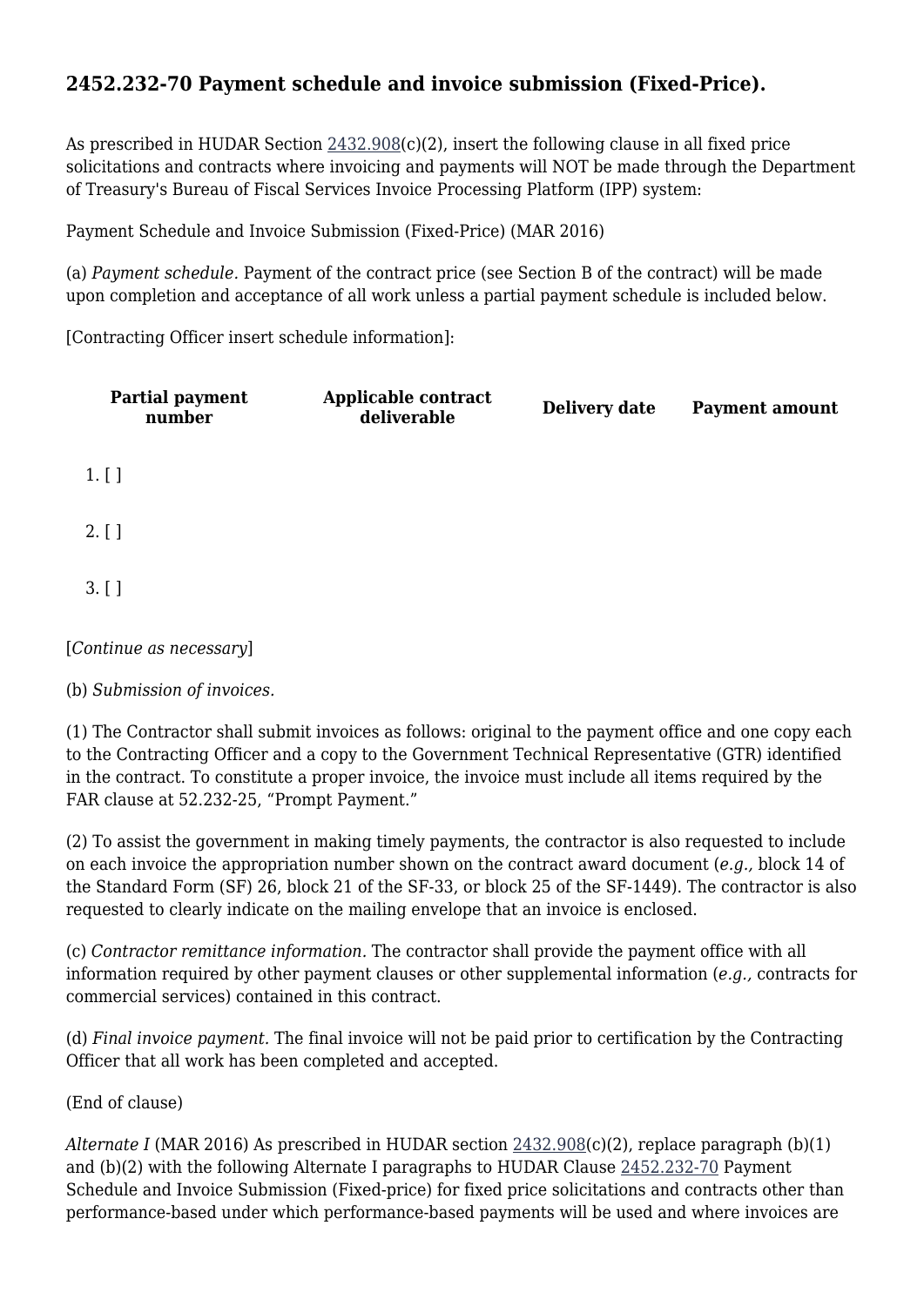## 2452.232-70 Payment schedule and invoice submission (Fixed-Price).

As prescribed in HUDAR Section 2432.908(c)(2), insert the following clause in all fixed price solicitations and contracts where invoicing and payments will NOT be made through the Department of Treasury's Bureau of Fiscal Services Invoice Processing Platform (IPP) system:

Payment Schedule and Invoice Submission (Fixed-Price) (MAR 2016)

(a) *Payment schedule.* Payment of the contract price (see Section B of the contract) will be made upon completion and acceptance of all work unless a partial payment schedule is included below.

[Contracting Officer insert schedule information]:

| Partial payment number | Applicable contract deliverable | Delivery date | Payment amount |
| --- | --- | --- | --- |
| 1. [ ] | | | |
| 2. [ ] | | | |
| 3. [ ] | | | |

[*Continue as necessary*]

(b) *Submission of invoices.*

(1) The Contractor shall submit invoices as follows: original to the payment office and one copy each to the Contracting Officer and a copy to the Government Technical Representative (GTR) identified in the contract. To constitute a proper invoice, the invoice must include all items required by the FAR clause at 52.232-25, "Prompt Payment."

(2) To assist the government in making timely payments, the contractor is also requested to include on each invoice the appropriation number shown on the contract award document (*e.g.,* block 14 of the Standard Form (SF) 26, block 21 of the SF-33, or block 25 of the SF-1449). The contractor is also requested to clearly indicate on the mailing envelope that an invoice is enclosed.

(c) *Contractor remittance information.* The contractor shall provide the payment office with all information required by other payment clauses or other supplemental information (*e.g.,* contracts for commercial services) contained in this contract.

(d) *Final invoice payment.* The final invoice will not be paid prior to certification by the Contracting Officer that all work has been completed and accepted.

(End of clause)

*Alternate I* (MAR 2016) As prescribed in HUDAR section 2432.908(c)(2), replace paragraph (b)(1) and (b)(2) with the following Alternate I paragraphs to HUDAR Clause 2452.232-70 Payment Schedule and Invoice Submission (Fixed-price) for fixed price solicitations and contracts other than performance-based under which performance-based payments will be used and where invoices are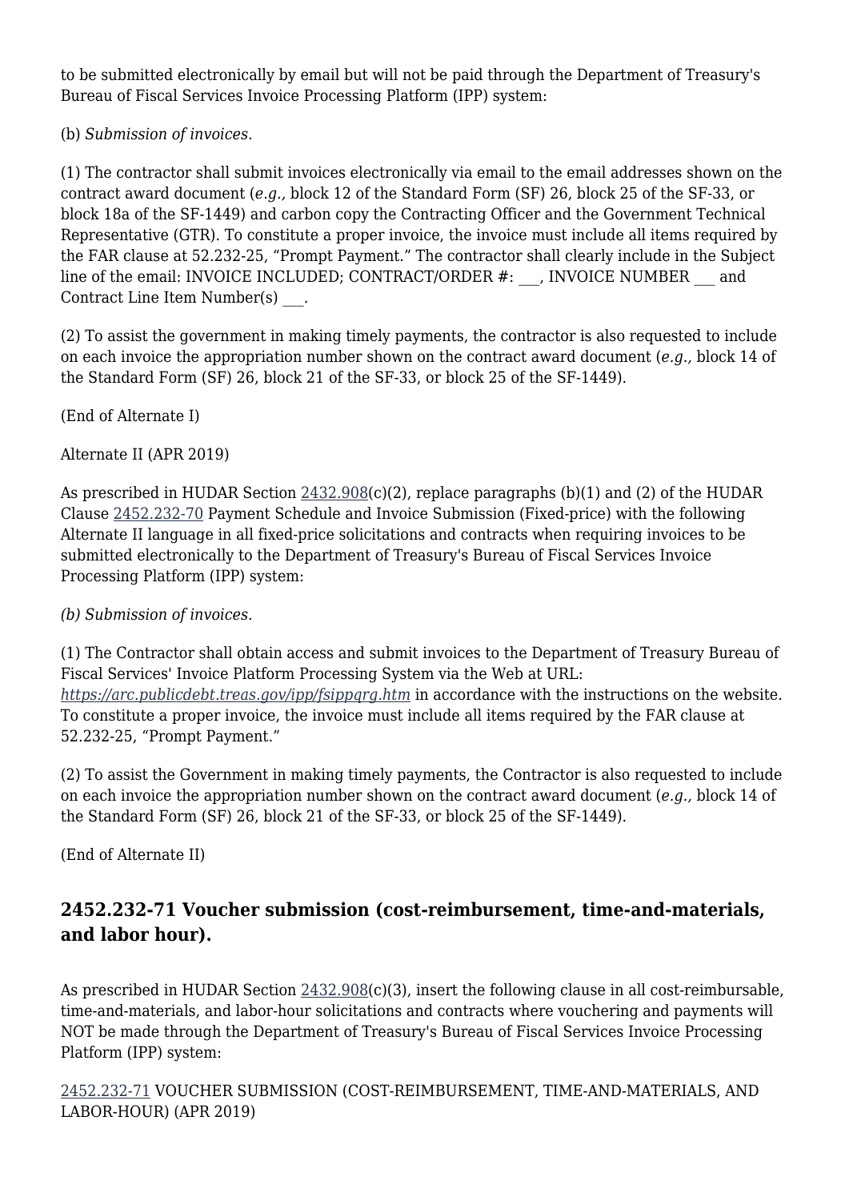to be submitted electronically by email but will not be paid through the Department of Treasury's Bureau of Fiscal Services Invoice Processing Platform (IPP) system:

(b) *Submission of invoices.*

(1) The contractor shall submit invoices electronically via email to the email addresses shown on the contract award document (*e.g.,* block 12 of the Standard Form (SF) 26, block 25 of the SF-33, or block 18a of the SF-1449) and carbon copy the Contracting Officer and the Government Technical Representative (GTR). To constitute a proper invoice, the invoice must include all items required by the FAR clause at 52.232-25, "Prompt Payment." The contractor shall clearly include in the Subject line of the email: INVOICE INCLUDED; CONTRACT/ORDER #: ___, INVOICE NUMBER ___ and Contract Line Item Number(s) ___.

(2) To assist the government in making timely payments, the contractor is also requested to include on each invoice the appropriation number shown on the contract award document (*e.g.,* block 14 of the Standard Form (SF) 26, block 21 of the SF-33, or block 25 of the SF-1449).

(End of Alternate I)

Alternate II (APR 2019)

As prescribed in HUDAR Section 2432.908(c)(2), replace paragraphs (b)(1) and (2) of the HUDAR Clause 2452.232-70 Payment Schedule and Invoice Submission (Fixed-price) with the following Alternate II language in all fixed-price solicitations and contracts when requiring invoices to be submitted electronically to the Department of Treasury's Bureau of Fiscal Services Invoice Processing Platform (IPP) system:

*(b) Submission of invoices.*

(1) The Contractor shall obtain access and submit invoices to the Department of Treasury Bureau of Fiscal Services' Invoice Platform Processing System via the Web at URL: *https://arc.publicdebt.treas.gov/ipp/fsippqrg.htm* in accordance with the instructions on the website. To constitute a proper invoice, the invoice must include all items required by the FAR clause at 52.232-25, "Prompt Payment."

(2) To assist the Government in making timely payments, the Contractor is also requested to include on each invoice the appropriation number shown on the contract award document (*e.g.,* block 14 of the Standard Form (SF) 26, block 21 of the SF-33, or block 25 of the SF-1449).

(End of Alternate II)

## 2452.232-71 Voucher submission (cost-reimbursement, time-and-materials, and labor hour).

As prescribed in HUDAR Section 2432.908(c)(3), insert the following clause in all cost-reimbursable, time-and-materials, and labor-hour solicitations and contracts where vouchering and payments will NOT be made through the Department of Treasury's Bureau of Fiscal Services Invoice Processing Platform (IPP) system:

2452.232-71 VOUCHER SUBMISSION (COST-REIMBURSEMENT, TIME-AND-MATERIALS, AND LABOR-HOUR) (APR 2019)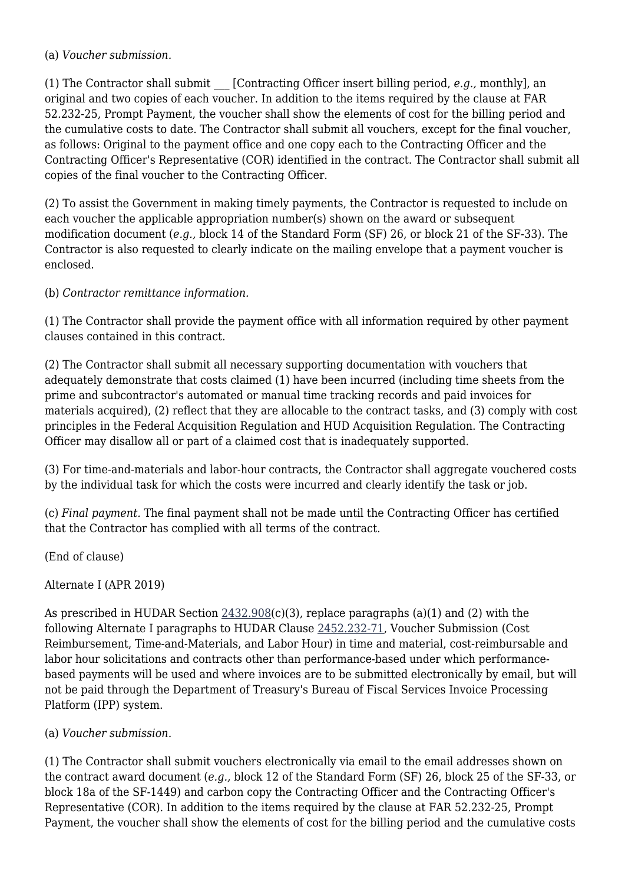(a) *Voucher submission.*

(1) The Contractor shall submit ___ [Contracting Officer insert billing period, *e.g.,* monthly], an original and two copies of each voucher. In addition to the items required by the clause at FAR 52.232-25, Prompt Payment, the voucher shall show the elements of cost for the billing period and the cumulative costs to date. The Contractor shall submit all vouchers, except for the final voucher, as follows: Original to the payment office and one copy each to the Contracting Officer and the Contracting Officer's Representative (COR) identified in the contract. The Contractor shall submit all copies of the final voucher to the Contracting Officer.

(2) To assist the Government in making timely payments, the Contractor is requested to include on each voucher the applicable appropriation number(s) shown on the award or subsequent modification document (*e.g.,* block 14 of the Standard Form (SF) 26, or block 21 of the SF-33). The Contractor is also requested to clearly indicate on the mailing envelope that a payment voucher is enclosed.

(b) *Contractor remittance information.*

(1) The Contractor shall provide the payment office with all information required by other payment clauses contained in this contract.

(2) The Contractor shall submit all necessary supporting documentation with vouchers that adequately demonstrate that costs claimed (1) have been incurred (including time sheets from the prime and subcontractor's automated or manual time tracking records and paid invoices for materials acquired), (2) reflect that they are allocable to the contract tasks, and (3) comply with cost principles in the Federal Acquisition Regulation and HUD Acquisition Regulation. The Contracting Officer may disallow all or part of a claimed cost that is inadequately supported.

(3) For time-and-materials and labor-hour contracts, the Contractor shall aggregate vouchered costs by the individual task for which the costs were incurred and clearly identify the task or job.

(c) *Final payment.* The final payment shall not be made until the Contracting Officer has certified that the Contractor has complied with all terms of the contract.

(End of clause)

Alternate I (APR 2019)

As prescribed in HUDAR Section 2432.908(c)(3), replace paragraphs (a)(1) and (2) with the following Alternate I paragraphs to HUDAR Clause 2452.232-71, Voucher Submission (Cost Reimbursement, Time-and-Materials, and Labor Hour) in time and material, cost-reimbursable and labor hour solicitations and contracts other than performance-based under which performance-based payments will be used and where invoices are to be submitted electronically by email, but will not be paid through the Department of Treasury's Bureau of Fiscal Services Invoice Processing Platform (IPP) system.

(a) *Voucher submission.*

(1) The Contractor shall submit vouchers electronically via email to the email addresses shown on the contract award document (*e.g.,* block 12 of the Standard Form (SF) 26, block 25 of the SF-33, or block 18a of the SF-1449) and carbon copy the Contracting Officer and the Contracting Officer's Representative (COR). In addition to the items required by the clause at FAR 52.232-25, Prompt Payment, the voucher shall show the elements of cost for the billing period and the cumulative costs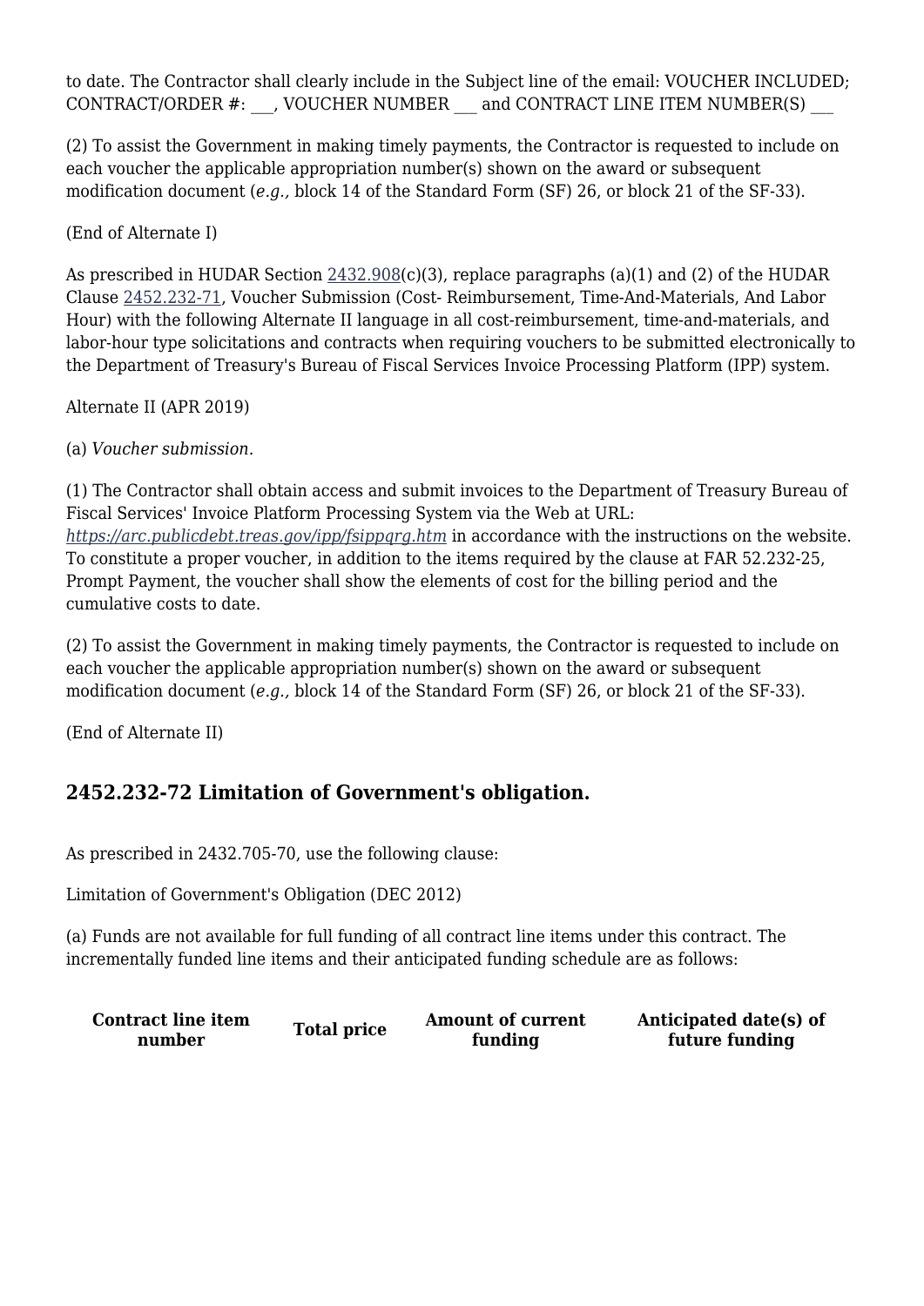to date. The Contractor shall clearly include in the Subject line of the email: VOUCHER INCLUDED; CONTRACT/ORDER #: ___, VOUCHER NUMBER ___ and CONTRACT LINE ITEM NUMBER(S) ___

(2) To assist the Government in making timely payments, the Contractor is requested to include on each voucher the applicable appropriation number(s) shown on the award or subsequent modification document (*e.g.,* block 14 of the Standard Form (SF) 26, or block 21 of the SF-33).

(End of Alternate I)

As prescribed in HUDAR Section 2432.908(c)(3), replace paragraphs (a)(1) and (2) of the HUDAR Clause 2452.232-71, Voucher Submission (Cost- Reimbursement, Time-And-Materials, And Labor Hour) with the following Alternate II language in all cost-reimbursement, time-and-materials, and labor-hour type solicitations and contracts when requiring vouchers to be submitted electronically to the Department of Treasury's Bureau of Fiscal Services Invoice Processing Platform (IPP) system.

Alternate II (APR 2019)

(a) *Voucher submission.*

(1) The Contractor shall obtain access and submit invoices to the Department of Treasury Bureau of Fiscal Services' Invoice Platform Processing System via the Web at URL: *https://arc.publicdebt.treas.gov/ipp/fsippqrg.htm* in accordance with the instructions on the website. To constitute a proper voucher, in addition to the items required by the clause at FAR 52.232-25, Prompt Payment, the voucher shall show the elements of cost for the billing period and the cumulative costs to date.

(2) To assist the Government in making timely payments, the Contractor is requested to include on each voucher the applicable appropriation number(s) shown on the award or subsequent modification document (*e.g.,* block 14 of the Standard Form (SF) 26, or block 21 of the SF-33).

(End of Alternate II)

## 2452.232-72 Limitation of Government's obligation.

As prescribed in 2432.705-70, use the following clause:

Limitation of Government's Obligation (DEC 2012)

(a) Funds are not available for full funding of all contract line items under this contract. The incrementally funded line items and their anticipated funding schedule are as follows:

| Contract line item number | Total price | Amount of current funding | Anticipated date(s) of future funding |
|---|---|---|---|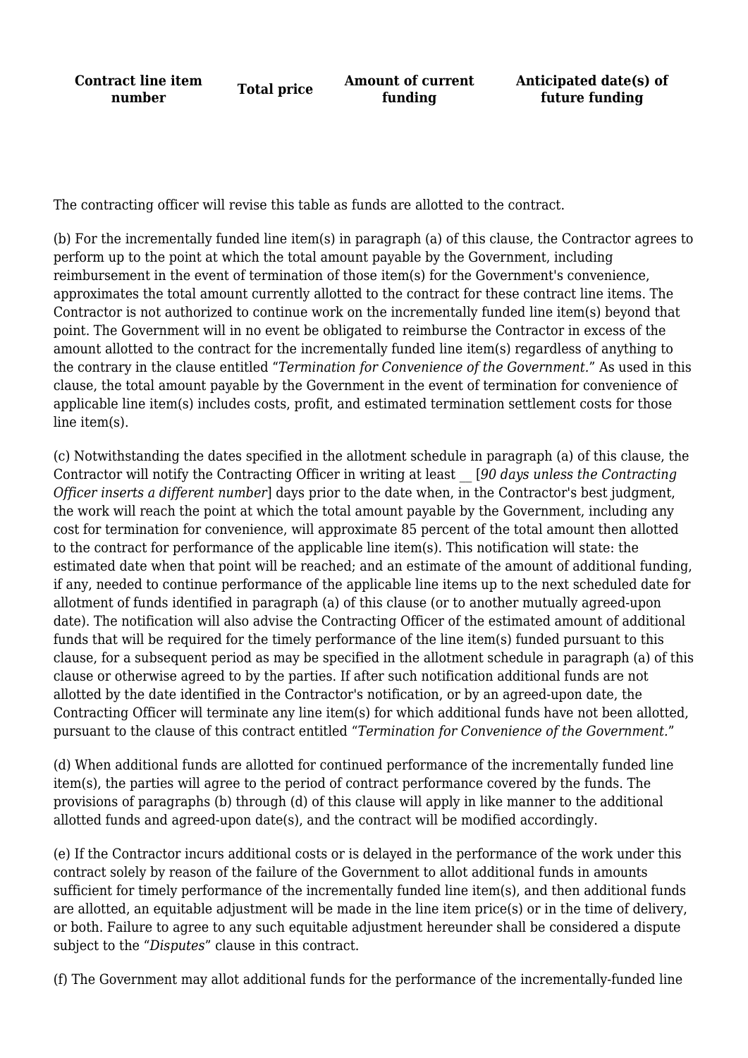| Contract line item number | Total price | Amount of current funding | Anticipated date(s) of future funding |
|---|---|---|---|
| | | | |

The contracting officer will revise this table as funds are allotted to the contract.

(b) For the incrementally funded line item(s) in paragraph (a) of this clause, the Contractor agrees to perform up to the point at which the total amount payable by the Government, including reimbursement in the event of termination of those item(s) for the Government's convenience, approximates the total amount currently allotted to the contract for these contract line items. The Contractor is not authorized to continue work on the incrementally funded line item(s) beyond that point. The Government will in no event be obligated to reimburse the Contractor in excess of the amount allotted to the contract for the incrementally funded line item(s) regardless of anything to the contrary in the clause entitled "*Termination for Convenience of the Government.*" As used in this clause, the total amount payable by the Government in the event of termination for convenience of applicable line item(s) includes costs, profit, and estimated termination settlement costs for those line item(s).

(c) Notwithstanding the dates specified in the allotment schedule in paragraph (a) of this clause, the Contractor will notify the Contracting Officer in writing at least __ [*90 days unless the Contracting Officer inserts a different number*] days prior to the date when, in the Contractor's best judgment, the work will reach the point at which the total amount payable by the Government, including any cost for termination for convenience, will approximate 85 percent of the total amount then allotted to the contract for performance of the applicable line item(s). This notification will state: the estimated date when that point will be reached; and an estimate of the amount of additional funding, if any, needed to continue performance of the applicable line items up to the next scheduled date for allotment of funds identified in paragraph (a) of this clause (or to another mutually agreed-upon date). The notification will also advise the Contracting Officer of the estimated amount of additional funds that will be required for the timely performance of the line item(s) funded pursuant to this clause, for a subsequent period as may be specified in the allotment schedule in paragraph (a) of this clause or otherwise agreed to by the parties. If after such notification additional funds are not allotted by the date identified in the Contractor's notification, or by an agreed-upon date, the Contracting Officer will terminate any line item(s) for which additional funds have not been allotted, pursuant to the clause of this contract entitled "*Termination for Convenience of the Government.*"

(d) When additional funds are allotted for continued performance of the incrementally funded line item(s), the parties will agree to the period of contract performance covered by the funds. The provisions of paragraphs (b) through (d) of this clause will apply in like manner to the additional allotted funds and agreed-upon date(s), and the contract will be modified accordingly.

(e) If the Contractor incurs additional costs or is delayed in the performance of the work under this contract solely by reason of the failure of the Government to allot additional funds in amounts sufficient for timely performance of the incrementally funded line item(s), and then additional funds are allotted, an equitable adjustment will be made in the line item price(s) or in the time of delivery, or both. Failure to agree to any such equitable adjustment hereunder shall be considered a dispute subject to the "*Disputes*" clause in this contract.

(f) The Government may allot additional funds for the performance of the incrementally-funded line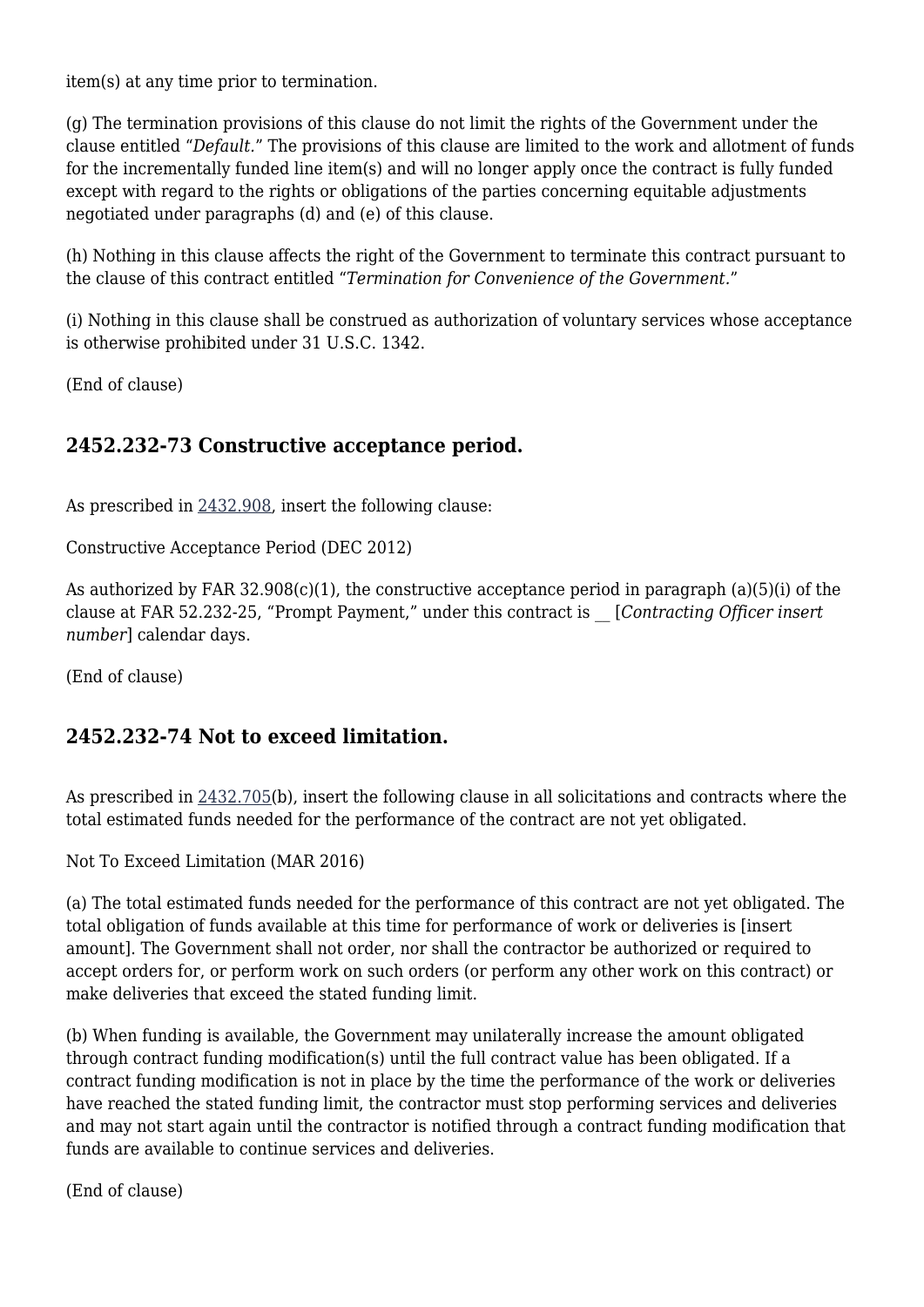item(s) at any time prior to termination.

(g) The termination provisions of this clause do not limit the rights of the Government under the clause entitled "*Default.*" The provisions of this clause are limited to the work and allotment of funds for the incrementally funded line item(s) and will no longer apply once the contract is fully funded except with regard to the rights or obligations of the parties concerning equitable adjustments negotiated under paragraphs (d) and (e) of this clause.

(h) Nothing in this clause affects the right of the Government to terminate this contract pursuant to the clause of this contract entitled "*Termination for Convenience of the Government.*"

(i) Nothing in this clause shall be construed as authorization of voluntary services whose acceptance is otherwise prohibited under 31 U.S.C. 1342.

(End of clause)

## 2452.232-73 Constructive acceptance period.

As prescribed in 2432.908, insert the following clause:

Constructive Acceptance Period (DEC 2012)

As authorized by FAR 32.908(c)(1), the constructive acceptance period in paragraph (a)(5)(i) of the clause at FAR 52.232-25, "Prompt Payment," under this contract is __ [*Contracting Officer insert number*] calendar days.

(End of clause)

## 2452.232-74 Not to exceed limitation.

As prescribed in 2432.705(b), insert the following clause in all solicitations and contracts where the total estimated funds needed for the performance of the contract are not yet obligated.

Not To Exceed Limitation (MAR 2016)

(a) The total estimated funds needed for the performance of this contract are not yet obligated. The total obligation of funds available at this time for performance of work or deliveries is [insert amount]. The Government shall not order, nor shall the contractor be authorized or required to accept orders for, or perform work on such orders (or perform any other work on this contract) or make deliveries that exceed the stated funding limit.

(b) When funding is available, the Government may unilaterally increase the amount obligated through contract funding modification(s) until the full contract value has been obligated. If a contract funding modification is not in place by the time the performance of the work or deliveries have reached the stated funding limit, the contractor must stop performing services and deliveries and may not start again until the contractor is notified through a contract funding modification that funds are available to continue services and deliveries.

(End of clause)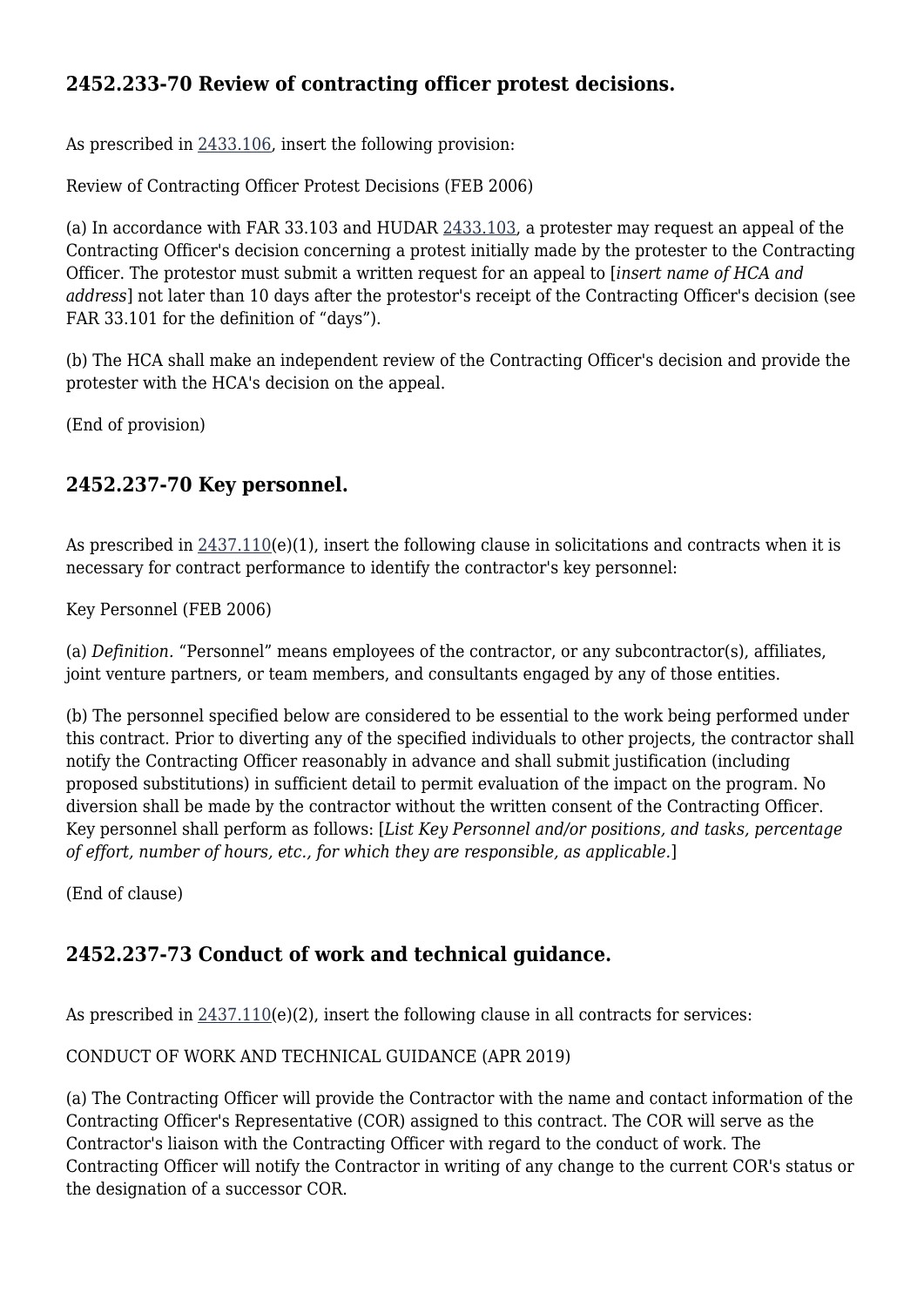## 2452.233-70 Review of contracting officer protest decisions.

As prescribed in 2433.106, insert the following provision:

Review of Contracting Officer Protest Decisions (FEB 2006)

(a) In accordance with FAR 33.103 and HUDAR 2433.103, a protester may request an appeal of the Contracting Officer's decision concerning a protest initially made by the protester to the Contracting Officer. The protestor must submit a written request for an appeal to [*insert name of HCA and address*] not later than 10 days after the protestor's receipt of the Contracting Officer's decision (see FAR 33.101 for the definition of "days").

(b) The HCA shall make an independent review of the Contracting Officer's decision and provide the protester with the HCA's decision on the appeal.

(End of provision)

## 2452.237-70 Key personnel.

As prescribed in 2437.110(e)(1), insert the following clause in solicitations and contracts when it is necessary for contract performance to identify the contractor's key personnel:

Key Personnel (FEB 2006)

(a) *Definition.* "Personnel" means employees of the contractor, or any subcontractor(s), affiliates, joint venture partners, or team members, and consultants engaged by any of those entities.

(b) The personnel specified below are considered to be essential to the work being performed under this contract. Prior to diverting any of the specified individuals to other projects, the contractor shall notify the Contracting Officer reasonably in advance and shall submit justification (including proposed substitutions) in sufficient detail to permit evaluation of the impact on the program. No diversion shall be made by the contractor without the written consent of the Contracting Officer. Key personnel shall perform as follows: [*List Key Personnel and/or positions, and tasks, percentage of effort, number of hours, etc., for which they are responsible, as applicable.*]

(End of clause)

## 2452.237-73 Conduct of work and technical guidance.

As prescribed in 2437.110(e)(2), insert the following clause in all contracts for services:

CONDUCT OF WORK AND TECHNICAL GUIDANCE (APR 2019)

(a) The Contracting Officer will provide the Contractor with the name and contact information of the Contracting Officer's Representative (COR) assigned to this contract. The COR will serve as the Contractor's liaison with the Contracting Officer with regard to the conduct of work. The Contracting Officer will notify the Contractor in writing of any change to the current COR's status or the designation of a successor COR.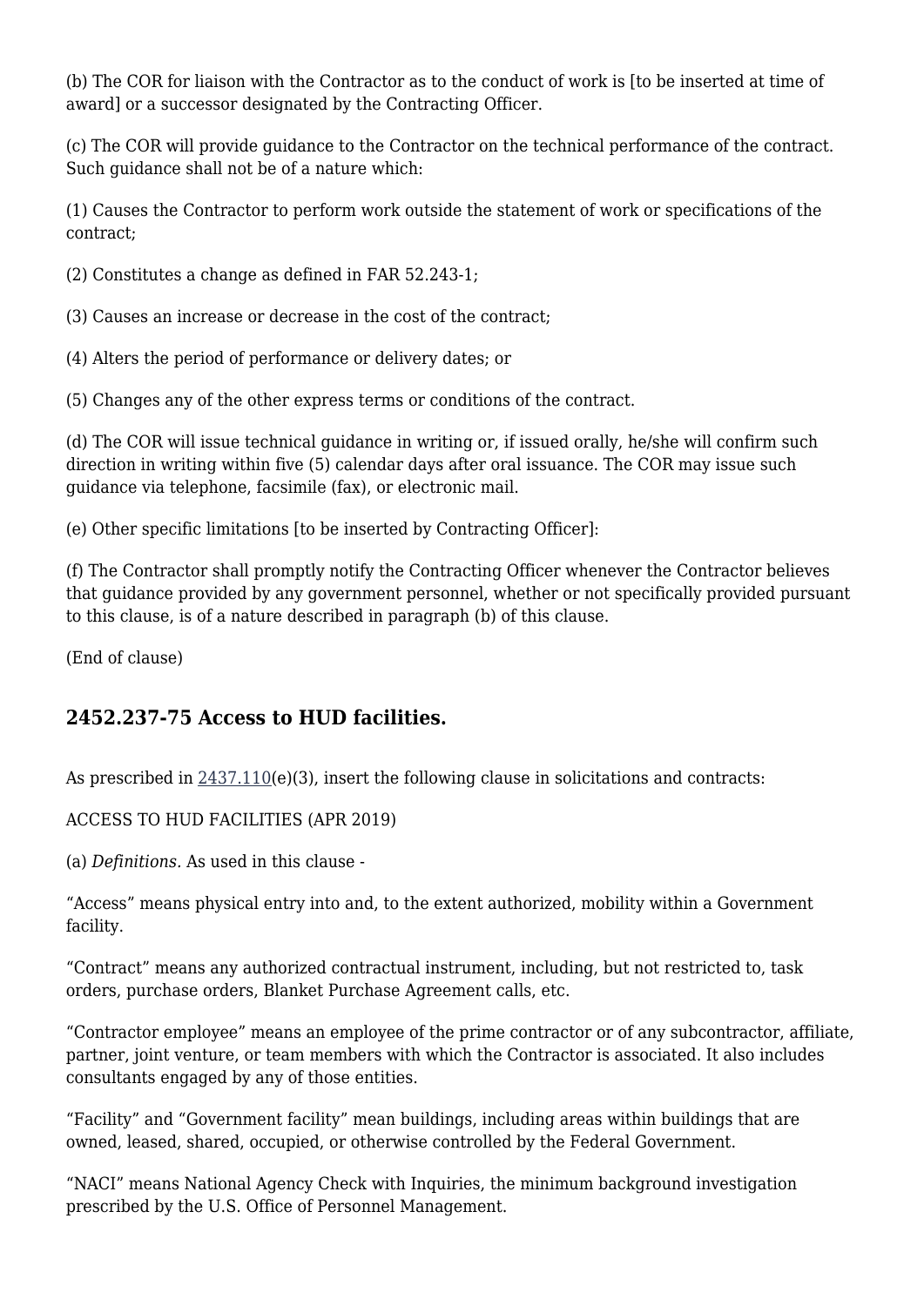(b) The COR for liaison with the Contractor as to the conduct of work is [to be inserted at time of award] or a successor designated by the Contracting Officer.

(c) The COR will provide guidance to the Contractor on the technical performance of the contract. Such guidance shall not be of a nature which:

(1) Causes the Contractor to perform work outside the statement of work or specifications of the contract;

(2) Constitutes a change as defined in FAR 52.243-1;

(3) Causes an increase or decrease in the cost of the contract;

(4) Alters the period of performance or delivery dates; or

(5) Changes any of the other express terms or conditions of the contract.

(d) The COR will issue technical guidance in writing or, if issued orally, he/she will confirm such direction in writing within five (5) calendar days after oral issuance. The COR may issue such guidance via telephone, facsimile (fax), or electronic mail.

(e) Other specific limitations [to be inserted by Contracting Officer]:

(f) The Contractor shall promptly notify the Contracting Officer whenever the Contractor believes that guidance provided by any government personnel, whether or not specifically provided pursuant to this clause, is of a nature described in paragraph (b) of this clause.

(End of clause)

## 2452.237-75 Access to HUD facilities.

As prescribed in 2437.110(e)(3), insert the following clause in solicitations and contracts:

ACCESS TO HUD FACILITIES (APR 2019)

(a) *Definitions.* As used in this clause -

“Access” means physical entry into and, to the extent authorized, mobility within a Government facility.

“Contract” means any authorized contractual instrument, including, but not restricted to, task orders, purchase orders, Blanket Purchase Agreement calls, etc.

“Contractor employee” means an employee of the prime contractor or of any subcontractor, affiliate, partner, joint venture, or team members with which the Contractor is associated. It also includes consultants engaged by any of those entities.

“Facility” and “Government facility” mean buildings, including areas within buildings that are owned, leased, shared, occupied, or otherwise controlled by the Federal Government.

“NACI” means National Agency Check with Inquiries, the minimum background investigation prescribed by the U.S. Office of Personnel Management.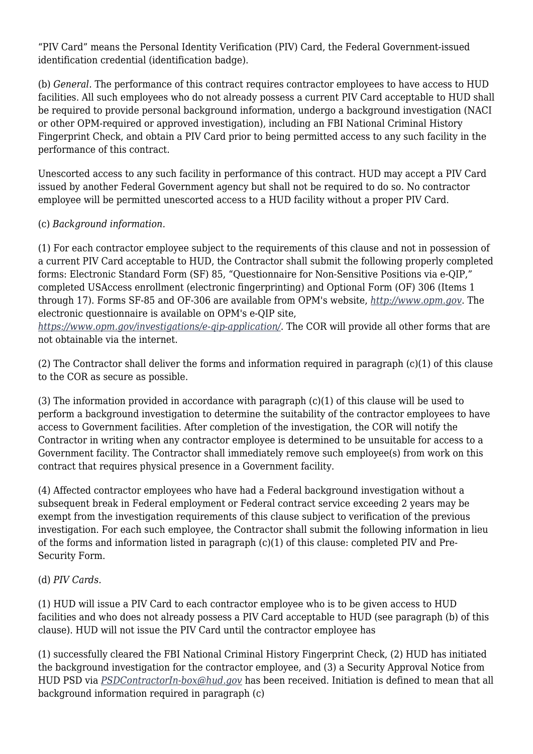"PIV Card" means the Personal Identity Verification (PIV) Card, the Federal Government-issued identification credential (identification badge).

(b) *General.* The performance of this contract requires contractor employees to have access to HUD facilities. All such employees who do not already possess a current PIV Card acceptable to HUD shall be required to provide personal background information, undergo a background investigation (NACI or other OPM-required or approved investigation), including an FBI National Criminal History Fingerprint Check, and obtain a PIV Card prior to being permitted access to any such facility in the performance of this contract.

Unescorted access to any such facility in performance of this contract. HUD may accept a PIV Card issued by another Federal Government agency but shall not be required to do so. No contractor employee will be permitted unescorted access to a HUD facility without a proper PIV Card.

(c) *Background information.*

(1) For each contractor employee subject to the requirements of this clause and not in possession of a current PIV Card acceptable to HUD, the Contractor shall submit the following properly completed forms: Electronic Standard Form (SF) 85, "Questionnaire for Non-Sensitive Positions via e-QIP," completed USAccess enrollment (electronic fingerprinting) and Optional Form (OF) 306 (Items 1 through 17). Forms SF-85 and OF-306 are available from OPM's website, *http://www.opm.gov*. The electronic questionnaire is available on OPM's e-QIP site, *https://www.opm.gov/investigations/e-qip-application/*. The COR will provide all other forms that are not obtainable via the internet.

(2) The Contractor shall deliver the forms and information required in paragraph (c)(1) of this clause to the COR as secure as possible.

(3) The information provided in accordance with paragraph (c)(1) of this clause will be used to perform a background investigation to determine the suitability of the contractor employees to have access to Government facilities. After completion of the investigation, the COR will notify the Contractor in writing when any contractor employee is determined to be unsuitable for access to a Government facility. The Contractor shall immediately remove such employee(s) from work on this contract that requires physical presence in a Government facility.

(4) Affected contractor employees who have had a Federal background investigation without a subsequent break in Federal employment or Federal contract service exceeding 2 years may be exempt from the investigation requirements of this clause subject to verification of the previous investigation. For each such employee, the Contractor shall submit the following information in lieu of the forms and information listed in paragraph (c)(1) of this clause: completed PIV and Pre-Security Form.

(d) *PIV Cards.*

(1) HUD will issue a PIV Card to each contractor employee who is to be given access to HUD facilities and who does not already possess a PIV Card acceptable to HUD (see paragraph (b) of this clause). HUD will not issue the PIV Card until the contractor employee has

(1) successfully cleared the FBI National Criminal History Fingerprint Check, (2) HUD has initiated the background investigation for the contractor employee, and (3) a Security Approval Notice from HUD PSD via *PSDContractorIn-box@hud.gov* has been received. Initiation is defined to mean that all background information required in paragraph (c)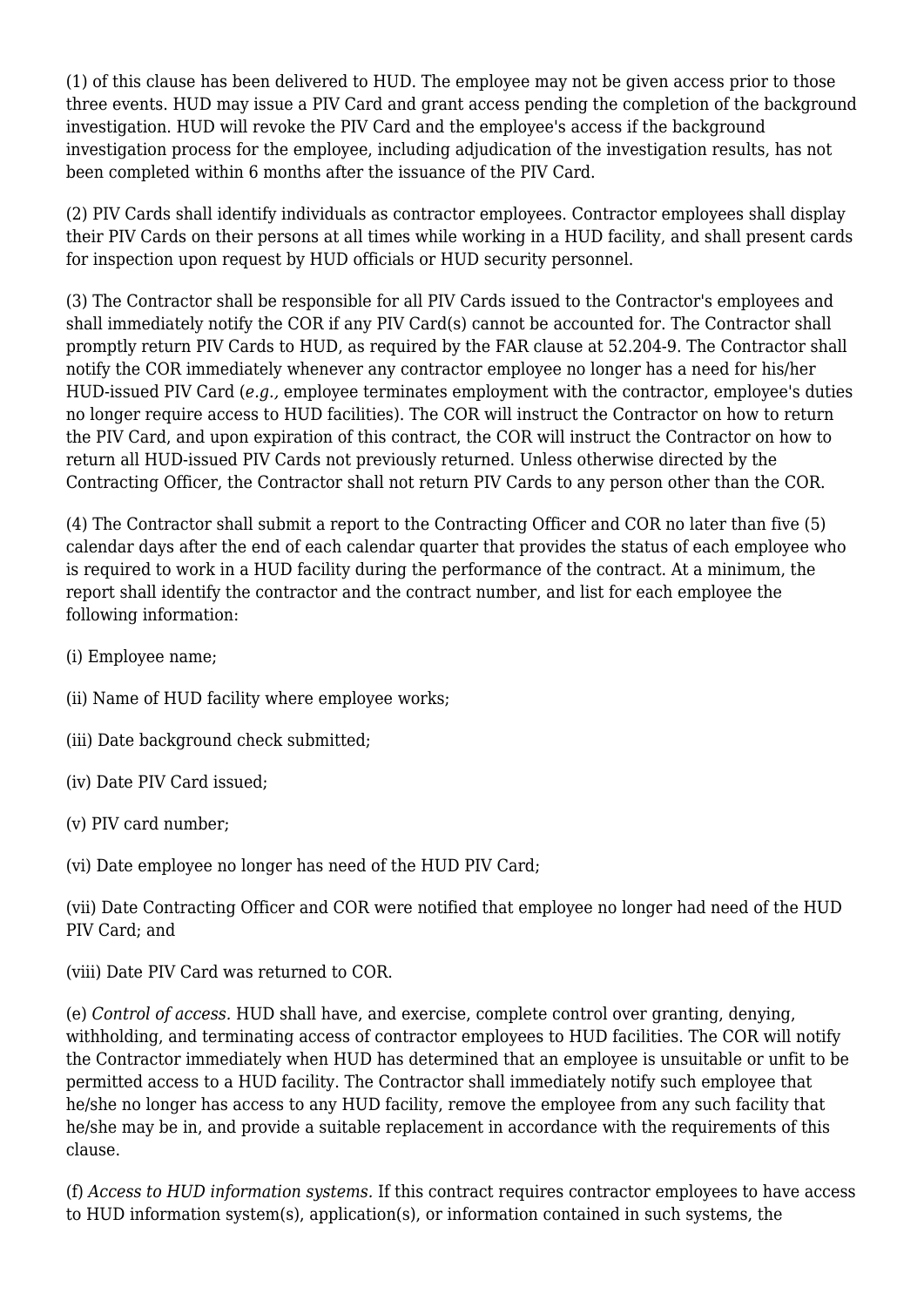(1) of this clause has been delivered to HUD. The employee may not be given access prior to those three events. HUD may issue a PIV Card and grant access pending the completion of the background investigation. HUD will revoke the PIV Card and the employee's access if the background investigation process for the employee, including adjudication of the investigation results, has not been completed within 6 months after the issuance of the PIV Card.

(2) PIV Cards shall identify individuals as contractor employees. Contractor employees shall display their PIV Cards on their persons at all times while working in a HUD facility, and shall present cards for inspection upon request by HUD officials or HUD security personnel.

(3) The Contractor shall be responsible for all PIV Cards issued to the Contractor's employees and shall immediately notify the COR if any PIV Card(s) cannot be accounted for. The Contractor shall promptly return PIV Cards to HUD, as required by the FAR clause at 52.204-9. The Contractor shall notify the COR immediately whenever any contractor employee no longer has a need for his/her HUD-issued PIV Card (*e.g.,* employee terminates employment with the contractor, employee's duties no longer require access to HUD facilities). The COR will instruct the Contractor on how to return the PIV Card, and upon expiration of this contract, the COR will instruct the Contractor on how to return all HUD-issued PIV Cards not previously returned. Unless otherwise directed by the Contracting Officer, the Contractor shall not return PIV Cards to any person other than the COR.

(4) The Contractor shall submit a report to the Contracting Officer and COR no later than five (5) calendar days after the end of each calendar quarter that provides the status of each employee who is required to work in a HUD facility during the performance of the contract. At a minimum, the report shall identify the contractor and the contract number, and list for each employee the following information:

(i) Employee name;

(ii) Name of HUD facility where employee works;

(iii) Date background check submitted;

(iv) Date PIV Card issued;

(v) PIV card number;

(vi) Date employee no longer has need of the HUD PIV Card;

(vii) Date Contracting Officer and COR were notified that employee no longer had need of the HUD PIV Card; and

(viii) Date PIV Card was returned to COR.

(e) *Control of access.* HUD shall have, and exercise, complete control over granting, denying, withholding, and terminating access of contractor employees to HUD facilities. The COR will notify the Contractor immediately when HUD has determined that an employee is unsuitable or unfit to be permitted access to a HUD facility. The Contractor shall immediately notify such employee that he/she no longer has access to any HUD facility, remove the employee from any such facility that he/she may be in, and provide a suitable replacement in accordance with the requirements of this clause.

(f) *Access to HUD information systems.* If this contract requires contractor employees to have access to HUD information system(s), application(s), or information contained in such systems, the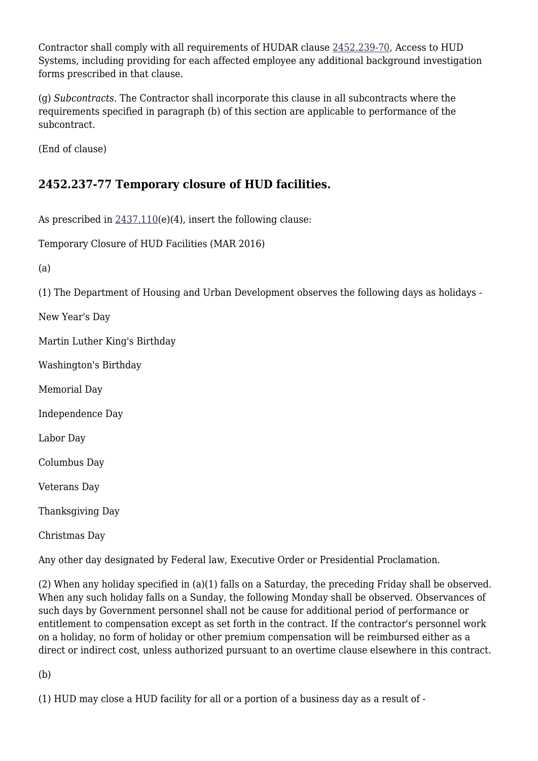Contractor shall comply with all requirements of HUDAR clause 2452.239-70, Access to HUD Systems, including providing for each affected employee any additional background investigation forms prescribed in that clause.

(g) *Subcontracts.* The Contractor shall incorporate this clause in all subcontracts where the requirements specified in paragraph (b) of this section are applicable to performance of the subcontract.

(End of clause)

## 2452.237-77 Temporary closure of HUD facilities.

As prescribed in 2437.110(e)(4), insert the following clause:

Temporary Closure of HUD Facilities (MAR 2016)

(a)

(1) The Department of Housing and Urban Development observes the following days as holidays -

New Year's Day

Martin Luther King's Birthday

Washington's Birthday

Memorial Day

Independence Day

Labor Day

Columbus Day

Veterans Day

Thanksgiving Day

Christmas Day

Any other day designated by Federal law, Executive Order or Presidential Proclamation.

(2) When any holiday specified in (a)(1) falls on a Saturday, the preceding Friday shall be observed. When any such holiday falls on a Sunday, the following Monday shall be observed. Observances of such days by Government personnel shall not be cause for additional period of performance or entitlement to compensation except as set forth in the contract. If the contractor's personnel work on a holiday, no form of holiday or other premium compensation will be reimbursed either as a direct or indirect cost, unless authorized pursuant to an overtime clause elsewhere in this contract.

(b)

(1) HUD may close a HUD facility for all or a portion of a business day as a result of -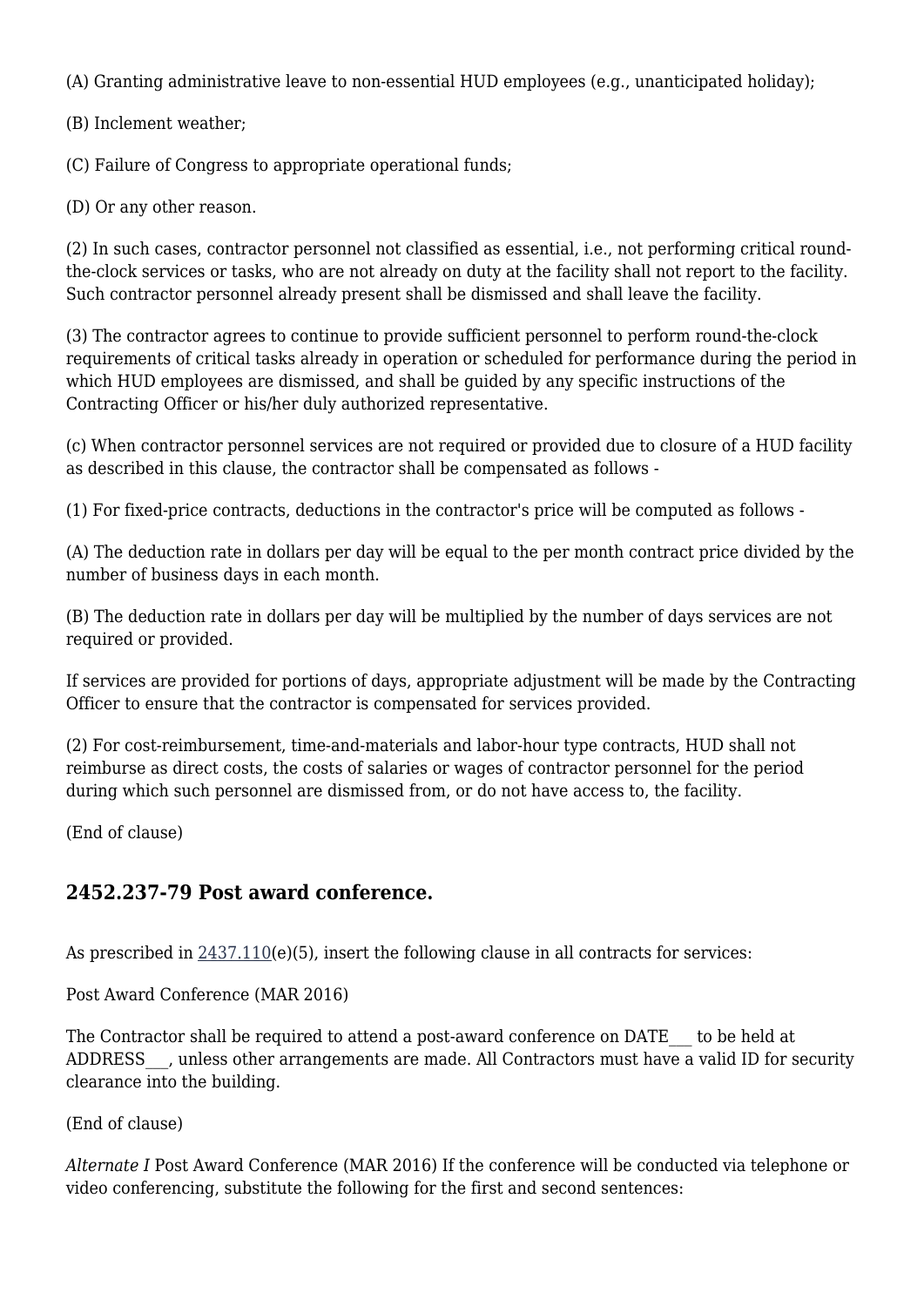(A) Granting administrative leave to non-essential HUD employees (e.g., unanticipated holiday);

(B) Inclement weather;

(C) Failure of Congress to appropriate operational funds;

(D) Or any other reason.

(2) In such cases, contractor personnel not classified as essential, i.e., not performing critical round-the-clock services or tasks, who are not already on duty at the facility shall not report to the facility. Such contractor personnel already present shall be dismissed and shall leave the facility.

(3) The contractor agrees to continue to provide sufficient personnel to perform round-the-clock requirements of critical tasks already in operation or scheduled for performance during the period in which HUD employees are dismissed, and shall be guided by any specific instructions of the Contracting Officer or his/her duly authorized representative.

(c) When contractor personnel services are not required or provided due to closure of a HUD facility as described in this clause, the contractor shall be compensated as follows -

(1) For fixed-price contracts, deductions in the contractor's price will be computed as follows -

(A) The deduction rate in dollars per day will be equal to the per month contract price divided by the number of business days in each month.

(B) The deduction rate in dollars per day will be multiplied by the number of days services are not required or provided.

If services are provided for portions of days, appropriate adjustment will be made by the Contracting Officer to ensure that the contractor is compensated for services provided.

(2) For cost-reimbursement, time-and-materials and labor-hour type contracts, HUD shall not reimburse as direct costs, the costs of salaries or wages of contractor personnel for the period during which such personnel are dismissed from, or do not have access to, the facility.

(End of clause)

## 2452.237-79 Post award conference.

As prescribed in 2437.110(e)(5), insert the following clause in all contracts for services:

Post Award Conference (MAR 2016)

The Contractor shall be required to attend a post-award conference on DATE___ to be held at ADDRESS___, unless other arrangements are made. All Contractors must have a valid ID for security clearance into the building.

(End of clause)

*Alternate I* Post Award Conference (MAR 2016) If the conference will be conducted via telephone or video conferencing, substitute the following for the first and second sentences: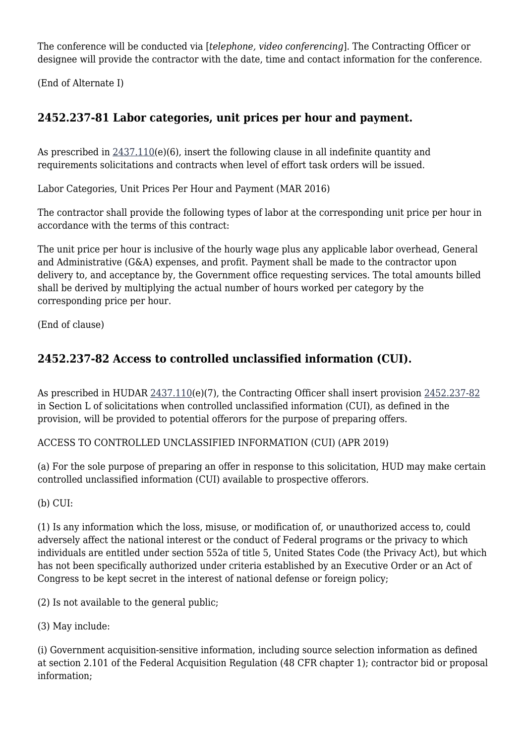The conference will be conducted via [*telephone, video conferencing*]. The Contracting Officer or designee will provide the contractor with the date, time and contact information for the conference.

(End of Alternate I)

### 2452.237-81 Labor categories, unit prices per hour and payment.

As prescribed in 2437.110(e)(6), insert the following clause in all indefinite quantity and requirements solicitations and contracts when level of effort task orders will be issued.

Labor Categories, Unit Prices Per Hour and Payment (MAR 2016)

The contractor shall provide the following types of labor at the corresponding unit price per hour in accordance with the terms of this contract:

The unit price per hour is inclusive of the hourly wage plus any applicable labor overhead, General and Administrative (G&A) expenses, and profit. Payment shall be made to the contractor upon delivery to, and acceptance by, the Government office requesting services. The total amounts billed shall be derived by multiplying the actual number of hours worked per category by the corresponding price per hour.

(End of clause)

### 2452.237-82 Access to controlled unclassified information (CUI).

As prescribed in HUDAR 2437.110(e)(7), the Contracting Officer shall insert provision 2452.237-82 in Section L of solicitations when controlled unclassified information (CUI), as defined in the provision, will be provided to potential offerors for the purpose of preparing offers.

ACCESS TO CONTROLLED UNCLASSIFIED INFORMATION (CUI) (APR 2019)

(a) For the sole purpose of preparing an offer in response to this solicitation, HUD may make certain controlled unclassified information (CUI) available to prospective offerors.

(b) CUI:

(1) Is any information which the loss, misuse, or modification of, or unauthorized access to, could adversely affect the national interest or the conduct of Federal programs or the privacy to which individuals are entitled under section 552a of title 5, United States Code (the Privacy Act), but which has not been specifically authorized under criteria established by an Executive Order or an Act of Congress to be kept secret in the interest of national defense or foreign policy;

(2) Is not available to the general public;

(3) May include:

(i) Government acquisition-sensitive information, including source selection information as defined at section 2.101 of the Federal Acquisition Regulation (48 CFR chapter 1); contractor bid or proposal information;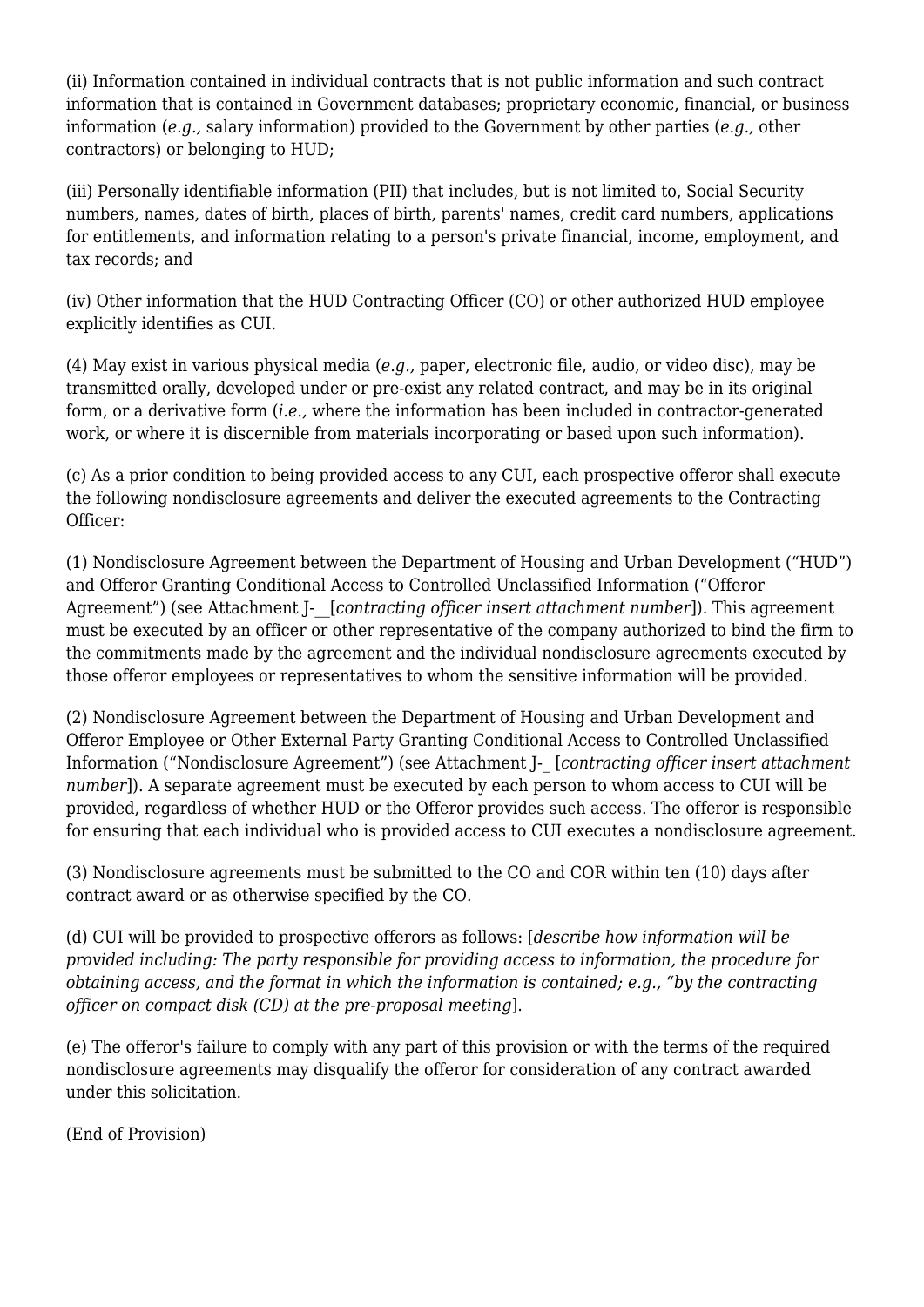(ii) Information contained in individual contracts that is not public information and such contract information that is contained in Government databases; proprietary economic, financial, or business information (*e.g.,* salary information) provided to the Government by other parties (*e.g.,* other contractors) or belonging to HUD;

(iii) Personally identifiable information (PII) that includes, but is not limited to, Social Security numbers, names, dates of birth, places of birth, parents' names, credit card numbers, applications for entitlements, and information relating to a person's private financial, income, employment, and tax records; and

(iv) Other information that the HUD Contracting Officer (CO) or other authorized HUD employee explicitly identifies as CUI.

(4) May exist in various physical media (*e.g.,* paper, electronic file, audio, or video disc), may be transmitted orally, developed under or pre-exist any related contract, and may be in its original form, or a derivative form (*i.e.,* where the information has been included in contractor-generated work, or where it is discernible from materials incorporating or based upon such information).

(c) As a prior condition to being provided access to any CUI, each prospective offeror shall execute the following nondisclosure agreements and deliver the executed agreements to the Contracting Officer:

(1) Nondisclosure Agreement between the Department of Housing and Urban Development ("HUD") and Offeror Granting Conditional Access to Controlled Unclassified Information ("Offeror Agreement") (see Attachment J-__[*contracting officer insert attachment number*]). This agreement must be executed by an officer or other representative of the company authorized to bind the firm to the commitments made by the agreement and the individual nondisclosure agreements executed by those offeror employees or representatives to whom the sensitive information will be provided.

(2) Nondisclosure Agreement between the Department of Housing and Urban Development and Offeror Employee or Other External Party Granting Conditional Access to Controlled Unclassified Information ("Nondisclosure Agreement") (see Attachment J-_ [*contracting officer insert attachment number*]). A separate agreement must be executed by each person to whom access to CUI will be provided, regardless of whether HUD or the Offeror provides such access. The offeror is responsible for ensuring that each individual who is provided access to CUI executes a nondisclosure agreement.

(3) Nondisclosure agreements must be submitted to the CO and COR within ten (10) days after contract award or as otherwise specified by the CO.

(d) CUI will be provided to prospective offerors as follows: [*describe how information will be provided including: The party responsible for providing access to information, the procedure for obtaining access, and the format in which the information is contained; e.g., "by the contracting officer on compact disk (CD) at the pre-proposal meeting*].

(e) The offeror's failure to comply with any part of this provision or with the terms of the required nondisclosure agreements may disqualify the offeror for consideration of any contract awarded under this solicitation.

(End of Provision)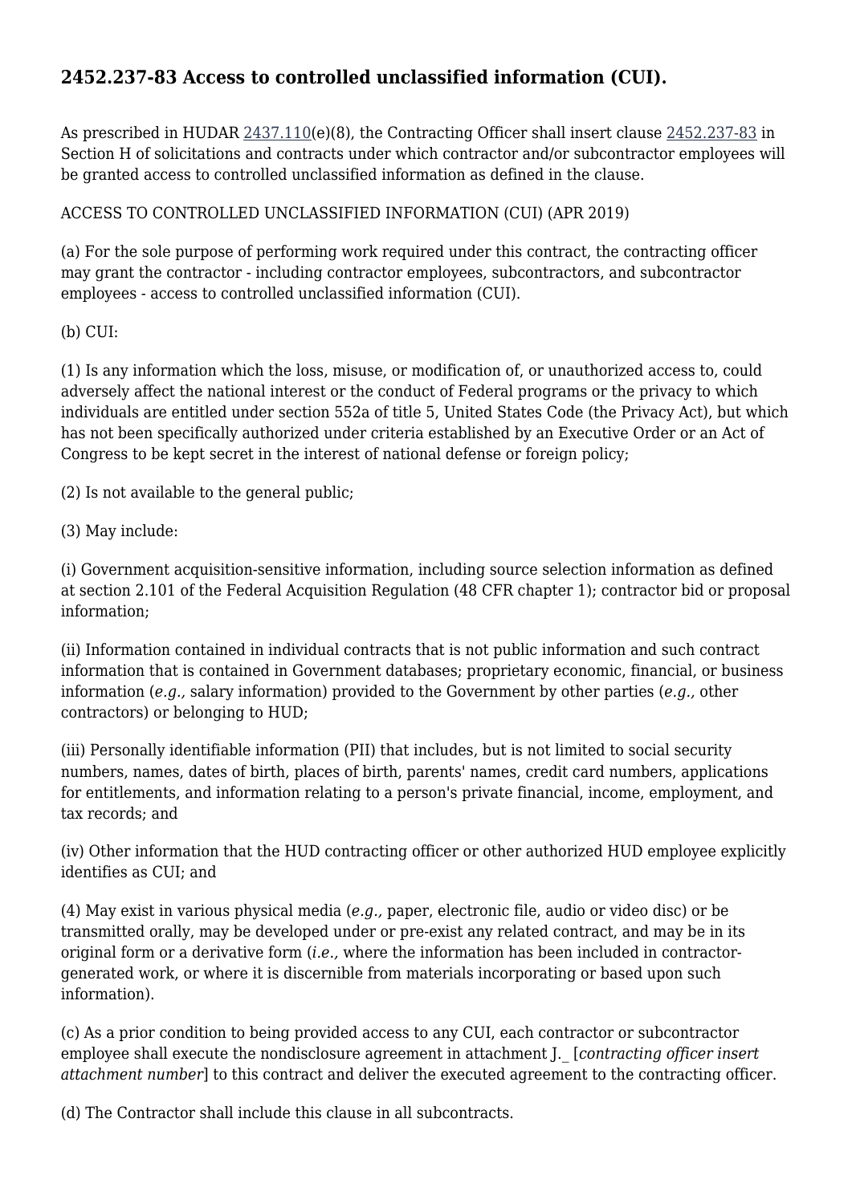## 2452.237-83 Access to controlled unclassified information (CUI).

As prescribed in HUDAR 2437.110(e)(8), the Contracting Officer shall insert clause 2452.237-83 in Section H of solicitations and contracts under which contractor and/or subcontractor employees will be granted access to controlled unclassified information as defined in the clause.

ACCESS TO CONTROLLED UNCLASSIFIED INFORMATION (CUI) (APR 2019)

(a) For the sole purpose of performing work required under this contract, the contracting officer may grant the contractor - including contractor employees, subcontractors, and subcontractor employees - access to controlled unclassified information (CUI).

(b) CUI:

(1) Is any information which the loss, misuse, or modification of, or unauthorized access to, could adversely affect the national interest or the conduct of Federal programs or the privacy to which individuals are entitled under section 552a of title 5, United States Code (the Privacy Act), but which has not been specifically authorized under criteria established by an Executive Order or an Act of Congress to be kept secret in the interest of national defense or foreign policy;

(2) Is not available to the general public;

(3) May include:

(i) Government acquisition-sensitive information, including source selection information as defined at section 2.101 of the Federal Acquisition Regulation (48 CFR chapter 1); contractor bid or proposal information;

(ii) Information contained in individual contracts that is not public information and such contract information that is contained in Government databases; proprietary economic, financial, or business information (*e.g.,* salary information) provided to the Government by other parties (*e.g.,* other contractors) or belonging to HUD;

(iii) Personally identifiable information (PII) that includes, but is not limited to social security numbers, names, dates of birth, places of birth, parents' names, credit card numbers, applications for entitlements, and information relating to a person's private financial, income, employment, and tax records; and

(iv) Other information that the HUD contracting officer or other authorized HUD employee explicitly identifies as CUI; and

(4) May exist in various physical media (*e.g.,* paper, electronic file, audio or video disc) or be transmitted orally, may be developed under or pre-exist any related contract, and may be in its original form or a derivative form (*i.e.,* where the information has been included in contractor-generated work, or where it is discernible from materials incorporating or based upon such information).

(c) As a prior condition to being provided access to any CUI, each contractor or subcontractor employee shall execute the nondisclosure agreement in attachment J._ [*contracting officer insert attachment number*] to this contract and deliver the executed agreement to the contracting officer.

(d) The Contractor shall include this clause in all subcontracts.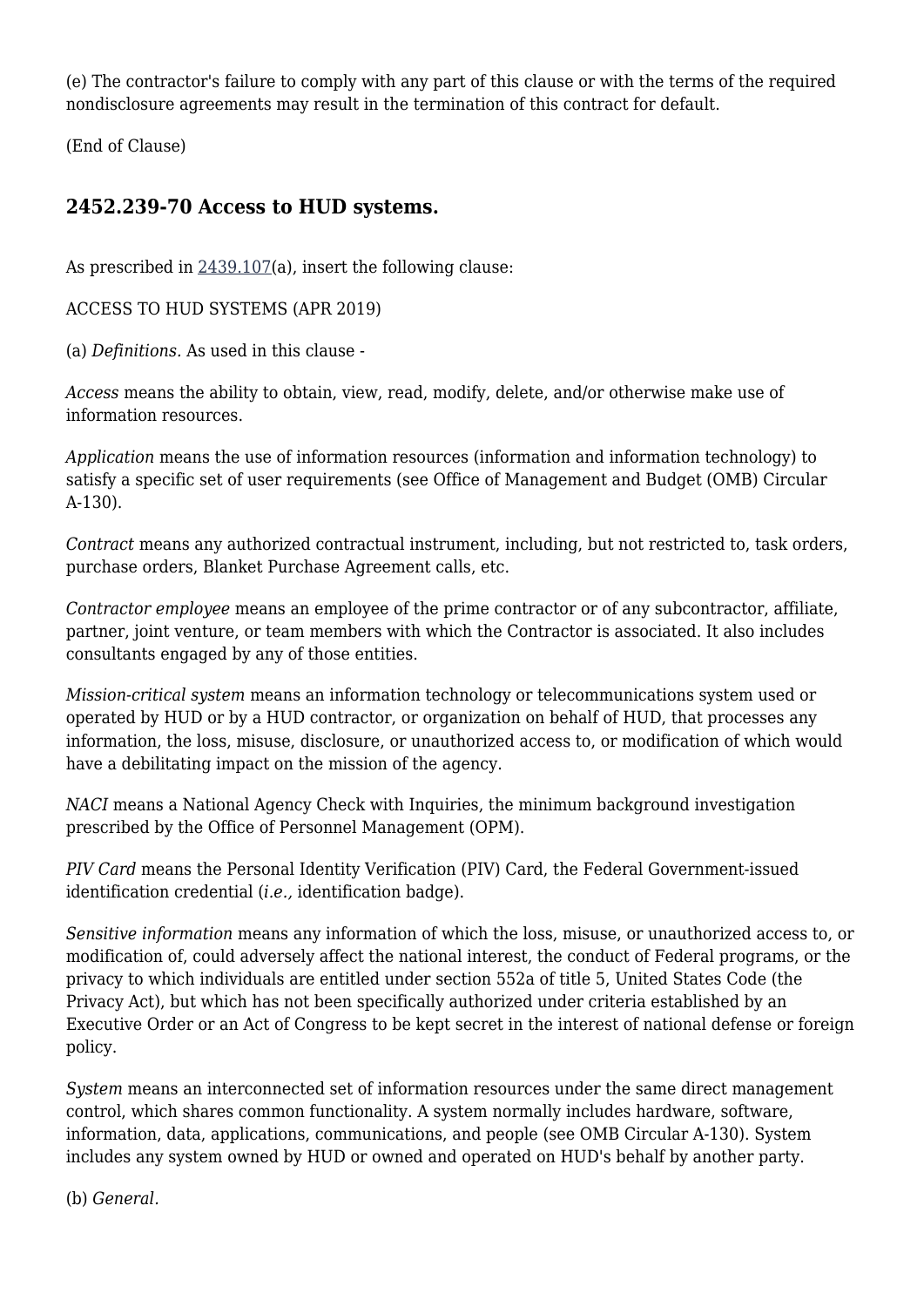(e) The contractor's failure to comply with any part of this clause or with the terms of the required nondisclosure agreements may result in the termination of this contract for default.

(End of Clause)

## 2452.239-70 Access to HUD systems.

As prescribed in 2439.107(a), insert the following clause:

ACCESS TO HUD SYSTEMS (APR 2019)

(a) *Definitions.* As used in this clause -

*Access* means the ability to obtain, view, read, modify, delete, and/or otherwise make use of information resources.

*Application* means the use of information resources (information and information technology) to satisfy a specific set of user requirements (see Office of Management and Budget (OMB) Circular A-130).

*Contract* means any authorized contractual instrument, including, but not restricted to, task orders, purchase orders, Blanket Purchase Agreement calls, etc.

*Contractor employee* means an employee of the prime contractor or of any subcontractor, affiliate, partner, joint venture, or team members with which the Contractor is associated. It also includes consultants engaged by any of those entities.

*Mission-critical system* means an information technology or telecommunications system used or operated by HUD or by a HUD contractor, or organization on behalf of HUD, that processes any information, the loss, misuse, disclosure, or unauthorized access to, or modification of which would have a debilitating impact on the mission of the agency.

*NACI* means a National Agency Check with Inquiries, the minimum background investigation prescribed by the Office of Personnel Management (OPM).

*PIV Card* means the Personal Identity Verification (PIV) Card, the Federal Government-issued identification credential (*i.e.,* identification badge).

*Sensitive information* means any information of which the loss, misuse, or unauthorized access to, or modification of, could adversely affect the national interest, the conduct of Federal programs, or the privacy to which individuals are entitled under section 552a of title 5, United States Code (the Privacy Act), but which has not been specifically authorized under criteria established by an Executive Order or an Act of Congress to be kept secret in the interest of national defense or foreign policy.

*System* means an interconnected set of information resources under the same direct management control, which shares common functionality. A system normally includes hardware, software, information, data, applications, communications, and people (see OMB Circular A-130). System includes any system owned by HUD or owned and operated on HUD's behalf by another party.

(b) *General.*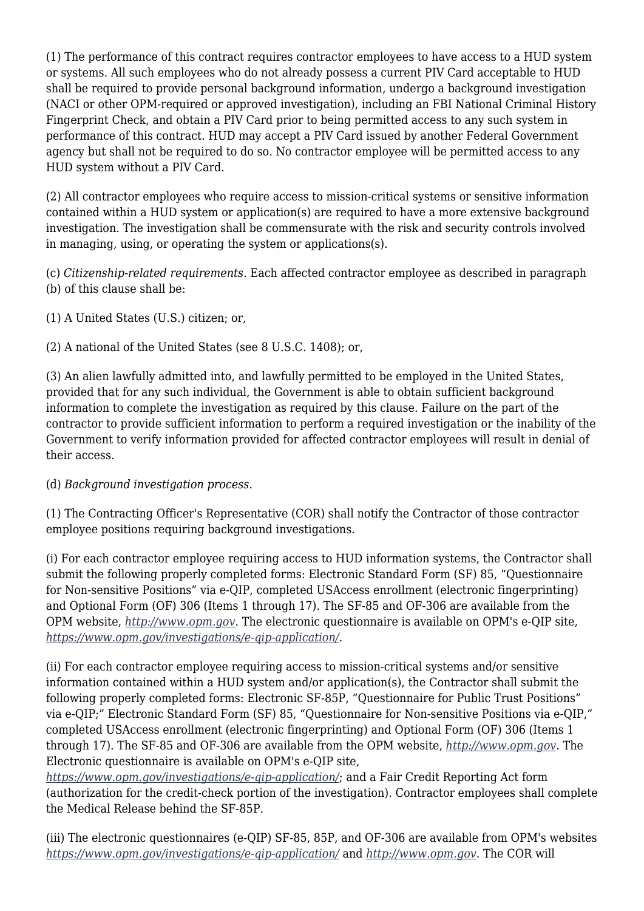(1) The performance of this contract requires contractor employees to have access to a HUD system or systems. All such employees who do not already possess a current PIV Card acceptable to HUD shall be required to provide personal background information, undergo a background investigation (NACI or other OPM-required or approved investigation), including an FBI National Criminal History Fingerprint Check, and obtain a PIV Card prior to being permitted access to any such system in performance of this contract. HUD may accept a PIV Card issued by another Federal Government agency but shall not be required to do so. No contractor employee will be permitted access to any HUD system without a PIV Card.

(2) All contractor employees who require access to mission-critical systems or sensitive information contained within a HUD system or application(s) are required to have a more extensive background investigation. The investigation shall be commensurate with the risk and security controls involved in managing, using, or operating the system or applications(s).

(c) *Citizenship-related requirements.* Each affected contractor employee as described in paragraph (b) of this clause shall be:

(1) A United States (U.S.) citizen; or,

(2) A national of the United States (see 8 U.S.C. 1408); or,

(3) An alien lawfully admitted into, and lawfully permitted to be employed in the United States, provided that for any such individual, the Government is able to obtain sufficient background information to complete the investigation as required by this clause. Failure on the part of the contractor to provide sufficient information to perform a required investigation or the inability of the Government to verify information provided for affected contractor employees will result in denial of their access.

(d) *Background investigation process.*

(1) The Contracting Officer's Representative (COR) shall notify the Contractor of those contractor employee positions requiring background investigations.

(i) For each contractor employee requiring access to HUD information systems, the Contractor shall submit the following properly completed forms: Electronic Standard Form (SF) 85, "Questionnaire for Non-sensitive Positions" via e-QIP, completed USAccess enrollment (electronic fingerprinting) and Optional Form (OF) 306 (Items 1 through 17). The SF-85 and OF-306 are available from the OPM website, *http://www.opm.gov*. The electronic questionnaire is available on OPM's e-QIP site, *https://www.opm.gov/investigations/e-qip-application/*.

(ii) For each contractor employee requiring access to mission-critical systems and/or sensitive information contained within a HUD system and/or application(s), the Contractor shall submit the following properly completed forms: Electronic SF-85P, "Questionnaire for Public Trust Positions" via e-QIP;" Electronic Standard Form (SF) 85, "Questionnaire for Non-sensitive Positions via e-QIP," completed USAccess enrollment (electronic fingerprinting) and Optional Form (OF) 306 (Items 1 through 17). The SF-85 and OF-306 are available from the OPM website, *http://www.opm.gov*. The Electronic questionnaire is available on OPM's e-QIP site, *https://www.opm.gov/investigations/e-qip-application/*; and a Fair Credit Reporting Act form (authorization for the credit-check portion of the investigation). Contractor employees shall complete the Medical Release behind the SF-85P.

(iii) The electronic questionnaires (e-QIP) SF-85, 85P, and OF-306 are available from OPM's websites *https://www.opm.gov/investigations/e-qip-application/* and *http://www.opm.gov*. The COR will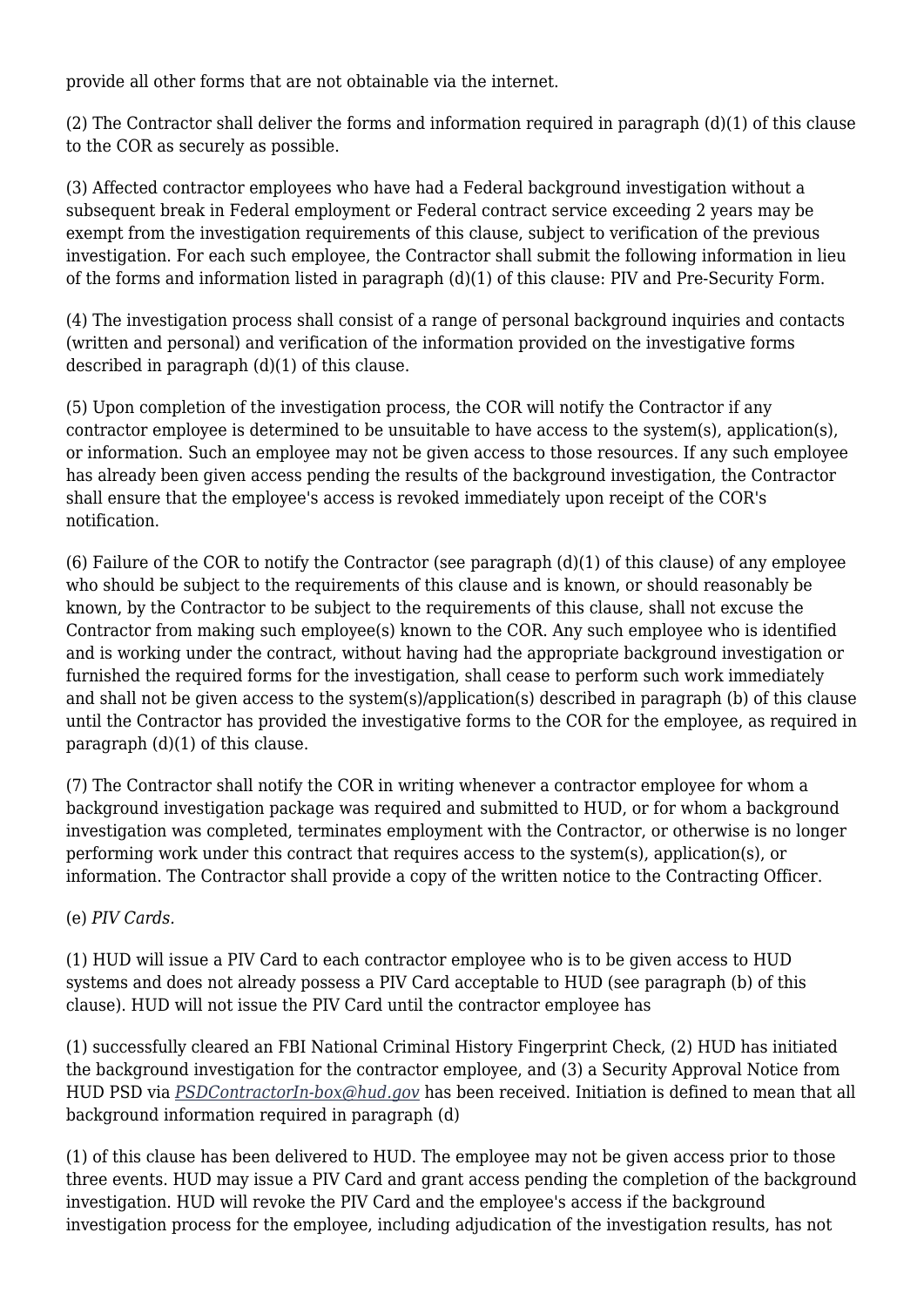provide all other forms that are not obtainable via the internet.

(2) The Contractor shall deliver the forms and information required in paragraph (d)(1) of this clause to the COR as securely as possible.

(3) Affected contractor employees who have had a Federal background investigation without a subsequent break in Federal employment or Federal contract service exceeding 2 years may be exempt from the investigation requirements of this clause, subject to verification of the previous investigation. For each such employee, the Contractor shall submit the following information in lieu of the forms and information listed in paragraph (d)(1) of this clause: PIV and Pre-Security Form.

(4) The investigation process shall consist of a range of personal background inquiries and contacts (written and personal) and verification of the information provided on the investigative forms described in paragraph (d)(1) of this clause.

(5) Upon completion of the investigation process, the COR will notify the Contractor if any contractor employee is determined to be unsuitable to have access to the system(s), application(s), or information. Such an employee may not be given access to those resources. If any such employee has already been given access pending the results of the background investigation, the Contractor shall ensure that the employee's access is revoked immediately upon receipt of the COR's notification.

(6) Failure of the COR to notify the Contractor (see paragraph (d)(1) of this clause) of any employee who should be subject to the requirements of this clause and is known, or should reasonably be known, by the Contractor to be subject to the requirements of this clause, shall not excuse the Contractor from making such employee(s) known to the COR. Any such employee who is identified and is working under the contract, without having had the appropriate background investigation or furnished the required forms for the investigation, shall cease to perform such work immediately and shall not be given access to the system(s)/application(s) described in paragraph (b) of this clause until the Contractor has provided the investigative forms to the COR for the employee, as required in paragraph (d)(1) of this clause.

(7) The Contractor shall notify the COR in writing whenever a contractor employee for whom a background investigation package was required and submitted to HUD, or for whom a background investigation was completed, terminates employment with the Contractor, or otherwise is no longer performing work under this contract that requires access to the system(s), application(s), or information. The Contractor shall provide a copy of the written notice to the Contracting Officer.

(e) *PIV Cards.*

(1) HUD will issue a PIV Card to each contractor employee who is to be given access to HUD systems and does not already possess a PIV Card acceptable to HUD (see paragraph (b) of this clause). HUD will not issue the PIV Card until the contractor employee has

(1) successfully cleared an FBI National Criminal History Fingerprint Check, (2) HUD has initiated the background investigation for the contractor employee, and (3) a Security Approval Notice from HUD PSD via *PSDContractorIn-box@hud.gov* has been received. Initiation is defined to mean that all background information required in paragraph (d)

(1) of this clause has been delivered to HUD. The employee may not be given access prior to those three events. HUD may issue a PIV Card and grant access pending the completion of the background investigation. HUD will revoke the PIV Card and the employee's access if the background investigation process for the employee, including adjudication of the investigation results, has not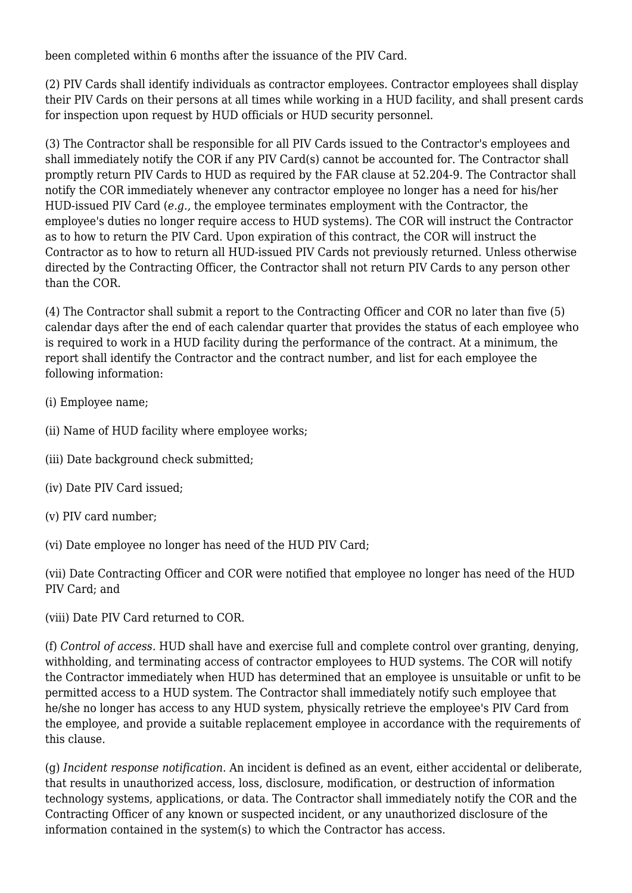been completed within 6 months after the issuance of the PIV Card.

(2) PIV Cards shall identify individuals as contractor employees. Contractor employees shall display their PIV Cards on their persons at all times while working in a HUD facility, and shall present cards for inspection upon request by HUD officials or HUD security personnel.

(3) The Contractor shall be responsible for all PIV Cards issued to the Contractor's employees and shall immediately notify the COR if any PIV Card(s) cannot be accounted for. The Contractor shall promptly return PIV Cards to HUD as required by the FAR clause at 52.204-9. The Contractor shall notify the COR immediately whenever any contractor employee no longer has a need for his/her HUD-issued PIV Card (*e.g.,* the employee terminates employment with the Contractor, the employee's duties no longer require access to HUD systems). The COR will instruct the Contractor as to how to return the PIV Card. Upon expiration of this contract, the COR will instruct the Contractor as to how to return all HUD-issued PIV Cards not previously returned. Unless otherwise directed by the Contracting Officer, the Contractor shall not return PIV Cards to any person other than the COR.

(4) The Contractor shall submit a report to the Contracting Officer and COR no later than five (5) calendar days after the end of each calendar quarter that provides the status of each employee who is required to work in a HUD facility during the performance of the contract. At a minimum, the report shall identify the Contractor and the contract number, and list for each employee the following information:

(i) Employee name;

(ii) Name of HUD facility where employee works;

(iii) Date background check submitted;

(iv) Date PIV Card issued;

(v) PIV card number;

(vi) Date employee no longer has need of the HUD PIV Card;

(vii) Date Contracting Officer and COR were notified that employee no longer has need of the HUD PIV Card; and

(viii) Date PIV Card returned to COR.

(f) *Control of access.* HUD shall have and exercise full and complete control over granting, denying, withholding, and terminating access of contractor employees to HUD systems. The COR will notify the Contractor immediately when HUD has determined that an employee is unsuitable or unfit to be permitted access to a HUD system. The Contractor shall immediately notify such employee that he/she no longer has access to any HUD system, physically retrieve the employee's PIV Card from the employee, and provide a suitable replacement employee in accordance with the requirements of this clause.

(g) *Incident response notification.* An incident is defined as an event, either accidental or deliberate, that results in unauthorized access, loss, disclosure, modification, or destruction of information technology systems, applications, or data. The Contractor shall immediately notify the COR and the Contracting Officer of any known or suspected incident, or any unauthorized disclosure of the information contained in the system(s) to which the Contractor has access.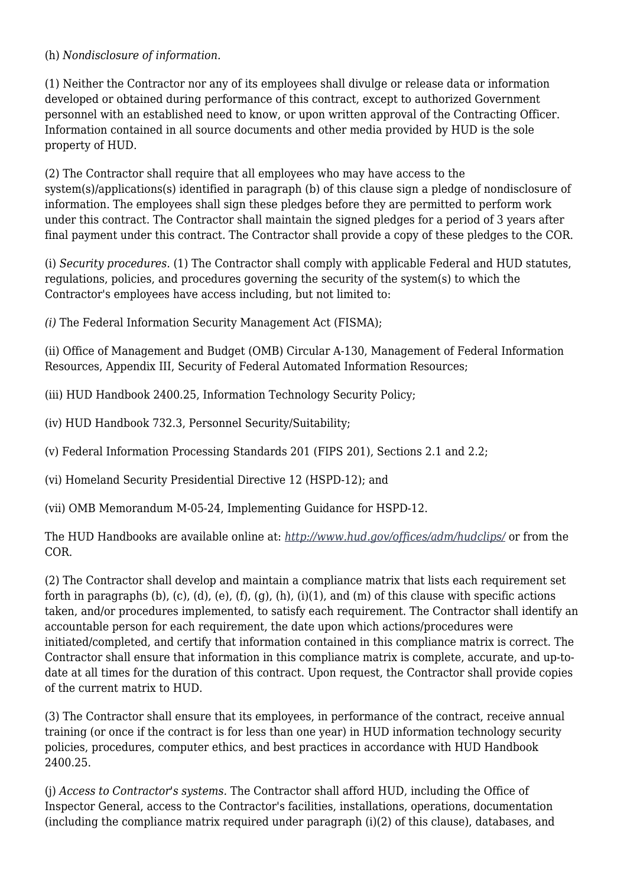(h) *Nondisclosure of information.*

(1) Neither the Contractor nor any of its employees shall divulge or release data or information developed or obtained during performance of this contract, except to authorized Government personnel with an established need to know, or upon written approval of the Contracting Officer. Information contained in all source documents and other media provided by HUD is the sole property of HUD.

(2) The Contractor shall require that all employees who may have access to the system(s)/applications(s) identified in paragraph (b) of this clause sign a pledge of nondisclosure of information. The employees shall sign these pledges before they are permitted to perform work under this contract. The Contractor shall maintain the signed pledges for a period of 3 years after final payment under this contract. The Contractor shall provide a copy of these pledges to the COR.

(i) *Security procedures.* (1) The Contractor shall comply with applicable Federal and HUD statutes, regulations, policies, and procedures governing the security of the system(s) to which the Contractor's employees have access including, but not limited to:

*(i)* The Federal Information Security Management Act (FISMA);

(ii) Office of Management and Budget (OMB) Circular A-130, Management of Federal Information Resources, Appendix III, Security of Federal Automated Information Resources;

(iii) HUD Handbook 2400.25, Information Technology Security Policy;

(iv) HUD Handbook 732.3, Personnel Security/Suitability;

(v) Federal Information Processing Standards 201 (FIPS 201), Sections 2.1 and 2.2;

(vi) Homeland Security Presidential Directive 12 (HSPD-12); and

(vii) OMB Memorandum M-05-24, Implementing Guidance for HSPD-12.

The HUD Handbooks are available online at: *http://www.hud.gov/offices/adm/hudclips/* or from the COR.

(2) The Contractor shall develop and maintain a compliance matrix that lists each requirement set forth in paragraphs (b), (c), (d), (e), (f), (g), (h), (i)(1), and (m) of this clause with specific actions taken, and/or procedures implemented, to satisfy each requirement. The Contractor shall identify an accountable person for each requirement, the date upon which actions/procedures were initiated/completed, and certify that information contained in this compliance matrix is correct. The Contractor shall ensure that information in this compliance matrix is complete, accurate, and up-to-date at all times for the duration of this contract. Upon request, the Contractor shall provide copies of the current matrix to HUD.

(3) The Contractor shall ensure that its employees, in performance of the contract, receive annual training (or once if the contract is for less than one year) in HUD information technology security policies, procedures, computer ethics, and best practices in accordance with HUD Handbook 2400.25.

(j) *Access to Contractor's systems.* The Contractor shall afford HUD, including the Office of Inspector General, access to the Contractor's facilities, installations, operations, documentation (including the compliance matrix required under paragraph (i)(2) of this clause), databases, and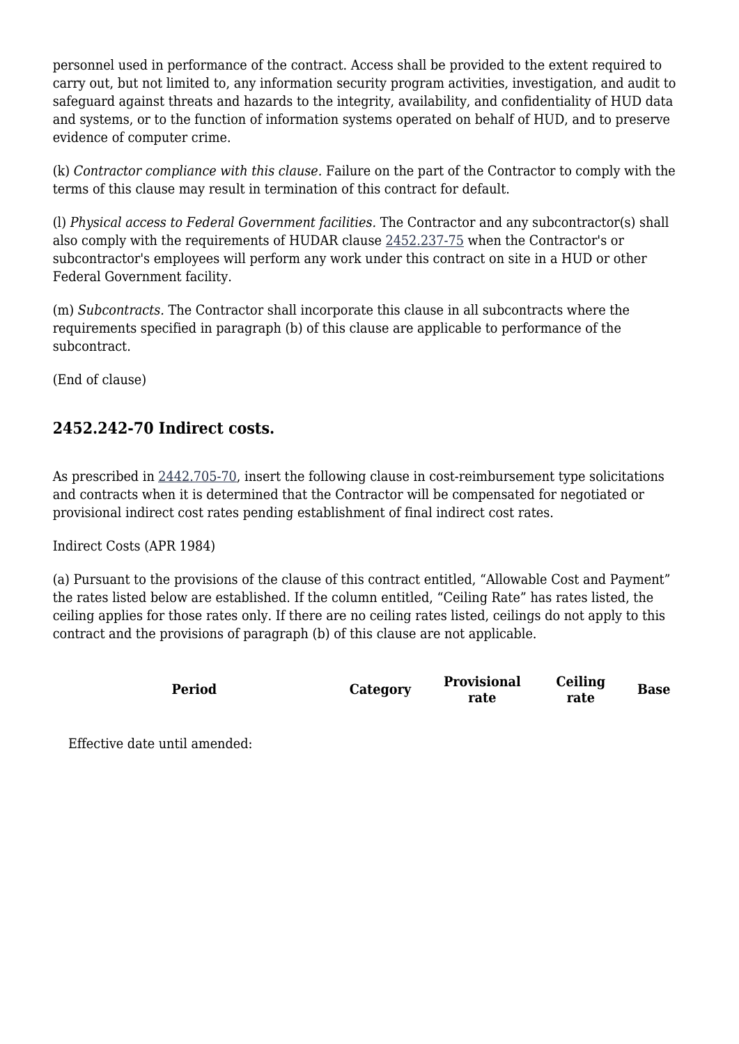personnel used in performance of the contract. Access shall be provided to the extent required to carry out, but not limited to, any information security program activities, investigation, and audit to safeguard against threats and hazards to the integrity, availability, and confidentiality of HUD data and systems, or to the function of information systems operated on behalf of HUD, and to preserve evidence of computer crime.

(k) *Contractor compliance with this clause.* Failure on the part of the Contractor to comply with the terms of this clause may result in termination of this contract for default.

(l) *Physical access to Federal Government facilities.* The Contractor and any subcontractor(s) shall also comply with the requirements of HUDAR clause 2452.237-75 when the Contractor's or subcontractor's employees will perform any work under this contract on site in a HUD or other Federal Government facility.

(m) *Subcontracts.* The Contractor shall incorporate this clause in all subcontracts where the requirements specified in paragraph (b) of this clause are applicable to performance of the subcontract.

(End of clause)

### 2452.242-70 Indirect costs.

As prescribed in 2442.705-70, insert the following clause in cost-reimbursement type solicitations and contracts when it is determined that the Contractor will be compensated for negotiated or provisional indirect cost rates pending establishment of final indirect cost rates.

Indirect Costs (APR 1984)

(a) Pursuant to the provisions of the clause of this contract entitled, “Allowable Cost and Payment” the rates listed below are established. If the column entitled, “Ceiling Rate” has rates listed, the ceiling applies for those rates only. If there are no ceiling rates listed, ceilings do not apply to this contract and the provisions of paragraph (b) of this clause are not applicable.

| Period | Category | Provisional rate | Ceiling rate | Base |
|---|---|---|---|---|
| Effective date until amended: | | | | |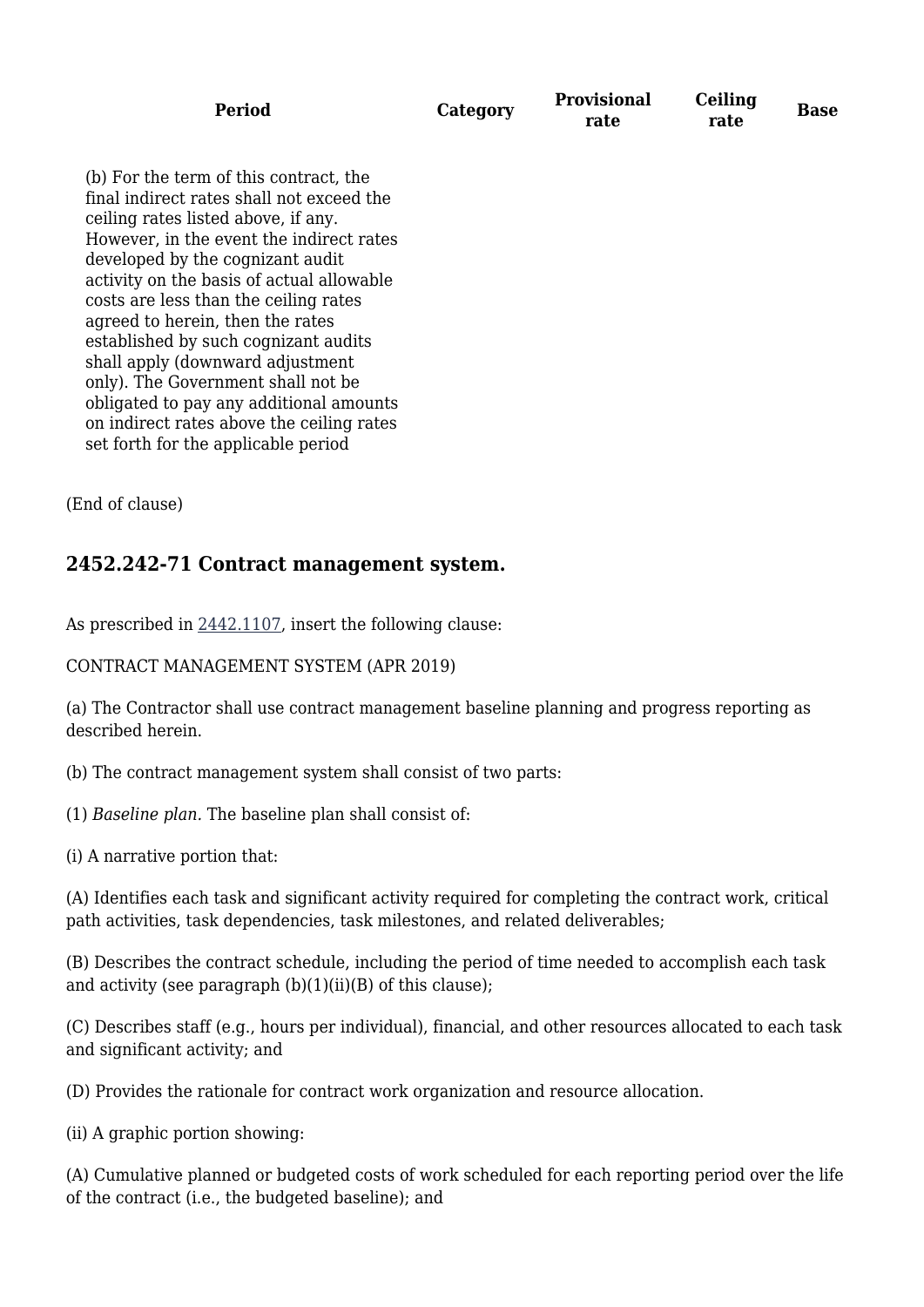| Period | Category | Provisional rate | Ceiling rate | Base |
| --- | --- | --- | --- | --- |
| (b) For the term of this contract, the final indirect rates shall not exceed the ceiling rates listed above, if any. However, in the event the indirect rates developed by the cognizant audit activity on the basis of actual allowable costs are less than the ceiling rates agreed to herein, then the rates established by such cognizant audits shall apply (downward adjustment only). The Government shall not be obligated to pay any additional amounts on indirect rates above the ceiling rates set forth for the applicable period | | | | |

(End of clause)

### 2452.242-71 Contract management system.

As prescribed in 2442.1107, insert the following clause:

CONTRACT MANAGEMENT SYSTEM (APR 2019)

(a) The Contractor shall use contract management baseline planning and progress reporting as described herein.

(b) The contract management system shall consist of two parts:

(1) *Baseline plan.* The baseline plan shall consist of:

(i) A narrative portion that:

(A) Identifies each task and significant activity required for completing the contract work, critical path activities, task dependencies, task milestones, and related deliverables;

(B) Describes the contract schedule, including the period of time needed to accomplish each task and activity (see paragraph (b)(1)(ii)(B) of this clause);

(C) Describes staff (e.g., hours per individual), financial, and other resources allocated to each task and significant activity; and

(D) Provides the rationale for contract work organization and resource allocation.

(ii) A graphic portion showing:

(A) Cumulative planned or budgeted costs of work scheduled for each reporting period over the life of the contract (i.e., the budgeted baseline); and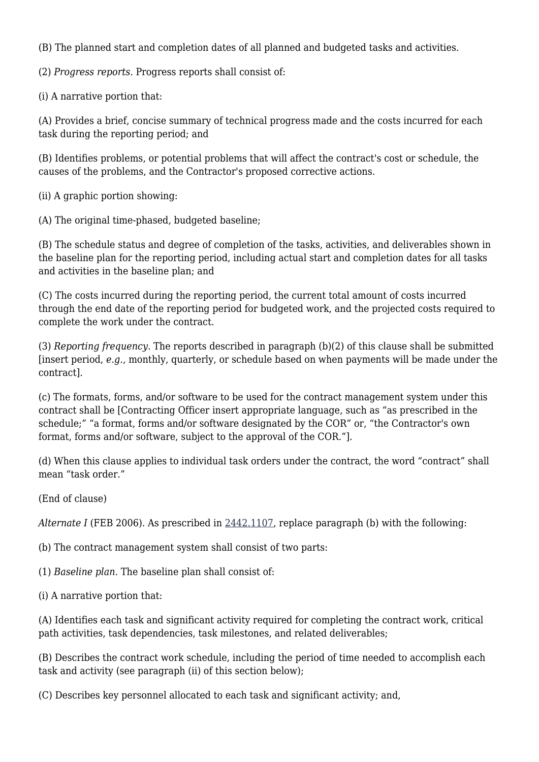(B) The planned start and completion dates of all planned and budgeted tasks and activities.

(2) *Progress reports.* Progress reports shall consist of:

(i) A narrative portion that:

(A) Provides a brief, concise summary of technical progress made and the costs incurred for each task during the reporting period; and

(B) Identifies problems, or potential problems that will affect the contract's cost or schedule, the causes of the problems, and the Contractor's proposed corrective actions.

(ii) A graphic portion showing:

(A) The original time-phased, budgeted baseline;

(B) The schedule status and degree of completion of the tasks, activities, and deliverables shown in the baseline plan for the reporting period, including actual start and completion dates for all tasks and activities in the baseline plan; and

(C) The costs incurred during the reporting period, the current total amount of costs incurred through the end date of the reporting period for budgeted work, and the projected costs required to complete the work under the contract.

(3) *Reporting frequency.* The reports described in paragraph (b)(2) of this clause shall be submitted [insert period, *e.g.,* monthly, quarterly, or schedule based on when payments will be made under the contract].

(c) The formats, forms, and/or software to be used for the contract management system under this contract shall be [Contracting Officer insert appropriate language, such as "as prescribed in the schedule;" "a format, forms and/or software designated by the COR" or, "the Contractor's own format, forms and/or software, subject to the approval of the COR."].

(d) When this clause applies to individual task orders under the contract, the word "contract" shall mean "task order."

(End of clause)

*Alternate I* (FEB 2006). As prescribed in 2442.1107, replace paragraph (b) with the following:

(b) The contract management system shall consist of two parts:

(1) *Baseline plan.* The baseline plan shall consist of:

(i) A narrative portion that:

(A) Identifies each task and significant activity required for completing the contract work, critical path activities, task dependencies, task milestones, and related deliverables;

(B) Describes the contract work schedule, including the period of time needed to accomplish each task and activity (see paragraph (ii) of this section below);

(C) Describes key personnel allocated to each task and significant activity; and,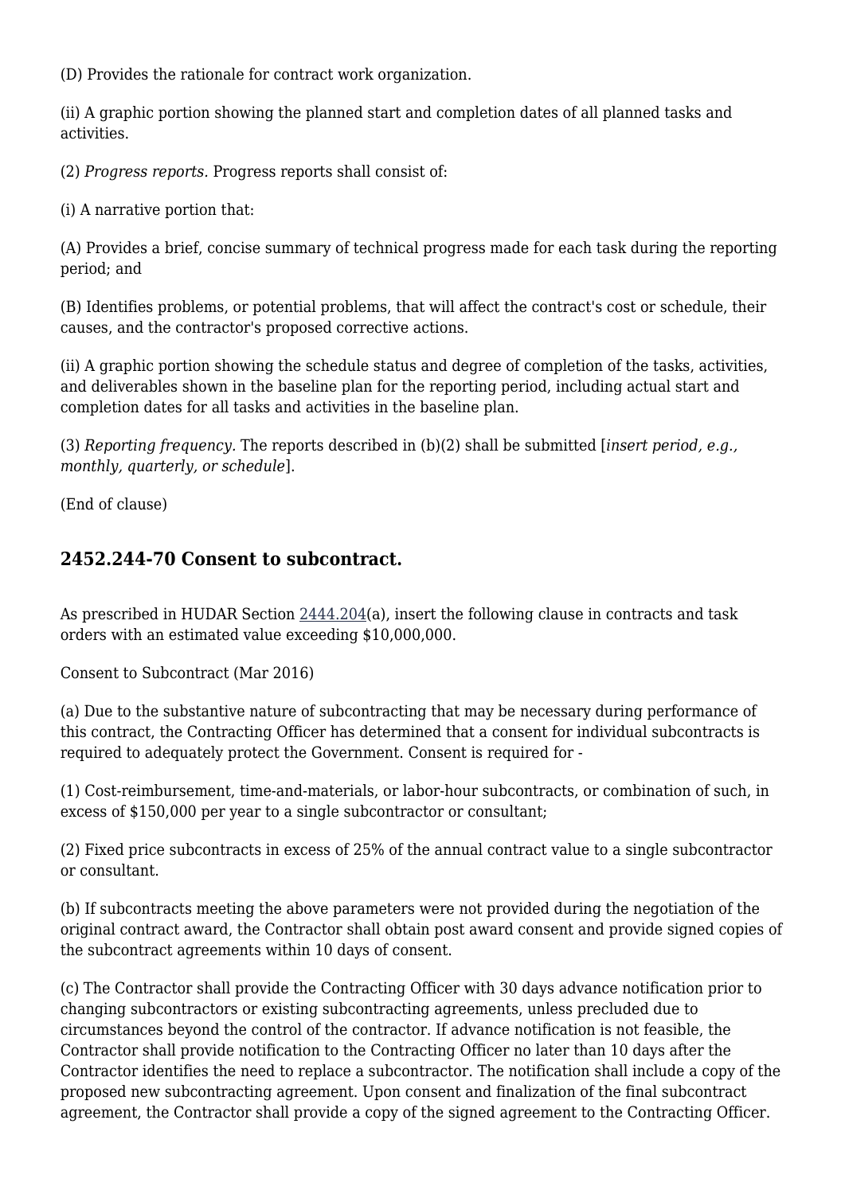(D) Provides the rationale for contract work organization.

(ii) A graphic portion showing the planned start and completion dates of all planned tasks and activities.

(2) *Progress reports.* Progress reports shall consist of:

(i) A narrative portion that:

(A) Provides a brief, concise summary of technical progress made for each task during the reporting period; and

(B) Identifies problems, or potential problems, that will affect the contract's cost or schedule, their causes, and the contractor's proposed corrective actions.

(ii) A graphic portion showing the schedule status and degree of completion of the tasks, activities, and deliverables shown in the baseline plan for the reporting period, including actual start and completion dates for all tasks and activities in the baseline plan.

(3) *Reporting frequency.* The reports described in (b)(2) shall be submitted [*insert period, e.g., monthly, quarterly, or schedule*].

(End of clause)

## 2452.244-70 Consent to subcontract.

As prescribed in HUDAR Section 2444.204(a), insert the following clause in contracts and task orders with an estimated value exceeding $10,000,000.

Consent to Subcontract (Mar 2016)

(a) Due to the substantive nature of subcontracting that may be necessary during performance of this contract, the Contracting Officer has determined that a consent for individual subcontracts is required to adequately protect the Government. Consent is required for -

(1) Cost-reimbursement, time-and-materials, or labor-hour subcontracts, or combination of such, in excess of $150,000 per year to a single subcontractor or consultant;

(2) Fixed price subcontracts in excess of 25% of the annual contract value to a single subcontractor or consultant.

(b) If subcontracts meeting the above parameters were not provided during the negotiation of the original contract award, the Contractor shall obtain post award consent and provide signed copies of the subcontract agreements within 10 days of consent.

(c) The Contractor shall provide the Contracting Officer with 30 days advance notification prior to changing subcontractors or existing subcontracting agreements, unless precluded due to circumstances beyond the control of the contractor. If advance notification is not feasible, the Contractor shall provide notification to the Contracting Officer no later than 10 days after the Contractor identifies the need to replace a subcontractor. The notification shall include a copy of the proposed new subcontracting agreement. Upon consent and finalization of the final subcontract agreement, the Contractor shall provide a copy of the signed agreement to the Contracting Officer.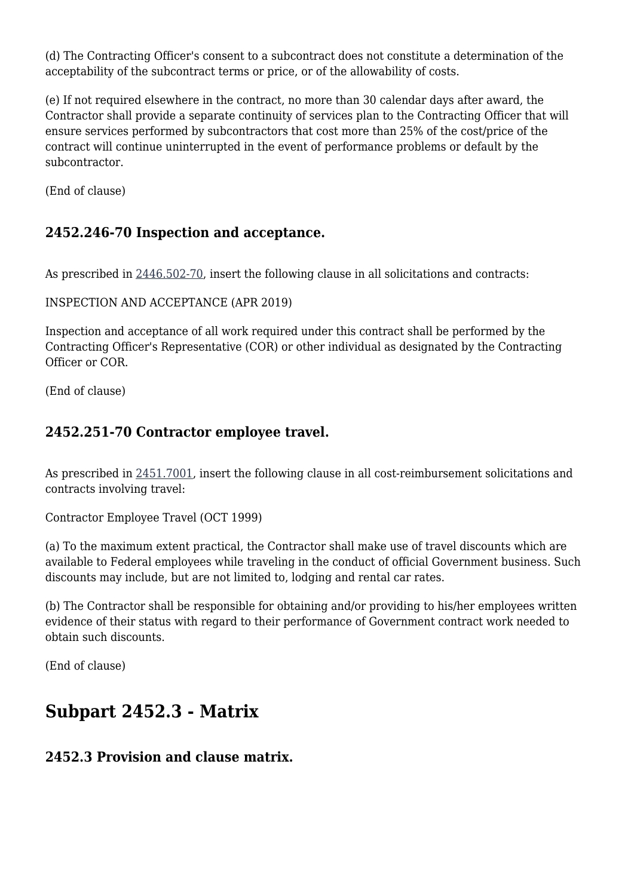(d) The Contracting Officer's consent to a subcontract does not constitute a determination of the acceptability of the subcontract terms or price, or of the allowability of costs.

(e) If not required elsewhere in the contract, no more than 30 calendar days after award, the Contractor shall provide a separate continuity of services plan to the Contracting Officer that will ensure services performed by subcontractors that cost more than 25% of the cost/price of the contract will continue uninterrupted in the event of performance problems or default by the subcontractor.

(End of clause)

### 2452.246-70 Inspection and acceptance.

As prescribed in 2446.502-70, insert the following clause in all solicitations and contracts:

INSPECTION AND ACCEPTANCE (APR 2019)

Inspection and acceptance of all work required under this contract shall be performed by the Contracting Officer's Representative (COR) or other individual as designated by the Contracting Officer or COR.

(End of clause)

### 2452.251-70 Contractor employee travel.

As prescribed in 2451.7001, insert the following clause in all cost-reimbursement solicitations and contracts involving travel:

Contractor Employee Travel (OCT 1999)

(a) To the maximum extent practical, the Contractor shall make use of travel discounts which are available to Federal employees while traveling in the conduct of official Government business. Such discounts may include, but are not limited to, lodging and rental car rates.

(b) The Contractor shall be responsible for obtaining and/or providing to his/her employees written evidence of their status with regard to their performance of Government contract work needed to obtain such discounts.

(End of clause)

## Subpart 2452.3 - Matrix

### 2452.3 Provision and clause matrix.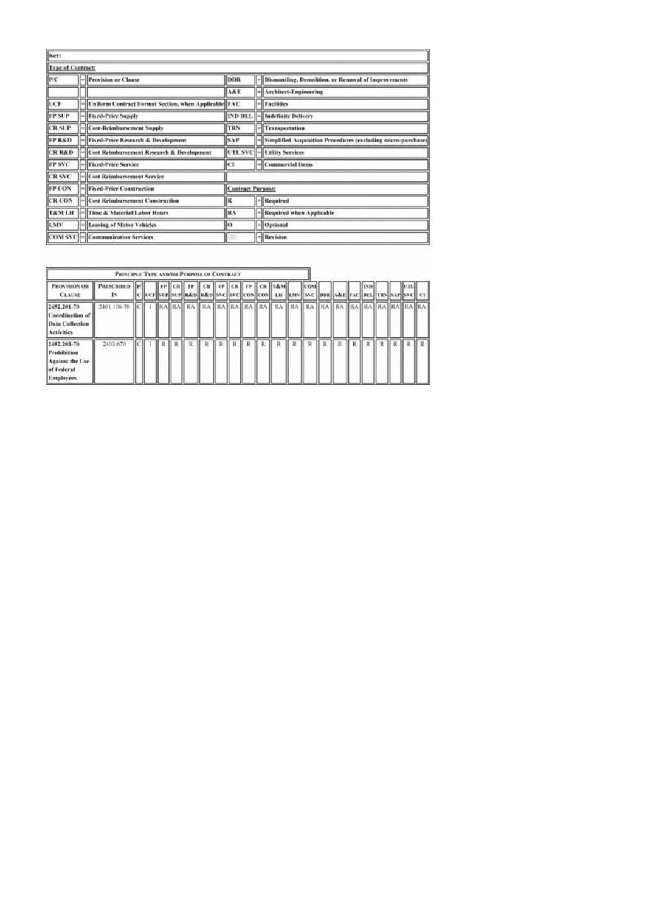| Key: | | | | | |
|---|---|---|---|---|---|
| **Type of Contract:** | | | | | |
| **P/C** | – | **Provision or Clause** | **DDR** | – | **Dismantling, Demolition, or Removal of Improvements** |
| | | | **A&E** | – | **Architect-Engineering** |
| **UCF** | – | **Uniform Contract Format Section, when Applicable** | **FAC** | – | **Facilities** |
| **FP SUP** | – | **Fixed-Price Supply** | **IND DEL** | – | **Indefinite Delivery** |
| **CR SUP** | – | **Cost-Reimbursement Supply** | **TRN** | – | **Transportation** |
| **FP R&D** | – | **Fixed-Price Research & Development** | **SAP** | – | **Simplified Acquisition Procedures (excluding micro-purchase)** |
| **CR R&D** | – | **Cost Reimbursement Research & Development** | **UTL SVC** | – | **Utility Services** |
| **FP SVC** | – | **Fixed-Price Service** | **CI** | – | **Commercial Items** |
| **CR SVC** | – | **Cost Reimbursement Service** | | | |
| **FP CON** | – | **Fixed-Price Construction** | **Contract Purpose:** | | |
| **CR CON** | – | **Cost Reimbursement Construction** | **R** | – | **Required** |
| **T&M LH** | – | **Time & Material/Labor Hours** | **RA** | – | **Required when Applicable** |
| **LMV** | – | **Leasing of Motor Vehicles** | **O** | – | **Optional** |
| **COM SVC** | – | **Communication Services** | | – | **Revision** |

| PRINCIPLE TYPE AND/OR PURPOSE OF CONTRACT | | | | | | | | | | | | | | | | | | | | | | | | |
|---|---|---|---|---|---|---|---|---|---|---|---|---|---|---|---|---|---|---|---|---|---|---|---|---|
| PROVISION OR CLAUSE | PRESCRIBED IN | P/C | UCF | FP SUP | CR SUP | FP R&D | CR R&D | FP SVC | CR SVC | FP CON | CR CON | T&M LH | LMV | COM SVC | DDR | A&E | FAC | IND DEL | TRN | SAP | UTL SVC | CI |
| **2452.201-70 Coordination of Data Collection Activities** | 2401.106-70 | C | I | RA | RA | RA | RA | RA | RA | RA | RA | RA | RA | RA | RA | RA | RA | RA | RA | RA | RA | RA |
| **2452.203-70 Prohibition Against the Use of Federal Employees** | 2403.670 | C | I | R | R | R | R | R | R | R | R | R | R | R | R | R | R | R | R | R | R | R |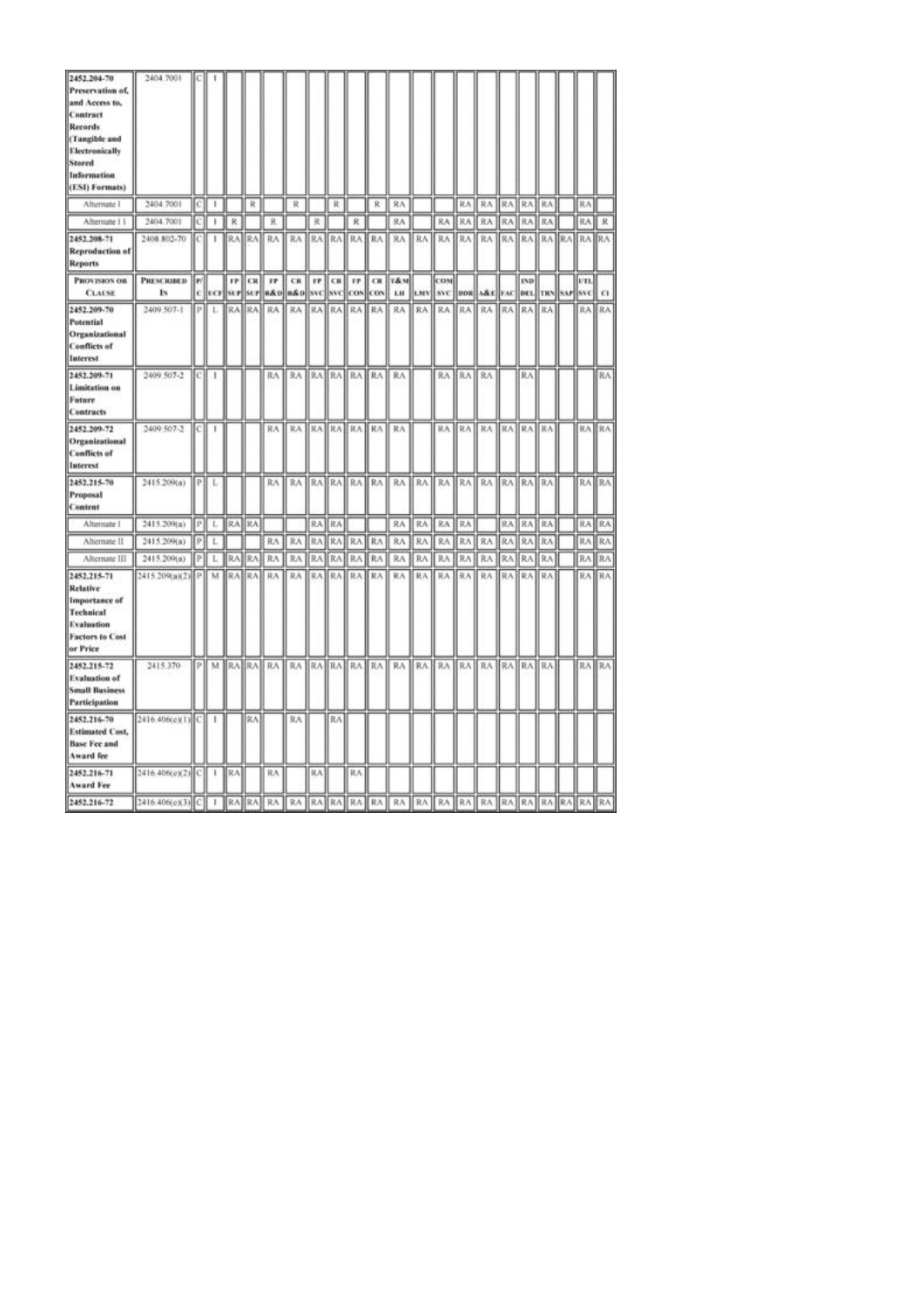| PROVISION OR CLAUSE | PRESCRIBED IN | P/C | UCF | FP SUP | CR SUP | FP R&D | CR R&D | FP SVC | CR SVC | FP CON | CR CON | T&M LH | LMV | COM SVC | DDR | A&E | FAC | IND DEL | TRN | SAP | UTL SVC | CI |
|---|---|---|---|---|---|---|---|---|---|---|---|---|---|---|---|---|---|---|---|---|---|---|
| **2452.204-70 Preservation of, and Access to, Contract Records (Tangible and Electronically Stored Information (ESI) Formats)** | 2404.7001 | C | I | | | | | | | | | | | | | | | | | | | |
| Alternate I | 2404.7001 | C | I | | R | | R | | R | | R | RA | | | RA | RA | RA | RA | RA | | RA | |
| Alternate II | 2404.7001 | C | I | R | | R | | R | | R | | RA | | RA | RA | RA | RA | RA | RA | | RA | R |
| **2452.208-71 Reproduction of Reports** | 2408.802-70 | C | I | RA | RA | RA | RA | RA | RA | RA | RA | RA | RA | RA | RA | RA | RA | RA | RA | RA | RA | RA |
| **2452.209-70 Potential Organizational Conflicts of Interest** | 2409.507-1 | P | L | RA | RA | RA | RA | RA | RA | RA | RA | RA | RA | RA | RA | RA | RA | RA | RA | | RA | RA |
| **2452.209-71 Limitation on Future Contracts** | 2409.507-2 | C | I | | | RA | RA | RA | RA | RA | RA | RA | | RA | RA | RA | | RA | | | | RA |
| **2452.209-72 Organizational Conflicts of Interest** | 2409.507-2 | C | I | | | RA | RA | RA | RA | RA | RA | RA | | RA | RA | RA | RA | RA | RA | | RA | RA |
| **2452.215-70 Proposal Content** | 2415.209(a) | P | L | | | RA | RA | RA | RA | RA | RA | RA | RA | RA | RA | RA | RA | RA | RA | | RA | RA |
| Alternate I | 2415.209(a) | P | L | RA | RA | | | RA | RA | | | RA | RA | RA | RA | | RA | RA | RA | | RA | RA |
| Alternate II | 2415.209(a) | P | L | | | RA | RA | RA | RA | RA | RA | RA | RA | RA | RA | RA | RA | RA | RA | | RA | RA |
| Alternate III | 2415.209(a) | P | L | RA | RA | RA | RA | RA | RA | RA | RA | RA | RA | RA | RA | RA | RA | RA | RA | | RA | RA |
| **2452.215-71 Relative Importance of Technical Evaluation Factors to Cost or Price** | 2415.209(a)(2) | P | M | RA | RA | RA | RA | RA | RA | RA | RA | RA | RA | RA | RA | RA | RA | RA | RA | | RA | RA |
| **2452.215-72 Evaluation of Small Business Participation** | 2415.370 | P | M | RA | RA | RA | RA | RA | RA | RA | RA | RA | RA | RA | RA | RA | RA | RA | RA | | RA | RA |
| **2452.216-70 Estimated Cost, Base Fee and Award fee** | 2416.406(e)(1) | C | I | | RA | | RA | | RA | | | | | | | | | | | | | |
| **2452.216-71 Award Fee** | 2416.406(e)(2) | C | I | RA | | RA | | RA | | RA | | | | | | | | | | | | |
| **2452.216-72** | 2416.406(e)(3) | C | I | RA | RA | RA | RA | RA | RA | RA | RA | RA | RA | RA | RA | RA | RA | RA | RA | RA | RA | RA |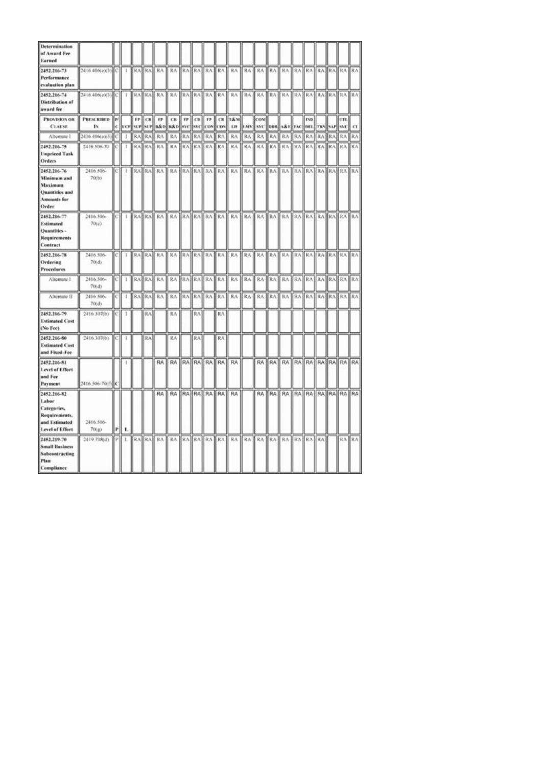| PROVISION OR CLAUSE | PRESCRIBED IN | P/C | UCF | FP SUP | CR SUP | FP R&D | CR R&D | FP SVC | CR SVC | FP CON | CR CON | T&M LH | LMV | COM SVC | DDR | A&E | FAC | IND DEL | TRN | SAP | UTL SVC | CI |
|---|---|---|---|---|---|---|---|---|---|---|---|---|---|---|---|---|---|---|---|---|---|---|
| **Determination of Award Fee Earned** | | | | | | | | | | | | | | | | | | | | | | |
| **2452.216-73 Performance evaluation plan** | 2416.406(e)(3) | C | I | RA | RA | RA | RA | RA | RA | RA | RA | RA | RA | RA | RA | RA | RA | RA | RA | RA | RA | RA |
| **2452.216-74 Distribution of award fee** | 2416.406(e)(3) | C | I | RA | RA | RA | RA | RA | RA | RA | RA | RA | RA | RA | RA | RA | RA | RA | RA | RA | RA | RA |
| **PROVISION OR CLAUSE** | **PRESCRIBED IN** | **P/C** | **UCF** | **FP SUP** | **CR SUP** | **FP R&D** | **CR R&D** | **FP SVC** | **CR SVC** | **FP CON** | **CR CON** | **T&M LH** | **LMV** | **COM SVC** | **DDR** | **A&E** | **FAC** | **IND DEL** | **TRN** | **SAP** | **UTL SVC** | **CI** |
| Alternate I | 2416.406(e)(3) | C | I | RA | RA | RA | RA | RA | RA | RA | RA | RA | RA | RA | RA | RA | RA | RA | RA | RA | RA | RA |
| **2452.216-75 Unpriced Task Orders** | 2416.506-70 | C | I | RA | RA | RA | RA | RA | RA | RA | RA | RA | RA | RA | RA | RA | RA | RA | RA | RA | RA | RA |
| **2452.216-76 Minimum and Maximum Quantities and Amounts for Order** | 2416.506-70(b) | C | I | RA | RA | RA | RA | RA | RA | RA | RA | RA | RA | RA | RA | RA | RA | RA | RA | RA | RA | RA |
| **2452.216-77 Estimated Quantities - Requirements Contract** | 2416.506-70(c) | C | I | RA | RA | RA | RA | RA | RA | RA | RA | RA | RA | RA | RA | RA | RA | RA | RA | RA | RA | RA |
| **2452.216-78 Ordering Procedures** | 2416.506-70(d) | C | I | RA | RA | RA | RA | RA | RA | RA | RA | RA | RA | RA | RA | RA | RA | RA | RA | RA | RA | RA |
| Alternate I | 2416.506-70(d) | C | I | RA | RA | RA | RA | RA | RA | RA | RA | RA | RA | RA | RA | RA | RA | RA | RA | RA | RA | RA |
| Alternate II | 2416.506-70(d) | C | I | RA | RA | RA | RA | RA | RA | RA | RA | RA | RA | RA | RA | RA | RA | RA | RA | RA | RA | RA |
| **2452.216-79 Estimated Cost (No Fee)** | 2416.307(b) | C | I | | RA | | RA | | RA | | RA | | | | | | | | | | | |
| **2452.216-80 Estimated Cost and Fixed-Fee** | 2416.307(b) | C | I | | RA | | RA | | RA | | RA | | | | | | | | | | | |
| **2452.216-81 Level of Effort and Fee Payment** | 2416.506-70(f) | C | I | | | RA | RA | RA | RA | RA | RA | RA | | RA | RA | RA | RA | RA | RA | RA | RA | RA |
| **2452.216-82 Labor Categories, Requirements, and Estimated Level of Effort** | 2416.506-70(g) | P | L | | | RA | RA | RA | RA | RA | RA | RA | | RA | RA | RA | RA | RA | RA | RA | RA | RA |
| **2452.219-70 Small Business Subcontracting Plan Compliance** | 2419.708(d) | P | L | RA | RA | RA | RA | RA | RA | RA | RA | RA | RA | RA | RA | RA | RA | RA | RA | | RA | RA |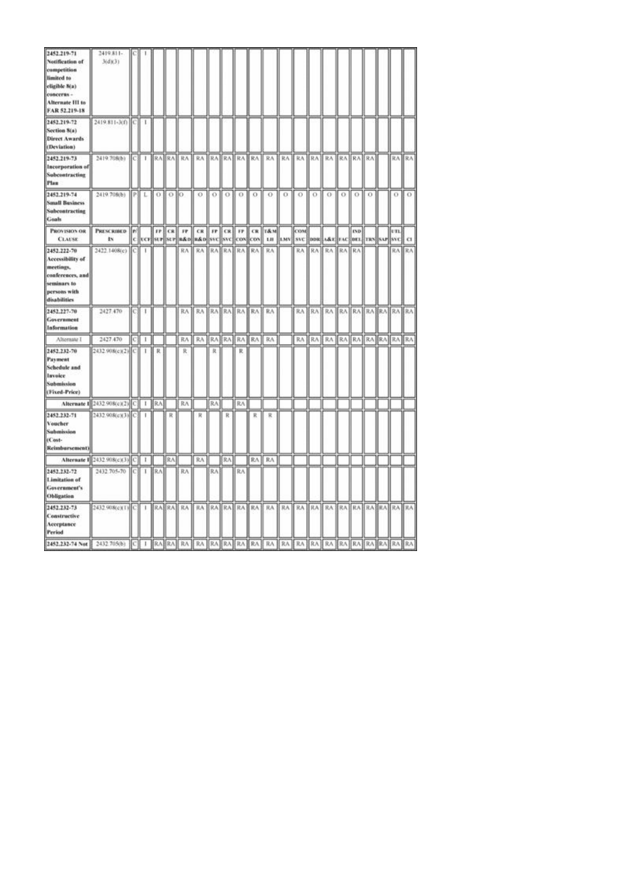| Provision or Clause | Prescribed In | P/C | UCF | FP SUP | CR SUP | FP R&D | CR R&D | FP SVC | CR SVC | FP CON | CR CON | T&M LH | LMV | COM SVC | DDR | A&E | FAC | IND DEL | TRN | SAP | UTL SVC | CI |
|---|---|---|---|---|---|---|---|---|---|---|---|---|---|---|---|---|---|---|---|---|---|---|
| **2452.219-71 Notification of competition limited to eligible 8(a) concerns - Alternate III to FAR 52.219-18** | 2419.811-3(d)(3) | C | I | | | | | | | | | | | | | | | | | | | |
| **2452.219-72 Section 8(a) Direct Awards (Deviation)** | 2419.811-3(f) | C | I | | | | | | | | | | | | | | | | | | | |
| **2452.219-73 Incorporation of Subcontracting Plan** | 2419.708(b) | C | I | RA | RA | RA | RA | RA | RA | RA | RA | RA | RA | RA | RA | RA | RA | RA | RA | | RA | RA |
| **2452.219-74 Small Business Subcontracting Goals** | 2419.708(b) | P | L | O | O | O | O | O | O | O | O | O | O | O | O | O | O | O | O | | O | O |
| **2452.222-70 Accessibility of meetings, conferences, and seminars to persons with disabilities** | 2422.1408(c) | C | I | | | RA | RA | RA | RA | RA | RA | RA | | RA | RA | RA | RA | RA | | | RA | RA |
| **2452.227-70 Government Information** | 2427.470 | C | I | | | RA | RA | RA | RA | RA | RA | RA | | RA | RA | RA | RA | RA | RA | RA | RA | RA |
| Alternate I | 2427.470 | C | I | | | RA | RA | RA | RA | RA | RA | RA | | RA | RA | RA | RA | RA | RA | RA | RA | RA |
| **2452.232-70 Payment Schedule and Invoice Submission (Fixed-Price)** | 2432.908(c)(2) | C | I | R | | R | | R | | R | | | | | | | | | | | | |
| **Alternate I** | 2432.908(c)(2) | C | I | RA | | RA | | RA | | RA | | | | | | | | | | | | |
| **2452.232-71 Voucher Submission (Cost-Reimbursement)** | 2432.908(c)(3) | C | I | | R | | R | | R | | R | R | | | | | | | | | | |
| **Alternate I** | 2432.908(c)(3) | C | I | | RA | | RA | | RA | | RA | RA | | | | | | | | | | |
| **2452.232-72 Limitation of Government's Obligation** | 2432.705-70 | C | I | RA | | RA | | RA | | RA | | | | | | | | | | | | |
| **2452.232-73 Constructive Acceptance Period** | 2432.908(c)(1) | C | I | RA | RA | RA | RA | RA | RA | RA | RA | RA | RA | RA | RA | RA | RA | RA | RA | RA | RA | RA |
| **2452.232-74 Not** | 2432.705(b) | C | I | RA | RA | RA | RA | RA | RA | RA | RA | RA | RA | RA | RA | RA | RA | RA | RA | RA | RA | RA |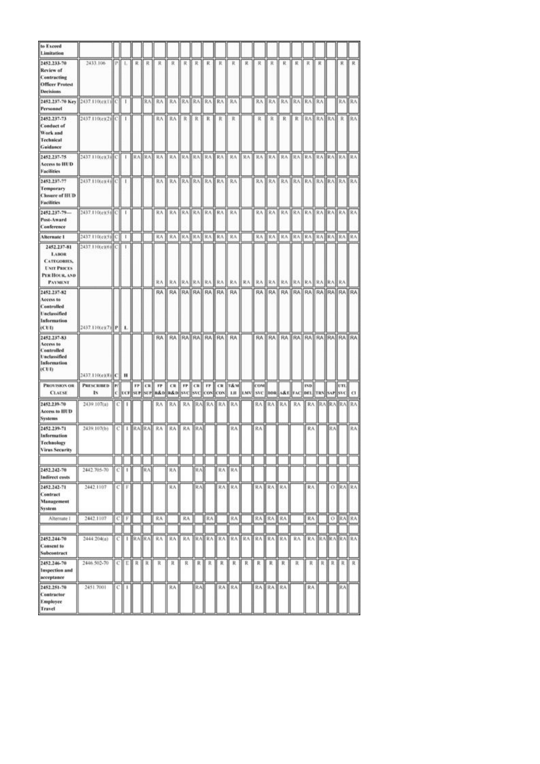| Provision or Clause | Prescribed In | P/C | UCF | FP SUP | CR SUP | FP R&D | CR R&D | FP SVC | CR SVC | FP CON | CR CON | T&M LH | LMV | COM SVC | DDR | A&E | FAC | IND DEL | TRN | SAP | UTL SVC | CI |
|---|---|---|---|---|---|---|---|---|---|---|---|---|---|---|---|---|---|---|---|---|---|---|
| to Exceed Limitation | | | | | | | | | | | | | | | | | | | | | | |
| **2452.233-70 Review of Contracting Officer Protest Decisions** | 2433.106 | P | L | R | R | R | R | R | R | R | R | R | R | R | R | R | R | R | R | | R | R |
| **2452.237-70 Key Personnel** | 2437.110(e)(1) | C | I | | RA | RA | RA | RA | RA | RA | RA | RA | | RA | RA | RA | RA | RA | RA | | RA | RA |
| **2452.237-73 Conduct of Work and Technical Guidance** | 2437.110(e)(2) | C | I | | | RA | RA | R | R | R | R | R | | R | R | R | R | RA | RA | RA | R | RA |
| **2452.237-75 Access to HUD Facilities** | 2437.110(e)(3) | C | I | RA | RA | RA | RA | RA | RA | RA | RA | RA | RA | RA | RA | RA | RA | RA | RA | RA | RA | RA |
| **2452.237-77 Temporary Closure of HUD Facilities** | 2437.110(e)(4) | C | I | | | RA | RA | RA | RA | RA | RA | RA | | RA | RA | RA | RA | RA | RA | RA | RA | RA |
| **2452.237-79— Post-Award Conference** | 2437.110(e)(5) | C | I | | | RA | RA | RA | RA | RA | RA | RA | | RA | RA | RA | RA | RA | RA | RA | RA | RA |
| **Alternate I** | 2437.110(e)(5) | C | I | | | RA | RA | RA | RA | RA | RA | RA | | RA | RA | RA | RA | RA | RA | RA | RA | RA |
| **2452.237-81 Labor Categories, Unit Prices per Hour, and Payment** | 2437.110(e)(6) | C | I | | | RA | RA | RA | RA | RA | RA | RA | RA | RA | RA | RA | RA | RA | RA | RA | RA | |
| **2452.237-82 Access to Controlled Unclassified Information (CUI)** | 2437.110(e)(7) | P | L | | | RA | RA | RA | RA | RA | RA | RA | | RA | RA | RA | RA | RA | RA | RA | RA | RA |
| **2452.237-83 Access to Controlled Unclassified Information (CUI)** | 2437.110(e)(8) | C | I | | | RA | RA | RA | RA | RA | RA | RA | | RA | RA | RA | RA | RA | RA | RA | RA | RA |
| **Provision or Clause** | **Prescribed In** | **P/C** | **UCF** | **FP SUP** | **CR SUP** | **FP R&D** | **CR R&D** | **FP SVC** | **CR SVC** | **FP CON** | **CR CON** | **T&M LH** | **LMV** | **COM SVC** | **DDR** | **A&E** | **FAC** | **IND DEL** | **TRN** | **SAP** | **UTL SVC** | **CI** |
| **2452.239-70 Access to HUD Systems** | 2439.107(a) | C | I | | | RA | RA | RA | RA | RA | RA | RA | | RA | RA | RA | RA | RA | RA | RA | RA | RA |
| **2452.239-71 Information Technology Virus Security** | 2439.107(b) | C | I | RA | RA | RA | RA | RA | RA | | | RA | | RA | | | | RA | | RA | | RA |
| | | | | | | | | | | | | | | | | | | | | | | |
| **2452.242-70 Indirect costs** | 2442.705-70 | C | I | | RA | | RA | | RA | | RA | RA | | | | | | | | | | |
| **2452.242-71 Contract Management System** | 2442.1107 | C | F | | | | RA | | RA | | RA | RA | | RA | RA | RA | | RA | | O | RA | RA |
| Alternate I | 2442.1107 | C | F | | | RA | | RA | | RA | | RA | | RA | RA | RA | | RA | | O | RA | RA |
| | | | | | | | | | | | | | | | | | | | | | | |
| **2452.244-70 Consent to Subcontract** | 2444.204(a) | C | I | RA | RA | RA | RA | RA | RA | RA | RA | RA | RA | RA | RA | RA | RA | RA | RA | RA | RA | RA |
| **2452.246-70 Inspection and acceptance** | 2446.502-70 | C | E | R | R | R | R | R | R | R | R | R | R | R | R | R | R | R | R | R | R | R |
| **2452.251-70 Contractor Employee Travel** | 2451.7001 | C | I | | | | RA | | RA | | RA | RA | | RA | RA | RA | | RA | | | RA | |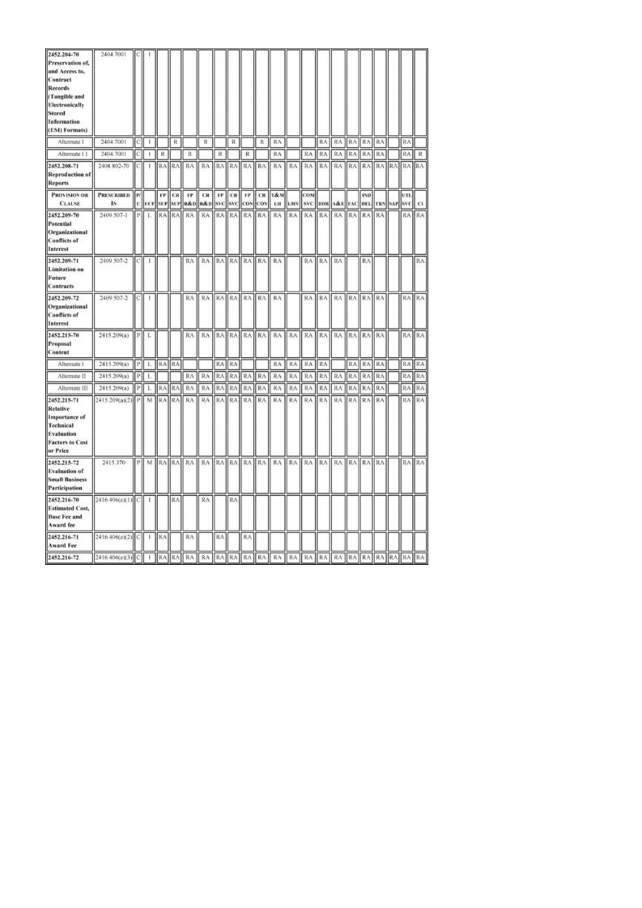| PROVISION OR CLAUSE | PRESCRIBED IN | P/C | UCF | FP SUP | CR SUP | FP R&D | CR R&D | FP SVC | CR SVC | FP CON | CR CON | T&M LH | LMV | COM SVC | DDR | A&E | FAC | IND DEL | TRN | SAP | UTL SVC | CI |
|---|---|---|---|---|---|---|---|---|---|---|---|---|---|---|---|---|---|---|---|---|---|---|
| **2452.204-70 Preservation of, and Access to, Contract Records (Tangible and Electronically Stored Information (ESI) Formats)** | 2404.7001 | C | I | | | | | | | | | | | | | | | | | | | |
| Alternate I | 2404.7001 | C | I | | R | | R | | R | | R | RA | | | RA | RA | RA | RA | RA | | RA | |
| Alternate I I | 2404.7001 | C | I | R | | R | | R | | R | | RA | | RA | RA | RA | RA | RA | RA | | RA | R |
| **2452.208-71 Reproduction of Reports** | 2408.802-70 | C | I | RA | RA | RA | RA | RA | RA | RA | RA | RA | RA | RA | RA | RA | RA | RA | RA | RA | RA | RA |
| **2452.209-70 Potential Organizational Conflicts of Interest** | 2409.507-1 | P | L | RA | RA | RA | RA | RA | RA | RA | RA | RA | RA | RA | RA | RA | RA | RA | RA | | RA | RA |
| **2452.209-71 Limitation on Future Contracts** | 2409.507-2 | C | I | | | RA | RA | RA | RA | RA | RA | RA | | RA | RA | RA | | RA | | | | RA |
| **2452.209-72 Organizational Conflicts of Interest** | 2409.507-2 | C | I | | | RA | RA | RA | RA | RA | RA | RA | | RA | RA | RA | RA | RA | RA | | RA | RA |
| **2452.215-70 Proposal Content** | 2415.209(a) | P | L | | | RA | RA | RA | RA | RA | RA | RA | RA | RA | RA | RA | RA | RA | RA | | RA | RA |
| Alternate I | 2415.209(a) | P | L | RA | RA | | | RA | RA | | | RA | RA | RA | RA | | RA | RA | RA | | RA | RA |
| Alternate II | 2415.209(a) | P | L | | | RA | RA | RA | RA | RA | RA | RA | RA | RA | RA | RA | RA | RA | RA | | RA | RA |
| Alternate III | 2415.209(a) | P | L | RA | RA | RA | RA | RA | RA | RA | RA | RA | RA | RA | RA | RA | RA | RA | RA | | RA | RA |
| **2452.215-71 Relative Importance of Technical Evaluation Factors to Cost or Price** | 2415.209(a)(2) | P | M | RA | RA | RA | RA | RA | RA | RA | RA | RA | RA | RA | RA | RA | RA | RA | RA | | RA | RA |
| **2452.215-72 Evaluation of Small Business Participation** | 2415.370 | P | M | RA | RA | RA | RA | RA | RA | RA | RA | RA | RA | RA | RA | RA | RA | RA | RA | | RA | RA |
| **2452.216-70 Estimated Cost, Base Fee and Award fee** | 2416.406(e)(1) | C | I | | RA | | RA | | RA | | | | | | | | | | | | | |
| **2452.216-71 Award Fee** | 2416.406(e)(2) | C | I | RA | | RA | | RA | | RA | | | | | | | | | | | | |
| **2452.216-72** | 2416.406(e)(3) | C | I | RA | RA | RA | RA | RA | RA | RA | RA | RA | RA | RA | RA | RA | RA | RA | RA | RA | RA | RA |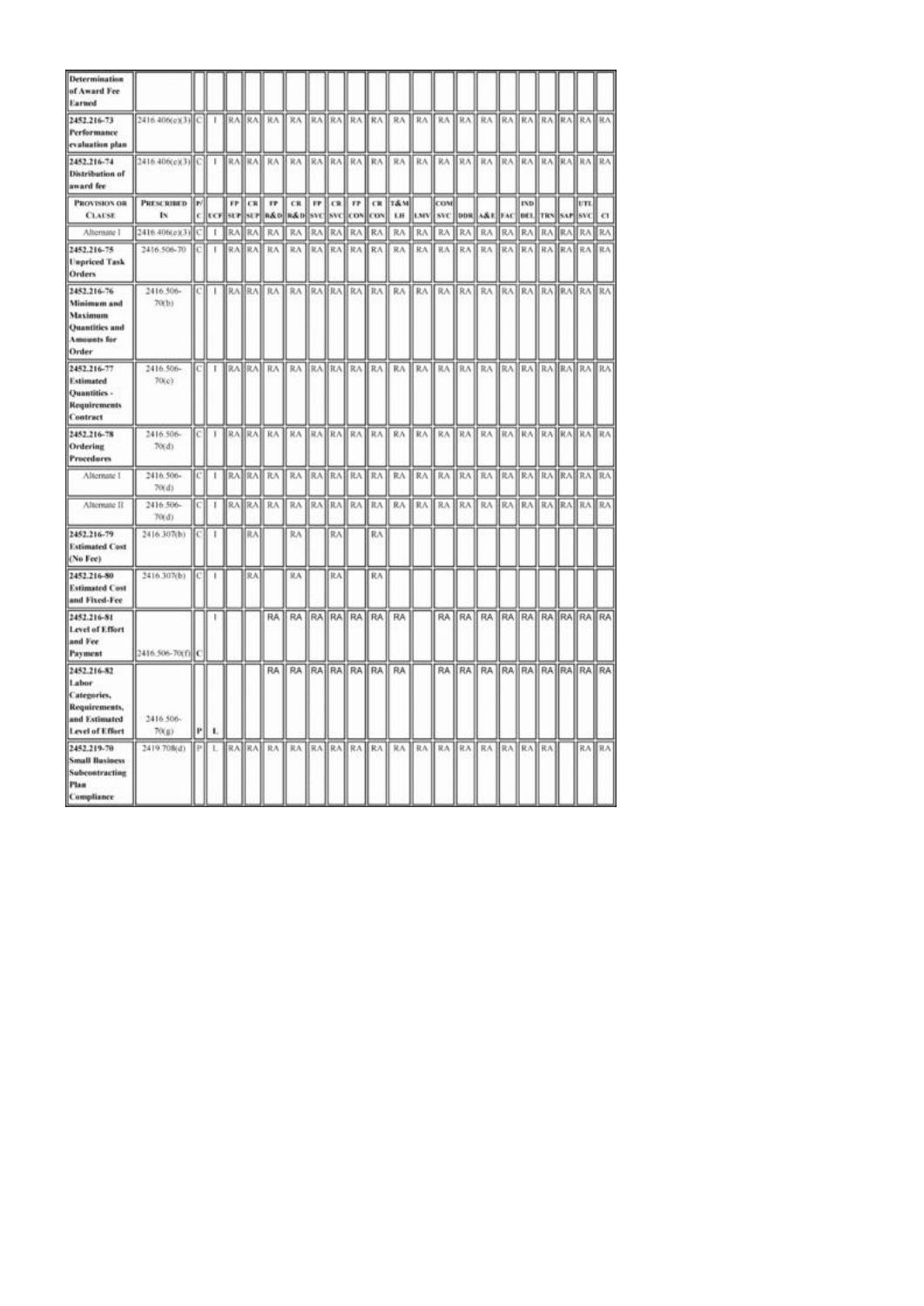| PROVISION OR CLAUSE | PRESCRIBED IN | P/C | UCF | FP SUP | CR SUP | FP R&D | CR R&D | FP SVC | CR SVC | FP CON | CR CON | T&M LH | LMV | COM SVC | DDR | A&E | FAC | IND DEL | TRN | SAP | UTL SVC | CI |
|---|---|---|---|---|---|---|---|---|---|---|---|---|---|---|---|---|---|---|---|---|---|---|
| **Determination of Award Fee Earned** | | | | | | | | | | | | | | | | | | | | | | |
| **2452.216-73 Performance evaluation plan** | 2416.406(e)(3) | C | I | RA | RA | RA | RA | RA | RA | RA | RA | RA | RA | RA | RA | RA | RA | RA | RA | RA | RA | RA |
| **2452.216-74 Distribution of award fee** | 2416.406(e)(3) | C | I | RA | RA | RA | RA | RA | RA | RA | RA | RA | RA | RA | RA | RA | RA | RA | RA | RA | RA | RA |
| Alternate I | 2416.406(e)(3) | C | I | RA | RA | RA | RA | RA | RA | RA | RA | RA | RA | RA | RA | RA | RA | RA | RA | RA | RA | RA |
| **2452.216-75 Unpriced Task Orders** | 2416.506-70 | C | I | RA | RA | RA | RA | RA | RA | RA | RA | RA | RA | RA | RA | RA | RA | RA | RA | RA | RA | RA |
| **2452.216-76 Minimum and Maximum Quantities and Amounts for Order** | 2416.506-70(b) | C | I | RA | RA | RA | RA | RA | RA | RA | RA | RA | RA | RA | RA | RA | RA | RA | RA | RA | RA | RA |
| **2452.216-77 Estimated Quantities - Requirements Contract** | 2416.506-70(c) | C | I | RA | RA | RA | RA | RA | RA | RA | RA | RA | RA | RA | RA | RA | RA | RA | RA | RA | RA | RA |
| **2452.216-78 Ordering Procedures** | 2416.506-70(d) | C | I | RA | RA | RA | RA | RA | RA | RA | RA | RA | RA | RA | RA | RA | RA | RA | RA | RA | RA | RA |
| Alternate I | 2416.506-70(d) | C | I | RA | RA | RA | RA | RA | RA | RA | RA | RA | RA | RA | RA | RA | RA | RA | RA | RA | RA | RA |
| Alternate II | 2416.506-70(d) | C | I | RA | RA | RA | RA | RA | RA | RA | RA | RA | RA | RA | RA | RA | RA | RA | RA | RA | RA | RA |
| **2452.216-79 Estimated Cost (No Fee)** | 2416.307(b) | C | I | | RA | | RA | | RA | | RA | | | | | | | | | | | |
| **2452.216-80 Estimated Cost and Fixed-Fee** | 2416.307(b) | C | I | | RA | | RA | | RA | | RA | | | | | | | | | | | |
| **2452.216-81 Level of Effort and Fee Payment** | 2416.506-70(f) | C | I | | | RA | RA | RA | RA | RA | RA | RA | | RA | RA | RA | RA | RA | RA | RA | RA | RA |
| **2452.216-82 Labor Categories, Requirements, and Estimated Level of Effort** | 2416.506-70(g) | P | L | | | RA | RA | RA | RA | RA | RA | RA | | RA | RA | RA | RA | RA | RA | RA | RA | RA |
| **2452.219-70 Small Business Subcontracting Plan Compliance** | 2419.708(d) | P | L | RA | RA | RA | RA | RA | RA | RA | RA | RA | RA | RA | RA | RA | RA | RA | RA | | RA | RA |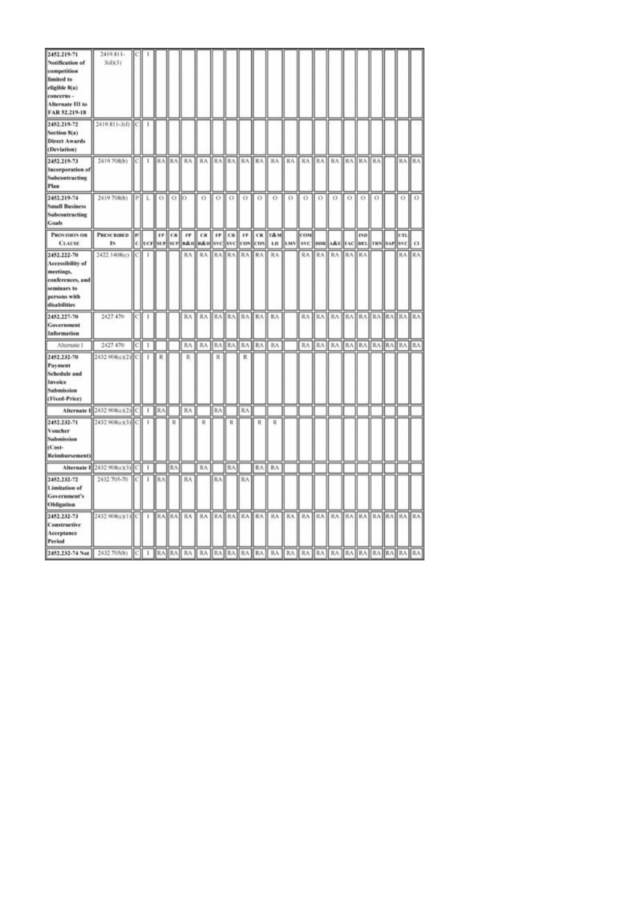| Provision or Clause | Prescribed In | P/C | UCF | FP SUP | CR SUP | FP R&D | CR R&D | FP SVC | CR SVC | FP CON | CR CON | T&M LH | LMV | COM SVC | DDR | A&E | FAC | IND DEL | TRN | SAP | UTL SVC | CI |
|---|---|---|---|---|---|---|---|---|---|---|---|---|---|---|---|---|---|---|---|---|---|---|
| **2452.219-71 Notification of competition limited to eligible 8(a) concerns - Alternate III to FAR 52.219-18** | 2419.811-3(d)(3) | C | I | | | | | | | | | | | | | | | | | | | |
| **2452.219-72 Section 8(a) Direct Awards (Deviation)** | 2419.811-3(f) | C | I | | | | | | | | | | | | | | | | | | | |
| **2452.219-73 Incorporation of Subcontracting Plan** | 2419.708(b) | C | I | RA | RA | RA | RA | RA | RA | RA | RA | RA | RA | RA | RA | RA | RA | RA | RA | | RA | RA |
| **2452.219-74 Small Business Subcontracting Goals** | 2419.708(b) | P | L | O | O | O | O | O | O | O | O | O | O | O | O | O | O | O | O | | O | O |
| **2452.222-70 Accessibility of meetings, conferences, and seminars to persons with disabilities** | 2422.1408(c) | C | I | | | RA | RA | RA | RA | RA | RA | RA | | RA | RA | RA | RA | RA | | | RA | RA |
| **2452.227-70 Government Information** | 2427.470 | C | I | | | RA | RA | RA | RA | RA | RA | RA | | RA | RA | RA | RA | RA | RA | RA | RA | RA |
| Alternate I | 2427.470 | C | I | | | RA | RA | RA | RA | RA | RA | RA | | RA | RA | RA | RA | RA | RA | RA | RA | RA |
| **2452.232-70 Payment Schedule and Invoice Submission (Fixed-Price)** | 2432.908(c)(2) | C | I | R | | R | | R | | R | | | | | | | | | | | | |
| **Alternate I** | 2432.908(c)(2) | C | I | RA | | RA | | RA | | RA | | | | | | | | | | | | |
| **2452.232-71 Voucher Submission (Cost-Reimbursement)** | 2432.908(c)(3) | C | I | | R | | R | | R | | R | R | | | | | | | | | | |
| **Alternate I** | 2432.908(c)(3) | C | I | | RA | | RA | | RA | | RA | RA | | | | | | | | | | |
| **2452.232-72 Limitation of Government's Obligation** | 2432.705-70 | C | I | RA | | RA | | RA | | RA | | | | | | | | | | | | |
| **2452.232-73 Constructive Acceptance Period** | 2432.908(c)(1) | C | I | RA | RA | RA | RA | RA | RA | RA | RA | RA | RA | RA | RA | RA | RA | RA | RA | RA | RA | RA |
| **2452.232-74 Not** | 2432.705(b) | C | I | RA | RA | RA | RA | RA | RA | RA | RA | RA | RA | RA | RA | RA | RA | RA | RA | RA | RA | RA |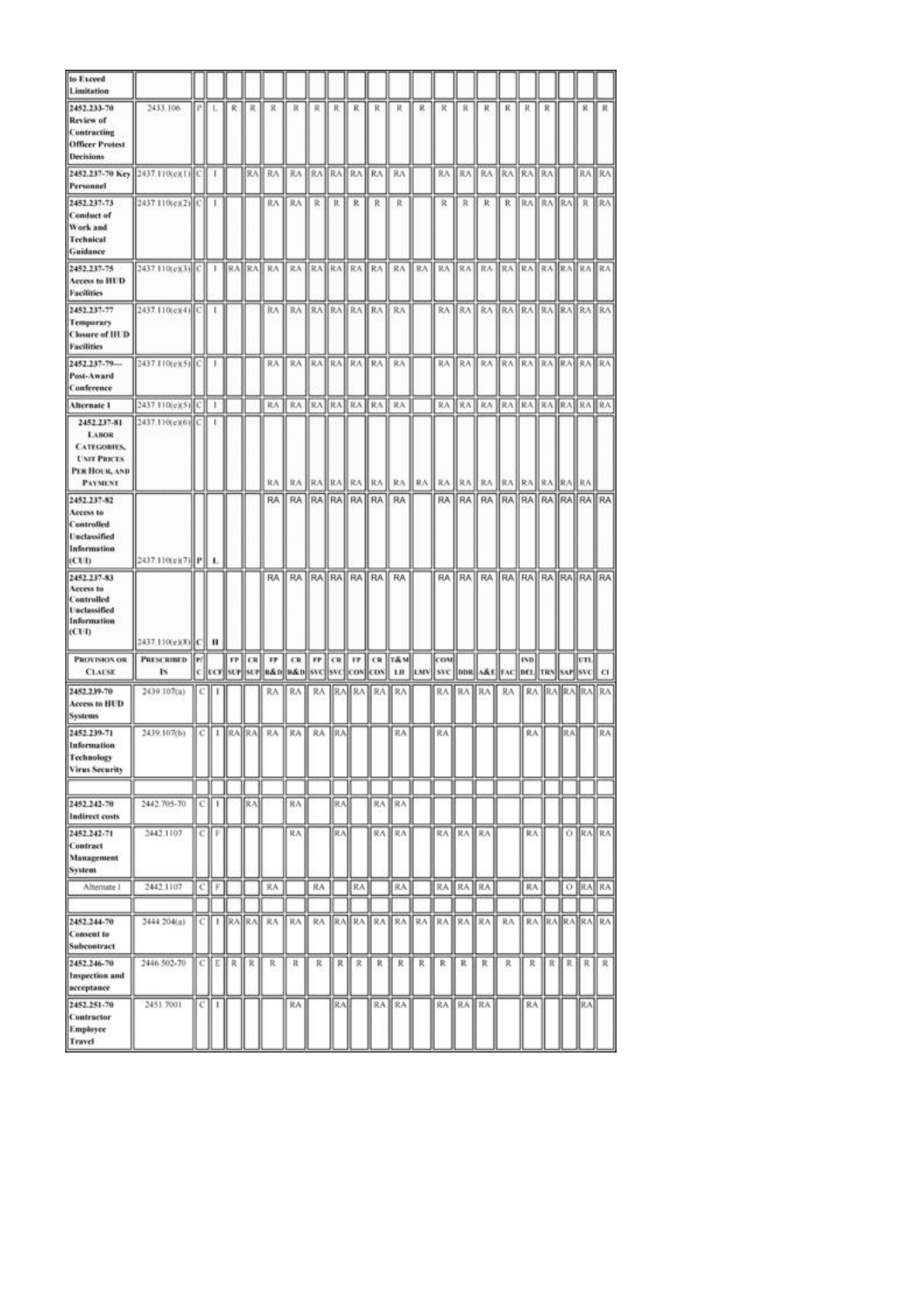| PROVISION OR CLAUSE | PRESCRIBED IN | P/C | UCF | FP SUP | CR SUP | FP R&D | CR R&D | FP SVC | CR SVC | FP CON | CR CON | T&M LH | LMV | COM SVC | DDR | A&E | FAC | IND DEL | TRN | SAP | UTL SVC | CI |
|---|---|---|---|---|---|---|---|---|---|---|---|---|---|---|---|---|---|---|---|---|---|---|
| to Exceed Limitation | | | | | | | | | | | | | | | | | | | | | | |
| **2452.233-70 Review of Contracting Officer Protest Decisions** | 2433.106 | P | L | R | R | R | R | R | R | R | R | R | R | R | R | R | R | R | R | | R | R |
| **2452.237-70 Key Personnel** | 2437.110(e)(1) | C | I | | RA | RA | RA | RA | RA | RA | RA | RA | | RA | RA | RA | RA | RA | RA | | RA | RA |
| **2452.237-73 Conduct of Work and Technical Guidance** | 2437.110(e)(2) | C | I | | | RA | RA | R | R | R | R | R | | R | R | R | R | RA | RA | RA | R | RA |
| **2452.237-75 Access to HUD Facilities** | 2437.110(e)(3) | C | I | RA | RA | RA | RA | RA | RA | RA | RA | RA | RA | RA | RA | RA | RA | RA | RA | RA | RA | RA |
| **2452.237-77 Temporary Closure of HUD Facilities** | 2437.110(e)(4) | C | I | | | RA | RA | RA | RA | RA | RA | RA | | RA | RA | RA | RA | RA | RA | RA | RA | RA |
| **2452.237-79— Post-Award Conference** | 2437.110(e)(5) | C | I | | | RA | RA | RA | RA | RA | RA | RA | | RA | RA | RA | RA | RA | RA | RA | RA | RA |
| **Alternate I** | 2437.110(e)(5) | C | I | | | RA | RA | RA | RA | RA | RA | RA | | RA | RA | RA | RA | RA | RA | RA | RA | RA |
| **2452.237-81 LABOR CATEGORIES, UNIT PRICES PER HOUR, AND PAYMENT** | 2437.110(e)(6) | C | I | | | RA | RA | RA | RA | RA | RA | RA | RA | RA | RA | RA | RA | RA | RA | RA | RA | |
| **2452.237-82 Access to Controlled Unclassified Information (CUI)** | 2437.110(e)(7) | P | L | | | RA | RA | RA | RA | RA | RA | RA | | RA | RA | RA | RA | RA | RA | RA | RA | RA |
| **2452.237-83 Access to Controlled Unclassified Information (CUI)** | 2437.110(e)(8) | C | II | | | RA | RA | RA | RA | RA | RA | RA | | RA | RA | RA | RA | RA | RA | RA | RA | RA |
| **PROVISION OR CLAUSE** | **PRESCRIBED IN** | **P/C** | **UCF** | **FP SUP** | **CR SUP** | **FP R&D** | **CR R&D** | **FP SVC** | **CR SVC** | **FP CON** | **CR CON** | **T&M LH** | **LMV** | **COM SVC** | **DDR** | **A&E** | **FAC** | **IND DEL** | **TRN** | **SAP** | **UTL SVC** | **CI** |
| **2452.239-70 Access to HUD Systems** | 2439.107(a) | C | I | | | RA | RA | RA | RA | RA | RA | RA | | RA | RA | RA | RA | RA | RA | RA | RA | RA |
| **2452.239-71 Information Technology Virus Security** | 2439.107(b) | C | I | RA | RA | RA | RA | RA | RA | | | RA | | RA | | | | RA | | RA | | RA |
| | | | | | | | | | | | | | | | | | | | | | | |
| **2452.242-70 Indirect costs** | 2442.705-70 | C | I | | RA | | RA | | RA | | RA | RA | | | | | | | | | | |
| **2452.242-71 Contract Management System** | 2442.1107 | C | F | | | | RA | | RA | | RA | RA | | RA | RA | RA | | RA | | O | RA | RA |
| Alternate I | 2442.1107 | C | F | | | RA | | RA | | RA | | RA | | RA | RA | RA | | RA | | O | RA | RA |
| | | | | | | | | | | | | | | | | | | | | | | |
| **2452.244-70 Consent to Subcontract** | 2444.204(a) | C | I | RA | RA | RA | RA | RA | RA | RA | RA | RA | RA | RA | RA | RA | RA | RA | RA | RA | RA | RA |
| **2452.246-70 Inspection and acceptance** | 2446.502-70 | C | E | R | R | R | R | R | R | R | R | R | R | R | R | R | R | R | R | R | R | R |
| **2452.251-70 Contractor Employee Travel** | 2451.7001 | C | I | | | | RA | | RA | | RA | RA | | RA | RA | RA | | RA | | | RA | |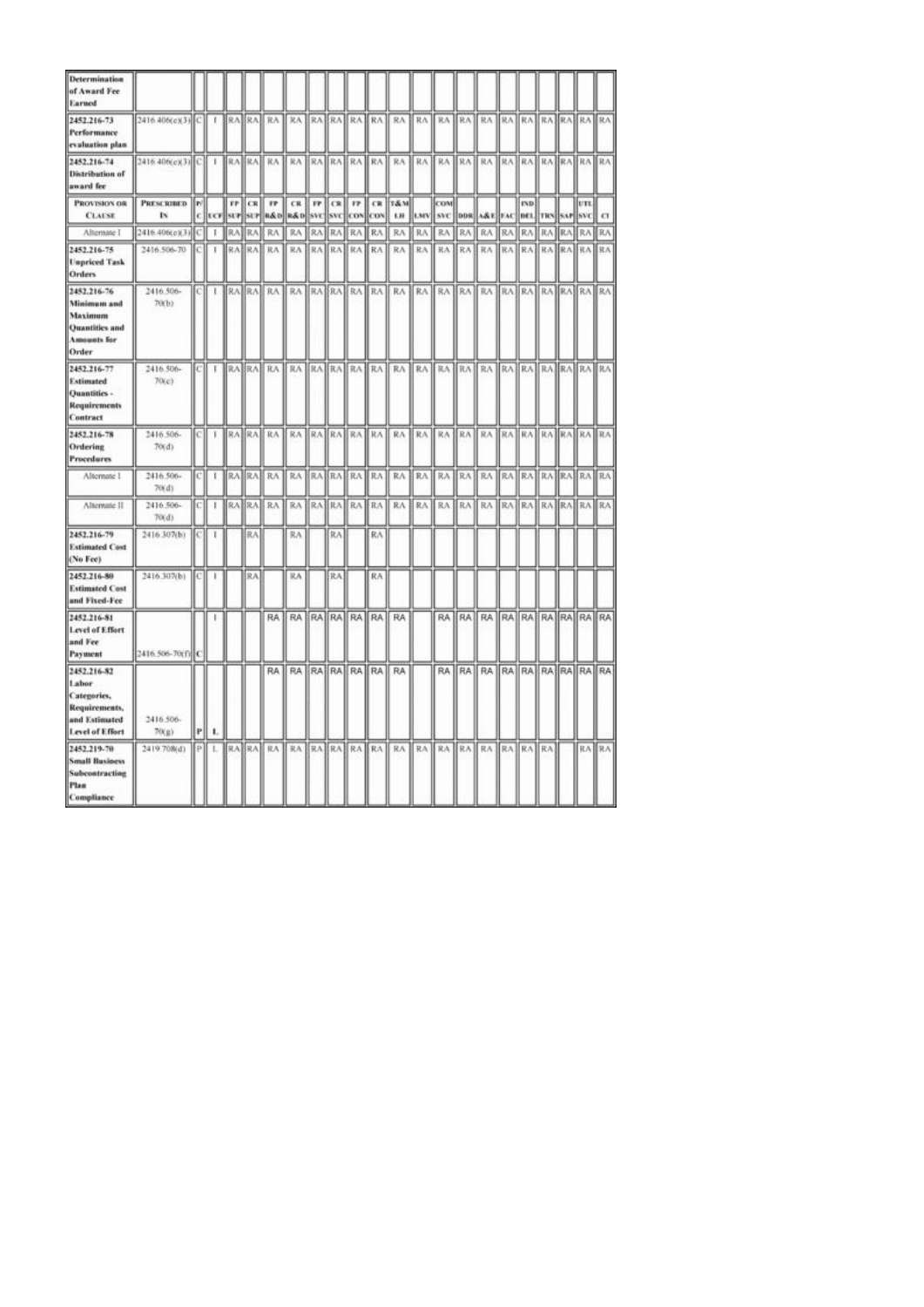| PROVISION OR CLAUSE | PRESCRIBED IN | P/C | UCF | FP SUP | CR SUP | FP R&D | CR R&D | FP SVC | CR SVC | FP CON | CR CON | T&M LH | LMV | COM SVC | DDR | A&E | FAC | IND DEL | TRN | SAP | UTL SVC | CI |
|---|---|---|---|---|---|---|---|---|---|---|---|---|---|---|---|---|---|---|---|---|---|---|
| **Determination of Award Fee Earned** | | | | | | | | | | | | | | | | | | | | | | |
| **2452.216-73 Performance evaluation plan** | 2416.406(e)(3) | C | I | RA | RA | RA | RA | RA | RA | RA | RA | RA | RA | RA | RA | RA | RA | RA | RA | RA | RA | RA |
| **2452.216-74 Distribution of award fee** | 2416.406(e)(3) | C | I | RA | RA | RA | RA | RA | RA | RA | RA | RA | RA | RA | RA | RA | RA | RA | RA | RA | RA | RA |
| Alternate I | 2416.406(e)(3) | C | I | RA | RA | RA | RA | RA | RA | RA | RA | RA | RA | RA | RA | RA | RA | RA | RA | RA | RA | RA |
| **2452.216-75 Unpriced Task Orders** | 2416.506-70 | C | I | RA | RA | RA | RA | RA | RA | RA | RA | RA | RA | RA | RA | RA | RA | RA | RA | RA | RA | RA |
| **2452.216-76 Minimum and Maximum Quantities and Amounts for Order** | 2416.506-70(b) | C | I | RA | RA | RA | RA | RA | RA | RA | RA | RA | RA | RA | RA | RA | RA | RA | RA | RA | RA | RA |
| **2452.216-77 Estimated Quantities - Requirements Contract** | 2416.506-70(c) | C | I | RA | RA | RA | RA | RA | RA | RA | RA | RA | RA | RA | RA | RA | RA | RA | RA | RA | RA | RA |
| **2452.216-78 Ordering Procedures** | 2416.506-70(d) | C | I | RA | RA | RA | RA | RA | RA | RA | RA | RA | RA | RA | RA | RA | RA | RA | RA | RA | RA | RA |
| Alternate I | 2416.506-70(d) | C | I | RA | RA | RA | RA | RA | RA | RA | RA | RA | RA | RA | RA | RA | RA | RA | RA | RA | RA | RA |
| Alternate II | 2416.506-70(d) | C | I | RA | RA | RA | RA | RA | RA | RA | RA | RA | RA | RA | RA | RA | RA | RA | RA | RA | RA | RA |
| **2452.216-79 Estimated Cost (No Fee)** | 2416.307(b) | C | I | | RA | | RA | | RA | | RA | | | | | | | | | | | |
| **2452.216-80 Estimated Cost and Fixed-Fee** | 2416.307(b) | C | I | | RA | | RA | | RA | | RA | | | | | | | | | | | |
| **2452.216-81 Level of Effort and Fee Payment** | 2416.506-70(f) | C | I | | | RA | RA | RA | RA | RA | RA | RA | | RA | RA | RA | RA | RA | RA | RA | RA | RA |
| **2452.216-82 Labor Categories, Requirements, and Estimated Level of Effort** | 2416.506-70(g) | P | L | | | RA | RA | RA | RA | RA | RA | RA | | RA | RA | RA | RA | RA | RA | RA | RA | RA |
| **2452.219-70 Small Business Subcontracting Plan Compliance** | 2419.708(d) | P | L | RA | RA | RA | RA | RA | RA | RA | RA | RA | RA | RA | RA | RA | RA | RA | RA | | RA | RA |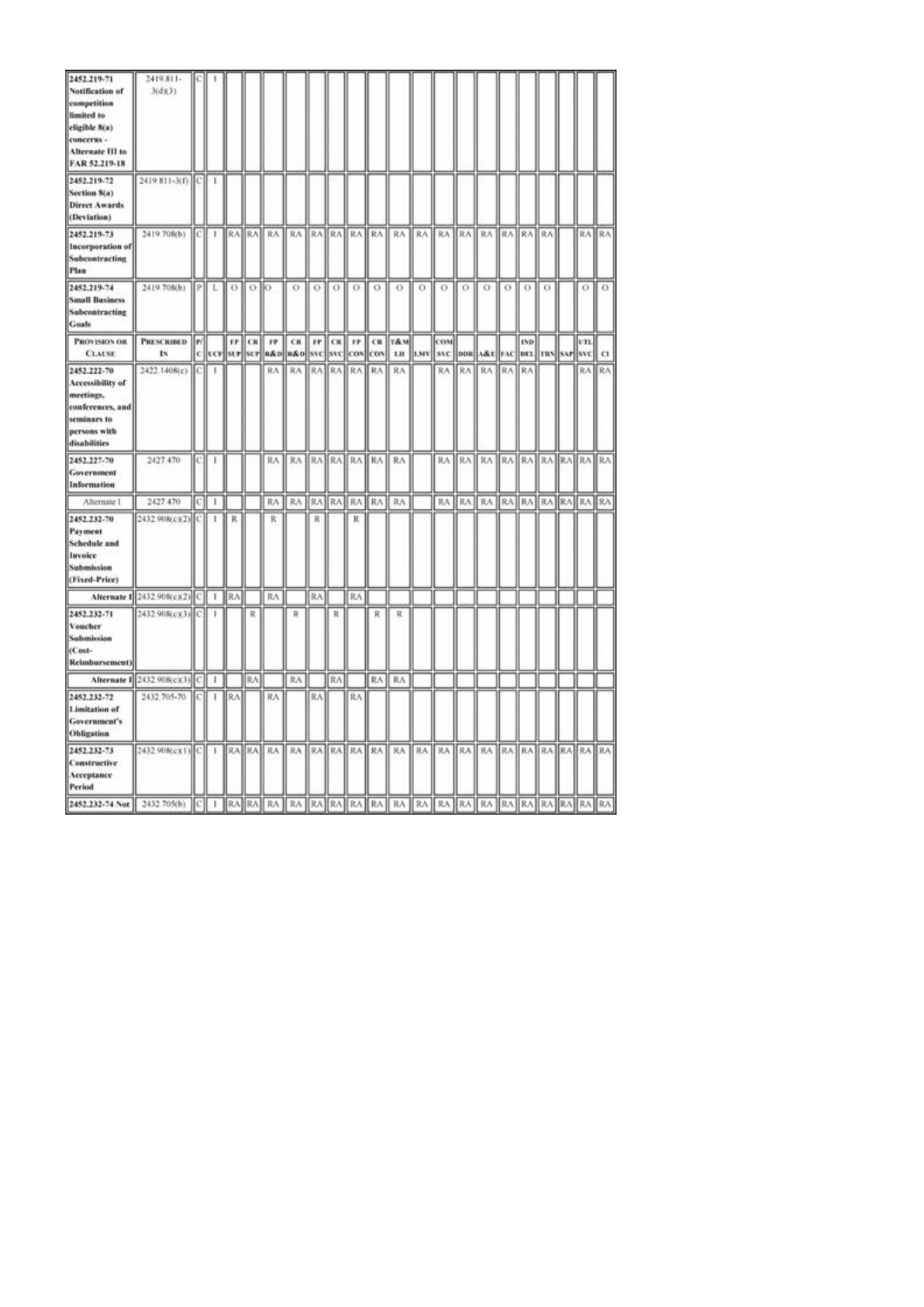| PROVISION OR CLAUSE | PRESCRIBED IN | P/C | UCF | FP SUP | CR SUP | FP R&D | CR R&D | FP SVC | CR SVC | FP CON | CR CON | T&M LH | LMV | COM SVC | DDR | A&E | FAC | IND DEL | TRN | SAP | UTL SVC | CI |
|---|---|---|---|---|---|---|---|---|---|---|---|---|---|---|---|---|---|---|---|---|---|---|
| **2452.219-71 Notification of competition limited to eligible 8(a) concerns - Alternate III to FAR 52.219-18** | 2419.811-3(d)(3) | C | I | | | | | | | | | | | | | | | | | | | |
| **2452.219-72 Section 8(a) Direct Awards (Deviation)** | 2419.811-3(f) | C | I | | | | | | | | | | | | | | | | | | | |
| **2452.219-73 Incorporation of Subcontracting Plan** | 2419.708(b) | C | I | RA | RA | RA | RA | RA | RA | RA | RA | RA | RA | RA | RA | RA | RA | RA | RA | | RA | RA |
| **2452.219-74 Small Business Subcontracting Goals** | 2419.708(b) | P | L | O | O | O | O | O | O | O | O | O | O | O | O | O | O | O | O | | O | O |
| **2452.222-70 Accessibility of meetings, conferences, and seminars to persons with disabilities** | 2422.1408(c) | C | I | | | RA | RA | RA | RA | RA | RA | RA | | RA | RA | RA | RA | RA | | | RA | RA |
| **2452.227-70 Government Information** | 2427.470 | C | I | | | RA | RA | RA | RA | RA | RA | RA | | RA | RA | RA | RA | RA | RA | RA | RA | RA |
| Alternate I | 2427.470 | C | I | | | RA | RA | RA | RA | RA | RA | RA | | RA | RA | RA | RA | RA | RA | RA | RA | RA |
| **2452.232-70 Payment Schedule and Invoice Submission (Fixed-Price)** | 2432.908(c)(2) | C | I | R | | R | | R | | R | | | | | | | | | | | | |
| **Alternate I** | 2432.908(c)(2) | C | I | RA | | RA | | RA | | RA | | | | | | | | | | | | |
| **2452.232-71 Voucher Submission (Cost-Reimbursement)** | 2432.908(c)(3) | C | I | | R | | R | | R | | R | R | | | | | | | | | | |
| **Alternate I** | 2432.908(c)(3) | C | I | | RA | | RA | | RA | | RA | RA | | | | | | | | | | |
| **2452.232-72 Limitation of Government's Obligation** | 2432.705-70 | C | I | RA | | RA | | RA | | RA | | | | | | | | | | | | |
| **2452.232-73 Constructive Acceptance Period** | 2432.908(c)(1) | C | I | RA | RA | RA | RA | RA | RA | RA | RA | RA | RA | RA | RA | RA | RA | RA | RA | RA | RA | RA |
| **2452.232-74 Not** | 2432.705(b) | C | I | RA | RA | RA | RA | RA | RA | RA | RA | RA | RA | RA | RA | RA | RA | RA | RA | RA | RA | RA |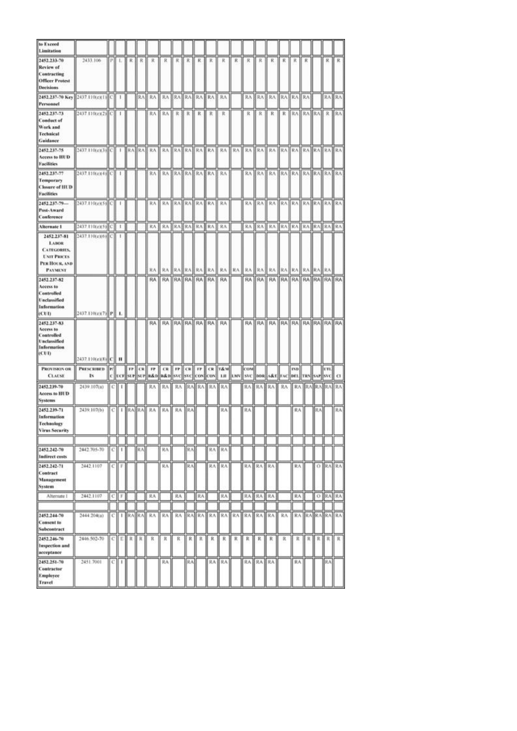| PROVISION OR CLAUSE | PRESCRIBED IN | P/C | UCF | FP SUP | CR SUP | FP R&D | CR R&D | FP SVC | CR SVC | FP CON | CR CON | T&M LH | LMV | COM SVC | DDR | A&E | FAC | IND DEL | TRN | SAP | UTL SVC | CI |
|---|---|---|---|---|---|---|---|---|---|---|---|---|---|---|---|---|---|---|---|---|---|---|
| to Exceed Limitation | | | | | | | | | | | | | | | | | | | | | | |
| 2452.233-70 Review of Contracting Officer Protest Decisions | 2433.106 | P | L | R | R | R | R | R | R | R | R | R | R | R | R | R | R | R | R | | R | R |
| 2452.237-70 Key Personnel | 2437.110(e)(1) | C | I | | RA | RA | RA | RA | RA | RA | RA | RA | | RA | RA | RA | RA | RA | RA | | RA | RA |
| 2452.237-73 Conduct of Work and Technical Guidance | 2437.110(e)(2) | C | I | | | RA | RA | R | R | R | R | R | | R | R | R | R | RA | RA | RA | R | RA |
| 2452.237-75 Access to HUD Facilities | 2437.110(e)(3) | C | I | RA | RA | RA | RA | RA | RA | RA | RA | RA | RA | RA | RA | RA | RA | RA | RA | RA | RA | RA |
| 2452.237-77 Temporary Closure of HUD Facilities | 2437.110(e)(4) | C | I | | | RA | RA | RA | RA | RA | RA | RA | | RA | RA | RA | RA | RA | RA | RA | RA | RA |
| 2452.237-79— Post-Award Conference | 2437.110(e)(5) | C | I | | | RA | RA | RA | RA | RA | RA | RA | | RA | RA | RA | RA | RA | RA | RA | RA | RA |
| Alternate I | 2437.110(e)(5) | C | I | | | RA | RA | RA | RA | RA | RA | RA | | RA | RA | RA | RA | RA | RA | RA | RA | RA |
| 2452.237-81 LABOR CATEGORIES, UNIT PRICES PER HOUR, AND PAYMENT | 2437.110(e)(6) | C | I | | | RA | RA | RA | RA | RA | RA | RA | RA | RA | RA | RA | RA | RA | RA | RA | RA | |
| 2452.237-82 Access to Controlled Unclassified Information (CUI) | 2437.110(e)(7) | P | L | | | RA | RA | RA | RA | RA | RA | RA | | RA | RA | RA | RA | RA | RA | RA | RA | RA |
| 2452.237-83 Access to Controlled Unclassified Information (CUI) | 2437.110(e)(8) | C | H | | | RA | RA | RA | RA | RA | RA | RA | | RA | RA | RA | RA | RA | RA | RA | RA | RA |
| PROVISION OR CLAUSE | PRESCRIBED IN | P/C | UCF | FP SUP | CR SUP | FP R&D | CR R&D | FP SVC | CR SVC | FP CON | CR CON | T&M LH | LMV | COM SVC | DDR | A&E | FAC | IND DEL | TRN | SAP | UTL SVC | CI |
| 2452.239-70 Access to HUD Systems | 2439.107(a) | C | I | | | RA | RA | RA | RA | RA | RA | RA | | RA | RA | RA | RA | RA | RA | RA | RA | RA |
| 2452.239-71 Information Technology Virus Security | 2439.107(b) | C | I | RA | RA | RA | RA | RA | RA | | | RA | | RA | | | | RA | | RA | | RA |
| | | | | | | | | | | | | | | | | | | | | | | |
| 2452.242-70 Indirect costs | 2442.705-70 | C | I | | RA | | RA | | RA | | RA | RA | | | | | | | | | | |
| 2452.242-71 Contract Management System | 2442.1107 | C | F | | | | RA | | RA | | RA | RA | | RA | RA | RA | | RA | | O | RA | RA |
| Alternate I | 2442.1107 | C | F | | | RA | | RA | | RA | | RA | | RA | RA | RA | | RA | | O | RA | RA |
| | | | | | | | | | | | | | | | | | | | | | | |
| 2452.244-70 Consent to Subcontract | 2444.204(a) | C | I | RA | RA | RA | RA | RA | RA | RA | RA | RA | RA | RA | RA | RA | RA | RA | RA | RA | RA | RA |
| 2452.246-70 Inspection and acceptance | 2446.502-70 | C | E | R | R | R | R | R | R | R | R | R | R | R | R | R | R | R | R | R | R | R |
| 2452.251-70 Contractor Employee Travel | 2451.7001 | C | I | | | | RA | | RA | | RA | RA | | RA | RA | RA | | RA | | | RA | |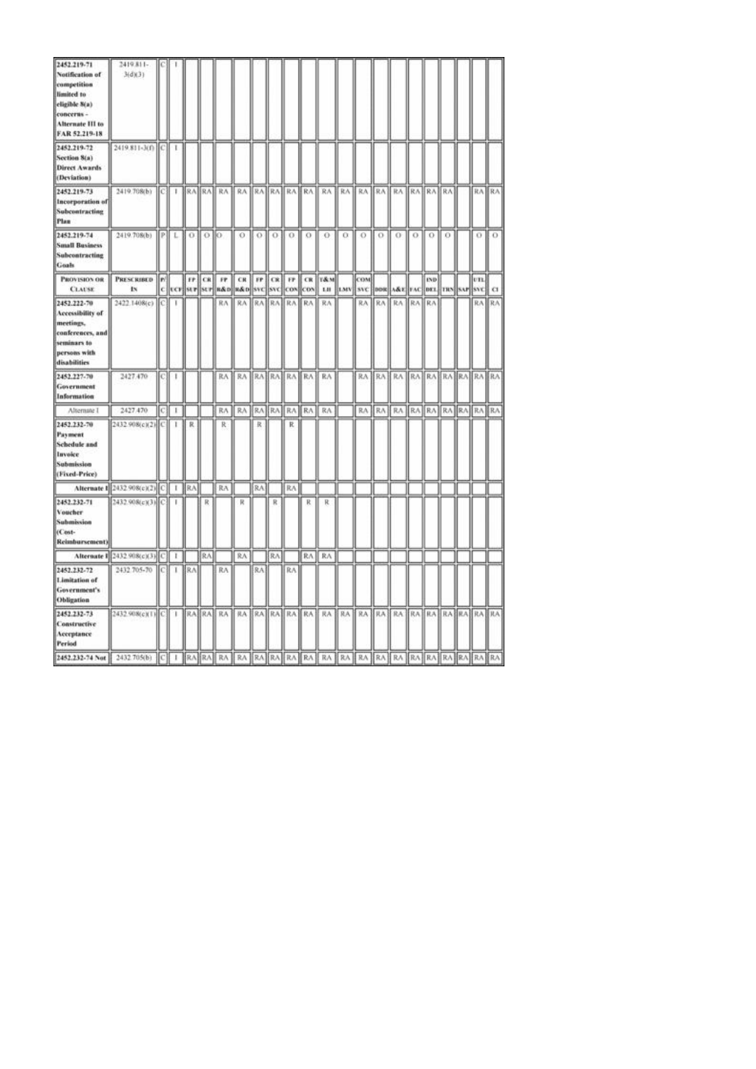| PROVISION OR CLAUSE | PRESCRIBED IN | P/C | UCF | FP SUP | CR SUP | FP R&D | CR R&D | FP SVC | CR SVC | FP CON | CR CON | T&M LH | LMV | COM SVC | DDR | A&E | FAC | IND DEL | TRN | SAP | UTL SVC | CI |
|---|---|---|---|---|---|---|---|---|---|---|---|---|---|---|---|---|---|---|---|---|---|---|
| **2452.219-71 Notification of competition limited to eligible 8(a) concerns - Alternate III to FAR 52.219-18** | 2419.811-3(d)(3) | C | I | | | | | | | | | | | | | | | | | | | |
| **2452.219-72 Section 8(a) Direct Awards (Deviation)** | 2419.811-3(f) | C | I | | | | | | | | | | | | | | | | | | | |
| **2452.219-73 Incorporation of Subcontracting Plan** | 2419.708(b) | C | I | RA | RA | RA | RA | RA | RA | RA | RA | RA | RA | RA | RA | RA | RA | RA | RA | | RA | RA |
| **2452.219-74 Small Business Subcontracting Goals** | 2419.708(b) | P | L | O | O | O | O | O | O | O | O | O | O | O | O | O | O | O | O | | O | O |
| **2452.222-70 Accessibility of meetings, conferences, and seminars to persons with disabilities** | 2422.1408(c) | C | I | | | RA | RA | RA | RA | RA | RA | RA | | RA | RA | RA | RA | RA | | | RA | RA |
| **2452.227-70 Government Information** | 2427.470 | C | I | | | RA | RA | RA | RA | RA | RA | RA | | RA | RA | RA | RA | RA | RA | RA | RA | RA |
| Alternate I | 2427.470 | C | I | | | RA | RA | RA | RA | RA | RA | RA | | RA | RA | RA | RA | RA | RA | RA | RA | RA |
| **2452.232-70 Payment Schedule and Invoice Submission (Fixed-Price)** | 2432.908(c)(2) | C | I | R | | R | | R | | R | | | | | | | | | | | | |
| **Alternate I** | 2432.908(c)(2) | C | I | RA | | RA | | RA | | RA | | | | | | | | | | | | |
| **2452.232-71 Voucher Submission (Cost-Reimbursement)** | 2432.908(c)(3) | C | I | | R | | R | | R | | R | R | | | | | | | | | | |
| **Alternate I** | 2432.908(c)(3) | C | I | | RA | | RA | | RA | | RA | RA | | | | | | | | | | |
| **2452.232-72 Limitation of Government's Obligation** | 2432.705-70 | C | I | RA | | RA | | RA | | RA | | | | | | | | | | | | |
| **2452.232-73 Constructive Acceptance Period** | 2432.908(c)(1) | C | I | RA | RA | RA | RA | RA | RA | RA | RA | RA | RA | RA | RA | RA | RA | RA | RA | RA | RA | RA |
| **2452.232-74 Not** | 2432.705(b) | C | I | RA | RA | RA | RA | RA | RA | RA | RA | RA | RA | RA | RA | RA | RA | RA | RA | RA | RA | RA |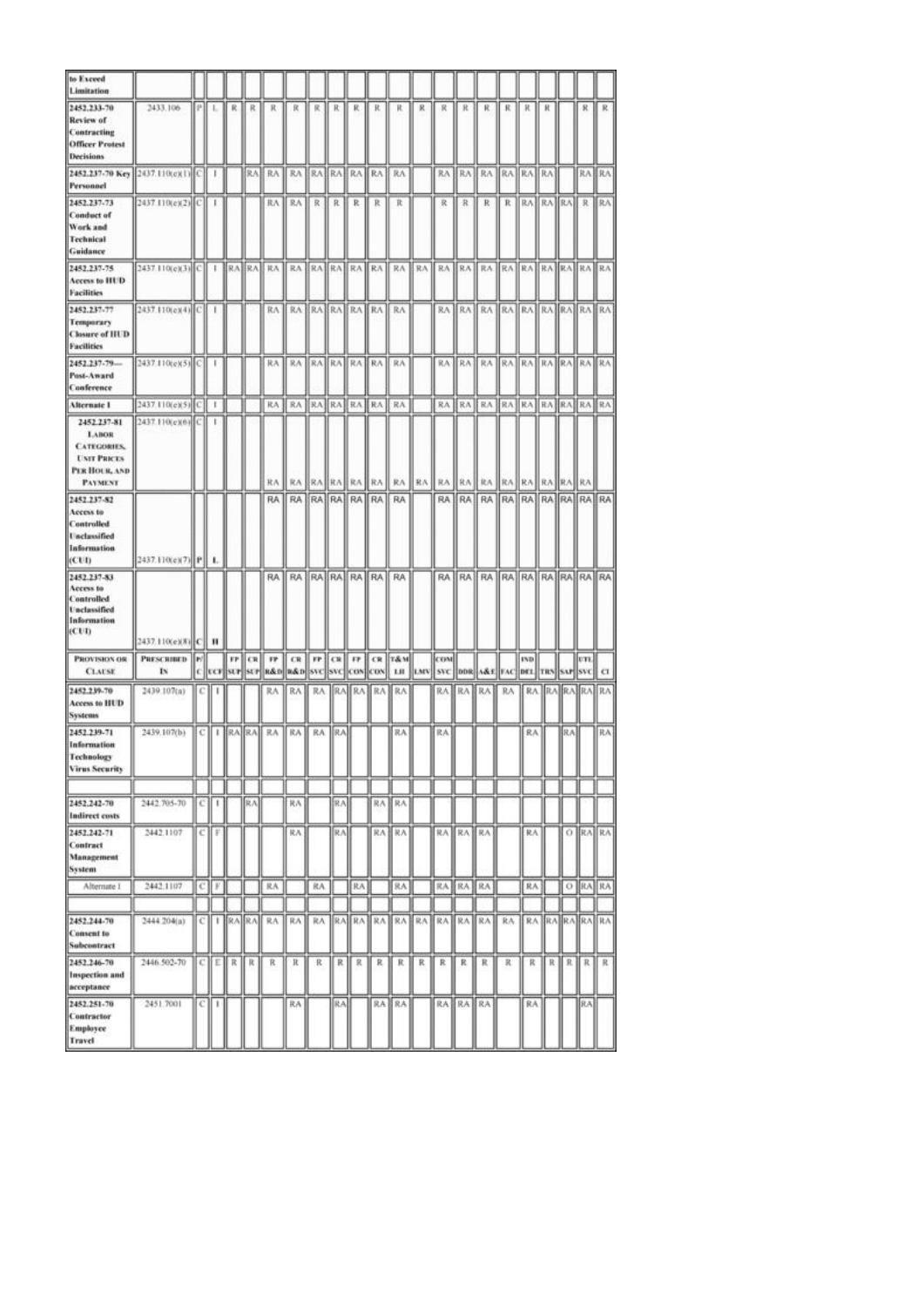| Provision or Clause | Prescribed In | P/C | UCF | FP SUP | CR SUP | FP R&D | CR R&D | FP SVC | CR SVC | FP CON | CR CON | T&M LH | LMV | COM SVC | DDR | A&E | FAC | IND DEL | TRN | SAP | UTL SVC | CI |
|---|---|---|---|---|---|---|---|---|---|---|---|---|---|---|---|---|---|---|---|---|---|---|
| to Exceed Limitation | | | | | | | | | | | | | | | | | | | | | | |
| **2452.233-70 Review of Contracting Officer Protest Decisions** | 2433.106 | P | L | R | R | R | R | R | R | R | R | R | R | R | R | R | R | R | R | | R | R |
| **2452.237-70 Key Personnel** | 2437.110(e)(1) | C | I | | RA | RA | RA | RA | RA | RA | RA | RA | | RA | RA | RA | RA | RA | RA | | RA | RA |
| **2452.237-73 Conduct of Work and Technical Guidance** | 2437.110(e)(2) | C | I | | | RA | RA | R | R | R | R | R | | R | R | R | R | RA | RA | RA | R | RA |
| **2452.237-75 Access to HUD Facilities** | 2437.110(e)(3) | C | I | RA | RA | RA | RA | RA | RA | RA | RA | RA | RA | RA | RA | RA | RA | RA | RA | RA | RA | RA |
| **2452.237-77 Temporary Closure of HUD Facilities** | 2437.110(e)(4) | C | I | | | RA | RA | RA | RA | RA | RA | RA | | RA | RA | RA | RA | RA | RA | RA | RA | RA |
| **2452.237-79— Post-Award Conference** | 2437.110(e)(5) | C | I | | | RA | RA | RA | RA | RA | RA | RA | | RA | RA | RA | RA | RA | RA | RA | RA | RA |
| **Alternate I** | 2437.110(e)(5) | C | I | | | RA | RA | RA | RA | RA | RA | RA | | RA | RA | RA | RA | RA | RA | RA | RA | RA |
| **2452.237-81 Labor Categories, Unit Prices Per Hour, and Payment** | 2437.110(e)(6) | C | I | | | RA | RA | RA | RA | RA | RA | RA | RA | RA | RA | RA | RA | RA | RA | RA | RA | |
| **2452.237-82 Access to Controlled Unclassified Information (CUI)** | 2437.110(e)(7) | P | L | | | RA | RA | RA | RA | RA | RA | RA | | RA | RA | RA | RA | RA | RA | RA | RA | RA |
| **2452.237-83 Access to Controlled Unclassified Information (CUI)** | 2437.110(e)(8) | C | II | | | RA | RA | RA | RA | RA | RA | RA | | RA | RA | RA | RA | RA | RA | RA | RA | RA |
| **Provision or Clause** | **Prescribed In** | **P/C** | **UCF** | **FP SUP** | **CR SUP** | **FP R&D** | **CR R&D** | **FP SVC** | **CR SVC** | **FP CON** | **CR CON** | **T&M LH** | **LMV** | **COM SVC** | **DDR** | **A&E** | **FAC** | **IND DEL** | **TRN** | **SAP** | **UTL SVC** | **CI** |
| **2452.239-70 Access to HUD Systems** | 2439.107(a) | C | I | | | RA | RA | RA | RA | RA | RA | RA | | RA | RA | RA | RA | RA | RA | RA | RA | RA |
| **2452.239-71 Information Technology Virus Security** | 2439.107(b) | C | I | RA | RA | RA | RA | RA | RA | | | RA | | RA | | | | RA | | RA | | RA |
| | | | | | | | | | | | | | | | | | | | | | | |
| **2452.242-70 Indirect costs** | 2442.705-70 | C | I | | RA | | RA | | RA | | RA | RA | | | | | | | | | | |
| **2452.242-71 Contract Management System** | 2442.1107 | C | F | | | | RA | | RA | | RA | RA | | RA | RA | RA | | RA | | O | RA | RA |
| Alternate I | 2442.1107 | C | F | | | RA | | RA | | RA | | RA | | RA | RA | RA | | RA | | O | RA | RA |
| | | | | | | | | | | | | | | | | | | | | | | |
| **2452.244-70 Consent to Subcontract** | 2444.204(a) | C | I | RA | RA | RA | RA | RA | RA | RA | RA | RA | RA | RA | RA | RA | RA | RA | RA | RA | RA | RA |
| **2452.246-70 Inspection and acceptance** | 2446.502-70 | C | E | R | R | R | R | R | R | R | R | R | R | R | R | R | R | R | R | R | R | R |
| **2452.251-70 Contractor Employee Travel** | 2451.7001 | C | I | | | | RA | | RA | | RA | RA | | RA | RA | RA | | RA | | | RA | |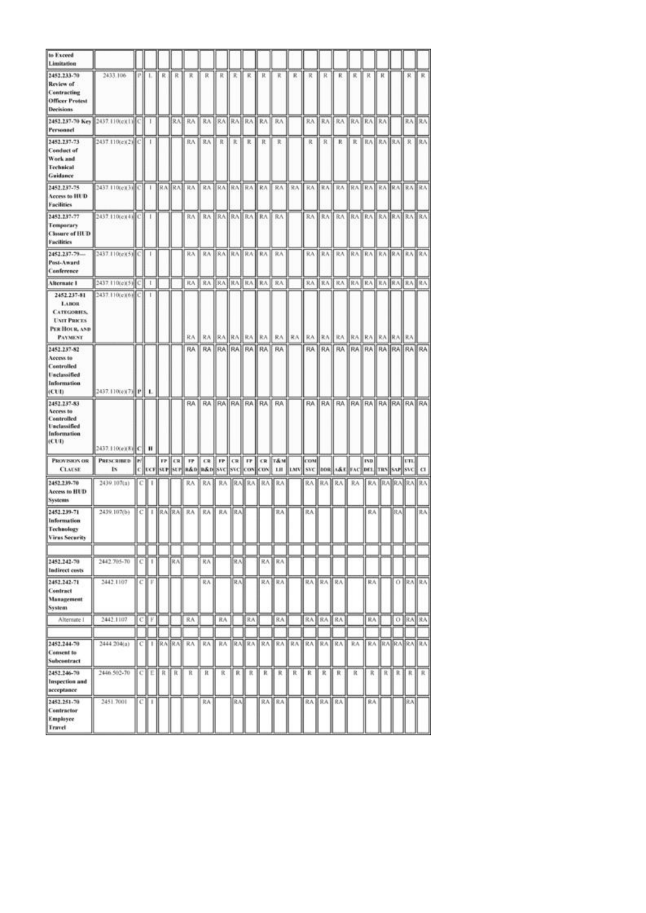| Provision or Clause | Prescribed In | P/C | UCF | FP SUP | CR SUP | FP R&D | CR R&D | FP SVC | CR SVC | FP CON | CR CON | T&M LH | LMV | COM SVC | DDR | A&E | FAC | IND DEL | TRN | SAP | UTL SVC | CI |
|---|---|---|---|---|---|---|---|---|---|---|---|---|---|---|---|---|---|---|---|---|---|---|
| to Exceed Limitation | | | | | | | | | | | | | | | | | | | | | | |
| **2452.233-70 Review of Contracting Officer Protest Decisions** | 2433.106 | P | L | R | R | R | R | R | R | R | R | R | R | R | R | R | R | R | R | | R | R |
| **2452.237-70 Key Personnel** | 2437.110(e)(1) | C | I | | RA | RA | RA | RA | RA | RA | RA | RA | | RA | RA | RA | RA | RA | RA | | RA | RA |
| **2452.237-73 Conduct of Work and Technical Guidance** | 2437.110(e)(2) | C | I | | | RA | RA | R | R | R | R | R | | R | R | R | R | RA | RA | RA | R | RA |
| **2452.237-75 Access to HUD Facilities** | 2437.110(e)(3) | C | I | RA | RA | RA | RA | RA | RA | RA | RA | RA | RA | RA | RA | RA | RA | RA | RA | RA | RA | RA |
| **2452.237-77 Temporary Closure of HUD Facilities** | 2437.110(e)(4) | C | I | | | RA | RA | RA | RA | RA | RA | RA | | RA | RA | RA | RA | RA | RA | RA | RA | RA |
| **2452.237-79— Post-Award Conference** | 2437.110(e)(5) | C | I | | | RA | RA | RA | RA | RA | RA | RA | | RA | RA | RA | RA | RA | RA | RA | RA | RA |
| **Alternate I** | 2437.110(e)(5) | C | I | | | RA | RA | RA | RA | RA | RA | RA | | RA | RA | RA | RA | RA | RA | RA | RA | RA |
| **2452.237-81 Labor Categories, Unit Prices Per Hour, and Payment** | 2437.110(e)(6) | C | I | | | RA | RA | RA | RA | RA | RA | RA | RA | RA | RA | RA | RA | RA | RA | RA | RA | |
| **2452.237-82 Access to Controlled Unclassified Information (CUI)** | 2437.110(e)(7) | P | L | | | RA | RA | RA | RA | RA | RA | RA | | RA | RA | RA | RA | RA | RA | RA | RA | RA |
| **2452.237-83 Access to Controlled Unclassified Information (CUI)** | 2437.110(e)(8) | C | H | | | RA | RA | RA | RA | RA | RA | RA | | RA | RA | RA | RA | RA | RA | RA | RA | RA |
| **Provision or Clause** | **Prescribed In** | **P/C** | **UCF** | **FP SUP** | **CR SUP** | **FP R&D** | **CR R&D** | **FP SVC** | **CR SVC** | **FP CON** | **CR CON** | **T&M LH** | **LMV** | **COM SVC** | **DDR** | **A&E** | **FAC** | **IND DEL** | **TRN** | **SAP** | **UTL SVC** | **CI** |
| **2452.239-70 Access to HUD Systems** | 2439.107(a) | C | I | | | RA | RA | RA | RA | RA | RA | RA | | RA | RA | RA | RA | RA | RA | RA | RA | RA |
| **2452.239-71 Information Technology Virus Security** | 2439.107(b) | C | I | RA | RA | RA | RA | RA | RA | | | RA | | RA | | | | RA | | RA | | RA |
| | | | | | | | | | | | | | | | | | | | | | | |
| **2452.242-70 Indirect costs** | 2442.705-70 | C | I | | RA | | RA | | RA | | RA | RA | | | | | | | | | | |
| **2452.242-71 Contract Management System** | 2442.1107 | C | F | | | | RA | | RA | | RA | RA | | RA | RA | RA | | RA | | O | RA | RA |
| Alternate I | 2442.1107 | C | F | | | RA | | RA | | RA | | RA | | RA | RA | RA | | RA | | O | RA | RA |
| | | | | | | | | | | | | | | | | | | | | | | |
| **2452.244-70 Consent to Subcontract** | 2444.204(a) | C | I | RA | RA | RA | RA | RA | RA | RA | RA | RA | RA | RA | RA | RA | RA | RA | RA | RA | RA | RA |
| **2452.246-70 Inspection and acceptance** | 2446.502-70 | C | E | R | R | R | R | R | R | R | R | R | R | R | R | R | R | R | R | R | R | R |
| **2452.251-70 Contractor Employee Travel** | 2451.7001 | C | I | | | | RA | | RA | | RA | RA | | RA | RA | RA | | RA | | | RA | |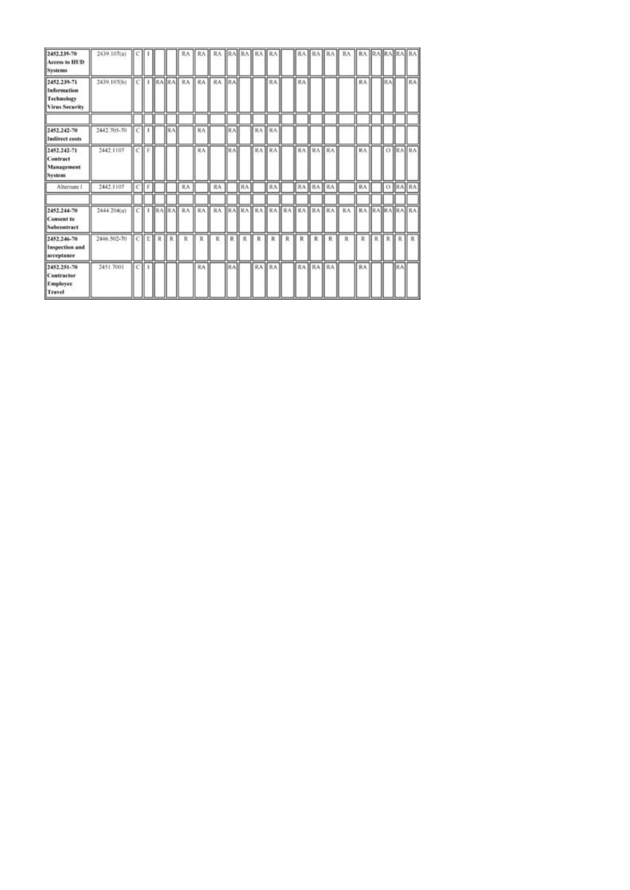| | | | | | | | | | | | | | | | | | | | | | | |
|---|---|---|---|---|---|---|---|---|---|---|---|---|---|---|---|---|---|---|---|---|---|---|
| **2452.239-70 Access to HUD Systems** | 2439.107(a) | C | I | | | RA | RA | RA | RA | RA | RA | RA | | RA | RA | RA | RA | RA | RA | RA | RA | RA |
| **2452.239-71 Information Technology Virus Security** | 2439.107(b) | C | I | RA | RA | RA | RA | RA | RA | | | RA | | RA | | | | RA | | RA | | RA |
| | | | | | | | | | | | | | | | | | | | | | | |
| **2452.242-70 Indirect costs** | 2442.705-70 | C | I | | RA | | RA | | RA | | RA | RA | | | | | | | | | | |
| **2452.242-71 Contract Management System** | 2442.1107 | C | F | | | | RA | | RA | | RA | RA | | RA | RA | RA | | RA | | O | RA | RA |
| Alternate I | 2442.1107 | C | F | | | RA | | RA | | RA | | RA | | RA | RA | RA | | RA | | O | RA | RA |
| | | | | | | | | | | | | | | | | | | | | | | |
| **2452.244-70 Consent to Subcontract** | 2444.204(a) | C | I | RA | RA | RA | RA | RA | RA | RA | RA | RA | RA | RA | RA | RA | RA | RA | RA | RA | RA | RA |
| **2452.246-70 Inspection and acceptance** | 2446.502-70 | C | E | R | R | R | R | R | R | R | R | R | R | R | R | R | R | R | R | R | R | R |
| **2452.251-70 Contractor Employee Travel** | 2451.7001 | C | I | | | | RA | | RA | | RA | RA | | RA | RA | RA | | RA | | | RA | |